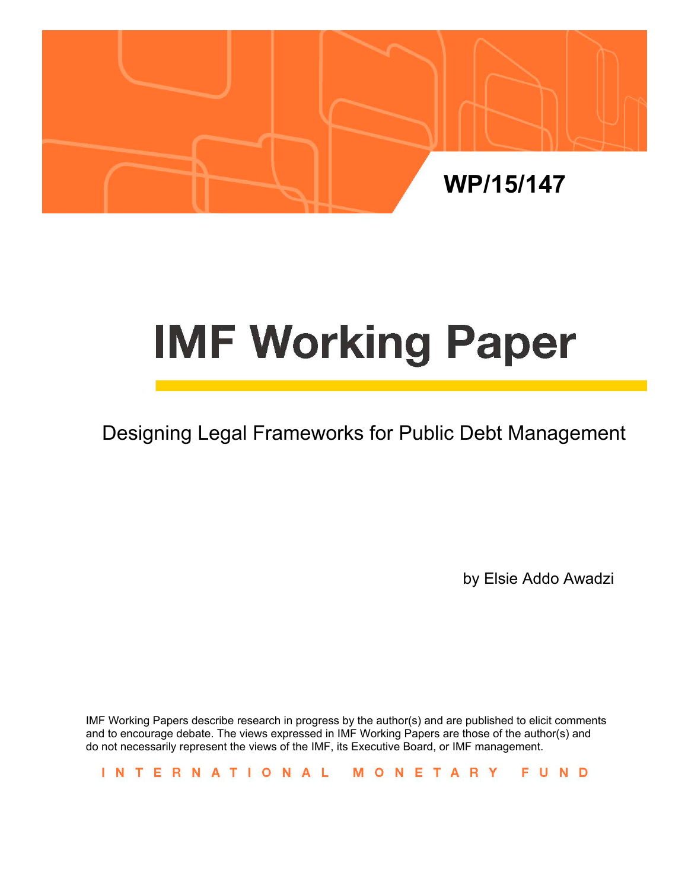WP/15/147

# IMF Working Paper

## Designing Legal Frameworks for Public Debt Management

by Elsie Addo Awadzi

IMF Working Papers describe research in progress by the author(s) and are published to elicit comments and to encourage debate. The views expressed in IMF Working Papers are those of the author(s) and do not necessarily represent the views of the IMF, its Executive Board, or IMF management.

INTERNATIONAL MONETARY FUND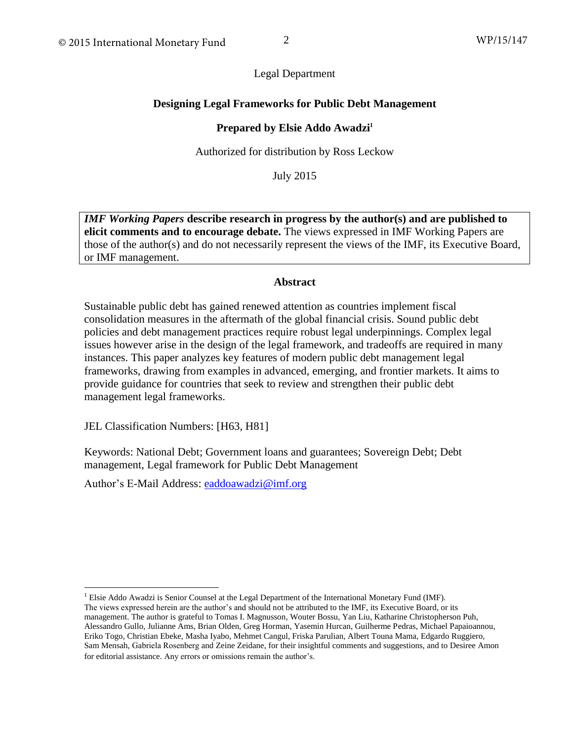Legal Department

**Designing Legal Frameworks for Public Debt Management**

**Prepared by Elsie Addo Awadzi[1]**

Authorized for distribution by Ross Leckow

July 2015

***IMF Working Papers* describe research in progress by the author(s) and are published to elicit comments and to encourage debate.** The views expressed in IMF Working Papers are those of the author(s) and do not necessarily represent the views of the IMF, its Executive Board, or IMF management.

**Abstract**

Sustainable public debt has gained renewed attention as countries implement fiscal consolidation measures in the aftermath of the global financial crisis. Sound public debt policies and debt management practices require robust legal underpinnings. Complex legal issues however arise in the design of the legal framework, and tradeoffs are required in many instances. This paper analyzes key features of modern public debt management legal frameworks, drawing from examples in advanced, emerging, and frontier markets. It aims to provide guidance for countries that seek to review and strengthen their public debt management legal frameworks.

JEL Classification Numbers: [H63, H81]

Keywords: National Debt; Government loans and guarantees; Sovereign Debt; Debt management, Legal framework for Public Debt Management

Author's E-Mail Address: eaddoawadzi@imf.org

[1] Elsie Addo Awadzi is Senior Counsel at the Legal Department of the International Monetary Fund (IMF). The views expressed herein are the author's and should not be attributed to the IMF, its Executive Board, or its management. The author is grateful to Tomas I. Magnusson, Wouter Bossu, Yan Liu, Katharine Christopherson Puh, Alessandro Gullo, Julianne Ams, Brian Olden, Greg Horman, Yasemin Hurcan, Guilherme Pedras, Michael Papaioannou, Eriko Togo, Christian Ebeke, Masha Iyabo, Mehmet Cangul, Friska Parulian, Albert Touna Mama, Edgardo Ruggiero, Sam Mensah, Gabriela Rosenberg and Zeine Zeidane, for their insightful comments and suggestions, and to Desiree Amon for editorial assistance. Any errors or omissions remain the author's.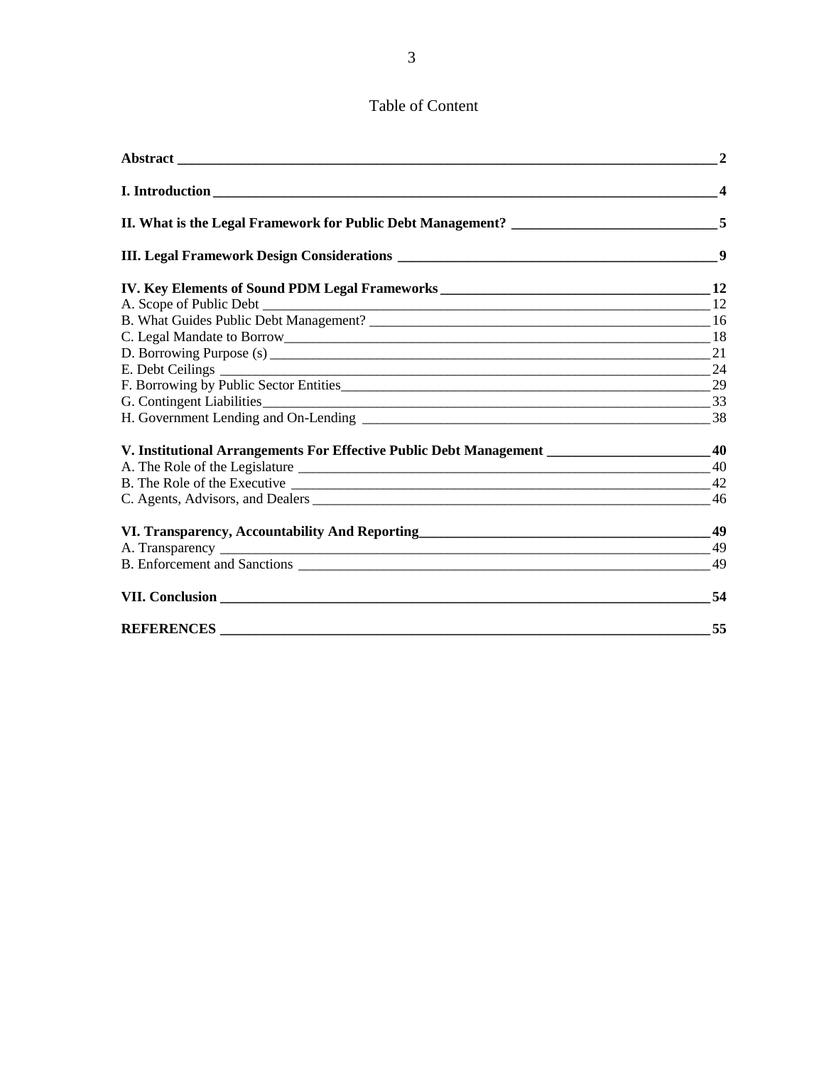# Table of Content

**Abstract** **2**

**I. Introduction** **4**

**II. What is the Legal Framework for Public Debt Management?** **5**

**III. Legal Framework Design Considerations** **9**

**IV. Key Elements of Sound PDM Legal Frameworks** **12**

A. Scope of Public Debt 12

B. What Guides Public Debt Management? 16

C. Legal Mandate to Borrow 18

D. Borrowing Purpose (s) 21

E. Debt Ceilings 24

F. Borrowing by Public Sector Entities 29

G. Contingent Liabilities 33

H. Government Lending and On-Lending 38

**V. Institutional Arrangements For Effective Public Debt Management** **40**

A. The Role of the Legislature 40

B. The Role of the Executive 42

C. Agents, Advisors, and Dealers 46

**VI. Transparency, Accountability And Reporting** **49**

A. Transparency 49

B. Enforcement and Sanctions 49

**VII. Conclusion** **54**

**REFERENCES** **55**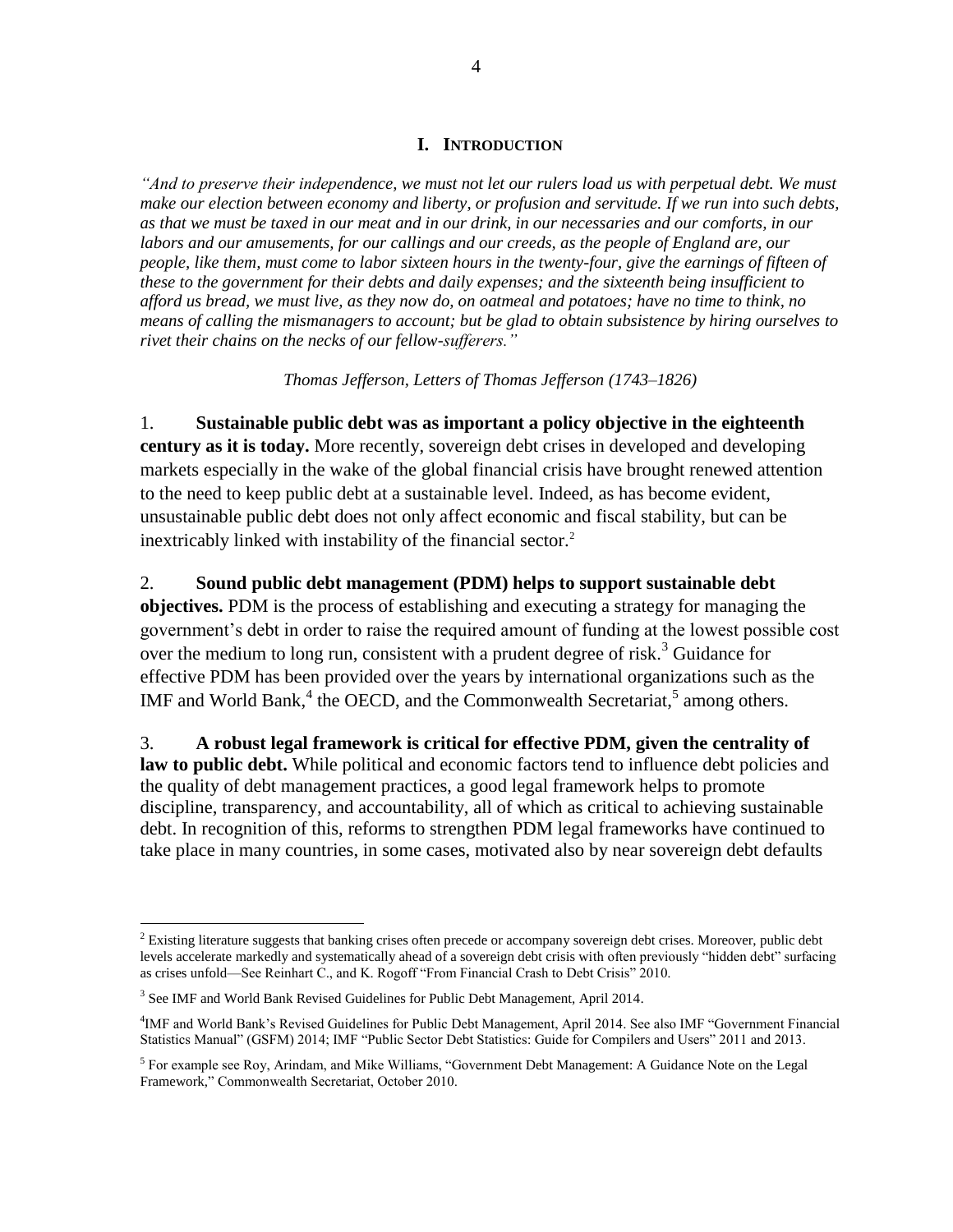## I. INTRODUCTION

*"And to preserve their independence, we must not let our rulers load us with perpetual debt. We must make our election between economy and liberty, or profusion and servitude. If we run into such debts, as that we must be taxed in our meat and in our drink, in our necessaries and our comforts, in our labors and our amusements, for our callings and our creeds, as the people of England are, our people, like them, must come to labor sixteen hours in the twenty-four, give the earnings of fifteen of these to the government for their debts and daily expenses; and the sixteenth being insufficient to afford us bread, we must live, as they now do, on oatmeal and potatoes; have no time to think, no means of calling the mismanagers to account; but be glad to obtain subsistence by hiring ourselves to rivet their chains on the necks of our fellow-sufferers."*

*Thomas Jefferson, Letters of Thomas Jefferson (1743–1826)*

1. **Sustainable public debt was as important a policy objective in the eighteenth century as it is today.** More recently, sovereign debt crises in developed and developing markets especially in the wake of the global financial crisis have brought renewed attention to the need to keep public debt at a sustainable level. Indeed, as has become evident, unsustainable public debt does not only affect economic and fiscal stability, but can be inextricably linked with instability of the financial sector.[2]

2. **Sound public debt management (PDM) helps to support sustainable debt objectives.** PDM is the process of establishing and executing a strategy for managing the government's debt in order to raise the required amount of funding at the lowest possible cost over the medium to long run, consistent with a prudent degree of risk.[3] Guidance for effective PDM has been provided over the years by international organizations such as the IMF and World Bank,[4] the OECD, and the Commonwealth Secretariat,[5] among others.

3. **A robust legal framework is critical for effective PDM, given the centrality of law to public debt.** While political and economic factors tend to influence debt policies and the quality of debt management practices, a good legal framework helps to promote discipline, transparency, and accountability, all of which as critical to achieving sustainable debt. In recognition of this, reforms to strengthen PDM legal frameworks have continued to take place in many countries, in some cases, motivated also by near sovereign debt defaults

---

[2] Existing literature suggests that banking crises often precede or accompany sovereign debt crises. Moreover, public debt levels accelerate markedly and systematically ahead of a sovereign debt crisis with often previously "hidden debt" surfacing as crises unfold—See Reinhart C., and K. Rogoff "From Financial Crash to Debt Crisis" 2010.

[3] See IMF and World Bank Revised Guidelines for Public Debt Management, April 2014.

[4] IMF and World Bank's Revised Guidelines for Public Debt Management, April 2014. See also IMF "Government Financial Statistics Manual" (GSFM) 2014; IMF "Public Sector Debt Statistics: Guide for Compilers and Users" 2011 and 2013.

[5] For example see Roy, Arindam, and Mike Williams, "Government Debt Management: A Guidance Note on the Legal Framework," Commonwealth Secretariat, October 2010.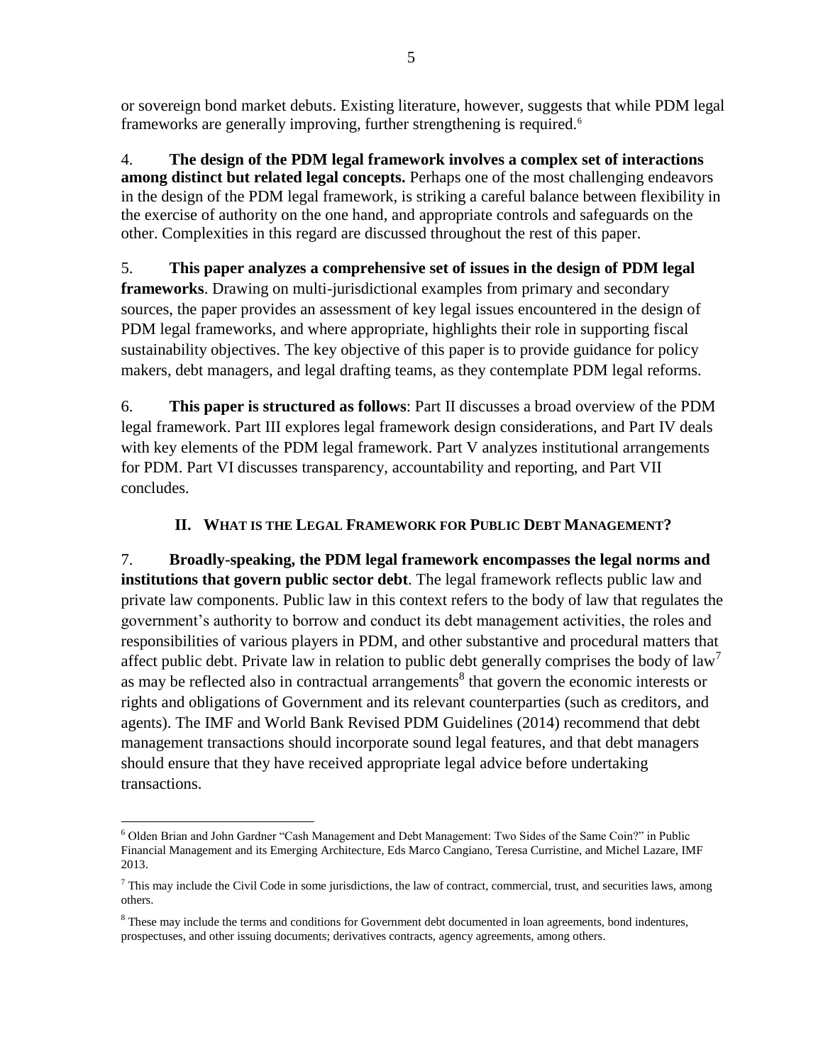or sovereign bond market debuts. Existing literature, however, suggests that while PDM legal frameworks are generally improving, further strengthening is required.[6]

4. **The design of the PDM legal framework involves a complex set of interactions among distinct but related legal concepts.** Perhaps one of the most challenging endeavors in the design of the PDM legal framework, is striking a careful balance between flexibility in the exercise of authority on the one hand, and appropriate controls and safeguards on the other. Complexities in this regard are discussed throughout the rest of this paper.

5. **This paper analyzes a comprehensive set of issues in the design of PDM legal frameworks**. Drawing on multi-jurisdictional examples from primary and secondary sources, the paper provides an assessment of key legal issues encountered in the design of PDM legal frameworks, and where appropriate, highlights their role in supporting fiscal sustainability objectives. The key objective of this paper is to provide guidance for policy makers, debt managers, and legal drafting teams, as they contemplate PDM legal reforms.

6. **This paper is structured as follows**: Part II discusses a broad overview of the PDM legal framework. Part III explores legal framework design considerations, and Part IV deals with key elements of the PDM legal framework. Part V analyzes institutional arrangements for PDM. Part VI discusses transparency, accountability and reporting, and Part VII concludes.

## II. What is the Legal Framework for Public Debt Management?

7. **Broadly-speaking, the PDM legal framework encompasses the legal norms and institutions that govern public sector debt**. The legal framework reflects public law and private law components. Public law in this context refers to the body of law that regulates the government's authority to borrow and conduct its debt management activities, the roles and responsibilities of various players in PDM, and other substantive and procedural matters that affect public debt. Private law in relation to public debt generally comprises the body of law[7] as may be reflected also in contractual arrangements[8] that govern the economic interests or rights and obligations of Government and its relevant counterparties (such as creditors, and agents). The IMF and World Bank Revised PDM Guidelines (2014) recommend that debt management transactions should incorporate sound legal features, and that debt managers should ensure that they have received appropriate legal advice before undertaking transactions.

---

[6] Olden Brian and John Gardner "Cash Management and Debt Management: Two Sides of the Same Coin?" in Public Financial Management and its Emerging Architecture, Eds Marco Cangiano, Teresa Curristine, and Michel Lazare, IMF 2013.

[7] This may include the Civil Code in some jurisdictions, the law of contract, commercial, trust, and securities laws, among others.

[8] These may include the terms and conditions for Government debt documented in loan agreements, bond indentures, prospectuses, and other issuing documents; derivatives contracts, agency agreements, among others.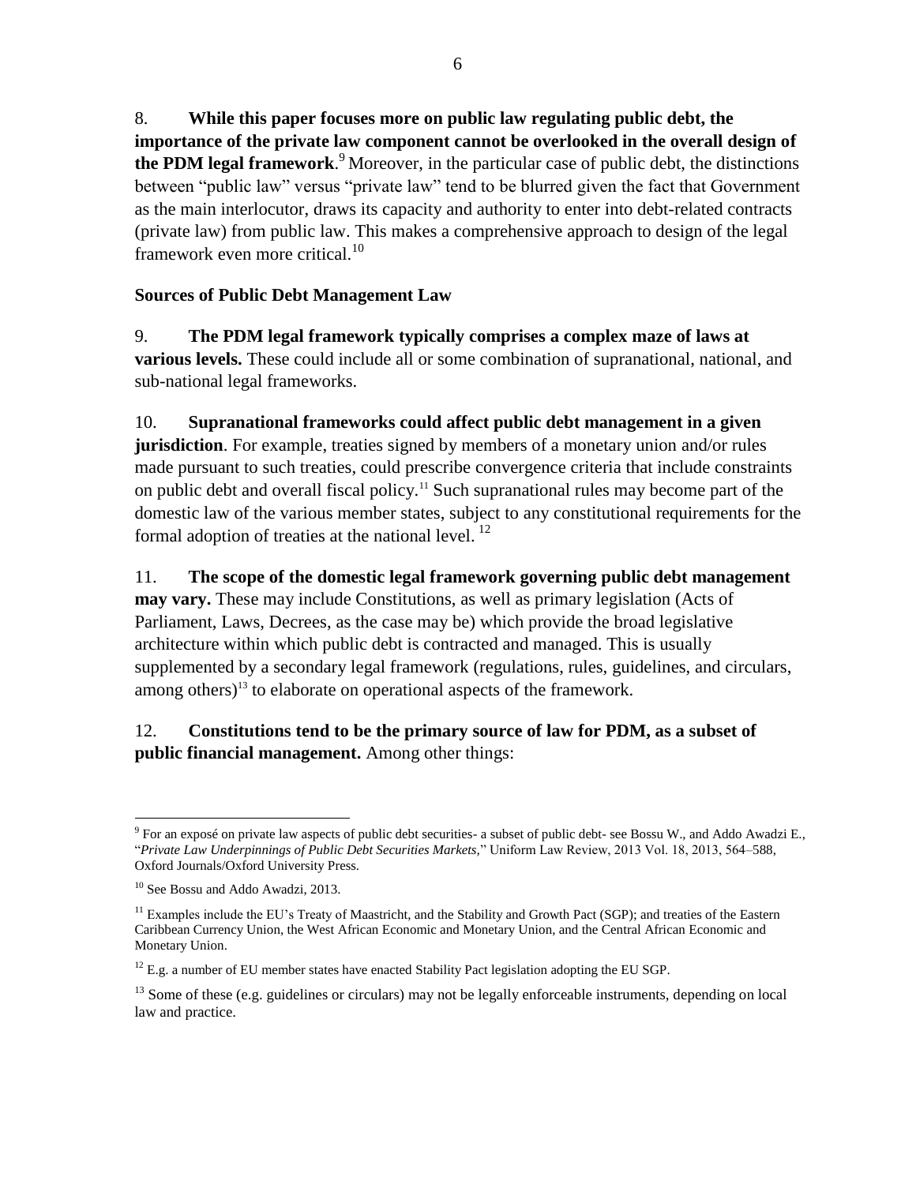8. **While this paper focuses more on public law regulating public debt, the importance of the private law component cannot be overlooked in the overall design of the PDM legal framework**.[9] Moreover, in the particular case of public debt, the distinctions between "public law" versus "private law" tend to be blurred given the fact that Government as the main interlocutor, draws its capacity and authority to enter into debt-related contracts (private law) from public law. This makes a comprehensive approach to design of the legal framework even more critical.[10]

**Sources of Public Debt Management Law**

9. **The PDM legal framework typically comprises a complex maze of laws at various levels.** These could include all or some combination of supranational, national, and sub-national legal frameworks.

10. **Supranational frameworks could affect public debt management in a given jurisdiction**. For example, treaties signed by members of a monetary union and/or rules made pursuant to such treaties, could prescribe convergence criteria that include constraints on public debt and overall fiscal policy.[11] Such supranational rules may become part of the domestic law of the various member states, subject to any constitutional requirements for the formal adoption of treaties at the national level.[12]

11. **The scope of the domestic legal framework governing public debt management may vary.** These may include Constitutions, as well as primary legislation (Acts of Parliament, Laws, Decrees, as the case may be) which provide the broad legislative architecture within which public debt is contracted and managed. This is usually supplemented by a secondary legal framework (regulations, rules, guidelines, and circulars, among others)[13] to elaborate on operational aspects of the framework.

12. **Constitutions tend to be the primary source of law for PDM, as a subset of public financial management.** Among other things:

---

[9] For an exposé on private law aspects of public debt securities- a subset of public debt- see Bossu W., and Addo Awadzi E., "*Private Law Underpinnings of Public Debt Securities Markets,*" Uniform Law Review, 2013 Vol. 18, 2013, 564–588, Oxford Journals/Oxford University Press.

[10] See Bossu and Addo Awadzi, 2013.

[11] Examples include the EU's Treaty of Maastricht, and the Stability and Growth Pact (SGP); and treaties of the Eastern Caribbean Currency Union, the West African Economic and Monetary Union, and the Central African Economic and Monetary Union.

[12] E.g. a number of EU member states have enacted Stability Pact legislation adopting the EU SGP.

[13] Some of these (e.g. guidelines or circulars) may not be legally enforceable instruments, depending on local law and practice.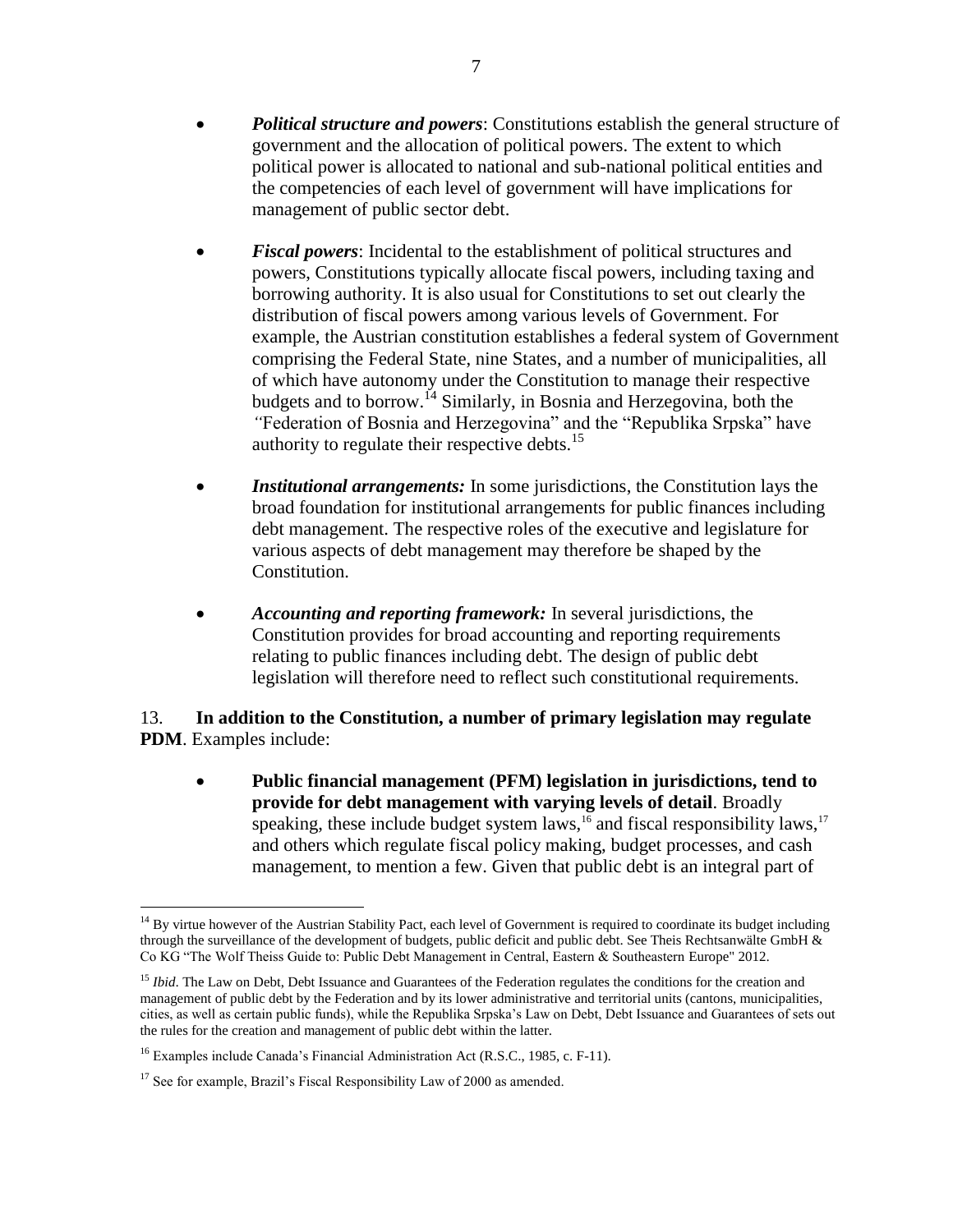- ***Political structure and powers***: Constitutions establish the general structure of government and the allocation of political powers. The extent to which political power is allocated to national and sub-national political entities and the competencies of each level of government will have implications for management of public sector debt.

- ***Fiscal powers***: Incidental to the establishment of political structures and powers, Constitutions typically allocate fiscal powers, including taxing and borrowing authority. It is also usual for Constitutions to set out clearly the distribution of fiscal powers among various levels of Government. For example, the Austrian constitution establishes a federal system of Government comprising the Federal State, nine States, and a number of municipalities, all of which have autonomy under the Constitution to manage their respective budgets and to borrow.[14] Similarly, in Bosnia and Herzegovina, both the "Federation of Bosnia and Herzegovina" and the "Republika Srpska" have authority to regulate their respective debts.[15]

- ***Institutional arrangements:*** In some jurisdictions, the Constitution lays the broad foundation for institutional arrangements for public finances including debt management. The respective roles of the executive and legislature for various aspects of debt management may therefore be shaped by the Constitution.

- ***Accounting and reporting framework:*** In several jurisdictions, the Constitution provides for broad accounting and reporting requirements relating to public finances including debt. The design of public debt legislation will therefore need to reflect such constitutional requirements.

13. **In addition to the Constitution, a number of primary legislation may regulate PDM**. Examples include:

- **Public financial management (PFM) legislation in jurisdictions, tend to provide for debt management with varying levels of detail**. Broadly speaking, these include budget system laws,[16] and fiscal responsibility laws,[17] and others which regulate fiscal policy making, budget processes, and cash management, to mention a few. Given that public debt is an integral part of

---

[14] By virtue however of the Austrian Stability Pact, each level of Government is required to coordinate its budget including through the surveillance of the development of budgets, public deficit and public debt. See Theis Rechtsanwälte GmbH & Co KG "The Wolf Theiss Guide to: Public Debt Management in Central, Eastern & Southeastern Europe" 2012.

[15] *Ibid*. The Law on Debt, Debt Issuance and Guarantees of the Federation regulates the conditions for the creation and management of public debt by the Federation and by its lower administrative and territorial units (cantons, municipalities, cities, as well as certain public funds), while the Republika Srpska's Law on Debt, Debt Issuance and Guarantees of sets out the rules for the creation and management of public debt within the latter.

[16] Examples include Canada's Financial Administration Act (R.S.C., 1985, c. F-11).

[17] See for example, Brazil's Fiscal Responsibility Law of 2000 as amended.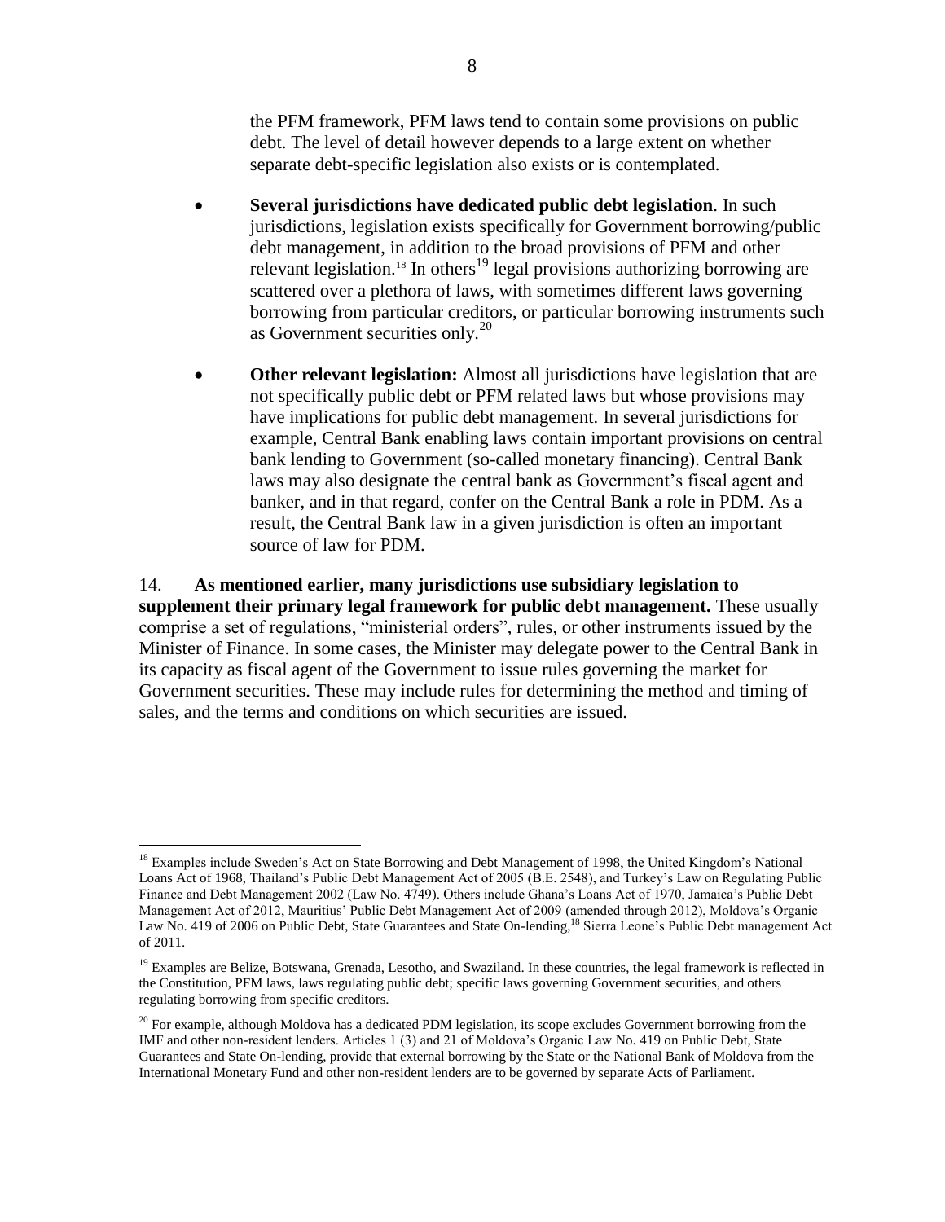the PFM framework, PFM laws tend to contain some provisions on public debt. The level of detail however depends to a large extent on whether separate debt-specific legislation also exists or is contemplated.

- **Several jurisdictions have dedicated public debt legislation**. In such jurisdictions, legislation exists specifically for Government borrowing/public debt management, in addition to the broad provisions of PFM and other relevant legislation.[18] In others[19] legal provisions authorizing borrowing are scattered over a plethora of laws, with sometimes different laws governing borrowing from particular creditors, or particular borrowing instruments such as Government securities only.[20]

- **Other relevant legislation:** Almost all jurisdictions have legislation that are not specifically public debt or PFM related laws but whose provisions may have implications for public debt management. In several jurisdictions for example, Central Bank enabling laws contain important provisions on central bank lending to Government (so-called monetary financing). Central Bank laws may also designate the central bank as Government's fiscal agent and banker, and in that regard, confer on the Central Bank a role in PDM. As a result, the Central Bank law in a given jurisdiction is often an important source of law for PDM.

14. **As mentioned earlier, many jurisdictions use subsidiary legislation to supplement their primary legal framework for public debt management.** These usually comprise a set of regulations, "ministerial orders", rules, or other instruments issued by the Minister of Finance. In some cases, the Minister may delegate power to the Central Bank in its capacity as fiscal agent of the Government to issue rules governing the market for Government securities. These may include rules for determining the method and timing of sales, and the terms and conditions on which securities are issued.

---

[18] Examples include Sweden's Act on State Borrowing and Debt Management of 1998, the United Kingdom's National Loans Act of 1968, Thailand's Public Debt Management Act of 2005 (B.E. 2548), and Turkey's Law on Regulating Public Finance and Debt Management 2002 (Law No. 4749). Others include Ghana's Loans Act of 1970, Jamaica's Public Debt Management Act of 2012, Mauritius' Public Debt Management Act of 2009 (amended through 2012), Moldova's Organic Law No. 419 of 2006 on Public Debt, State Guarantees and State On-lending,[18] Sierra Leone's Public Debt management Act of 2011.

[19] Examples are Belize, Botswana, Grenada, Lesotho, and Swaziland. In these countries, the legal framework is reflected in the Constitution, PFM laws, laws regulating public debt; specific laws governing Government securities, and others regulating borrowing from specific creditors.

[20] For example, although Moldova has a dedicated PDM legislation, its scope excludes Government borrowing from the IMF and other non-resident lenders. Articles 1 (3) and 21 of Moldova's Organic Law No. 419 on Public Debt, State Guarantees and State On-lending, provide that external borrowing by the State or the National Bank of Moldova from the International Monetary Fund and other non-resident lenders are to be governed by separate Acts of Parliament.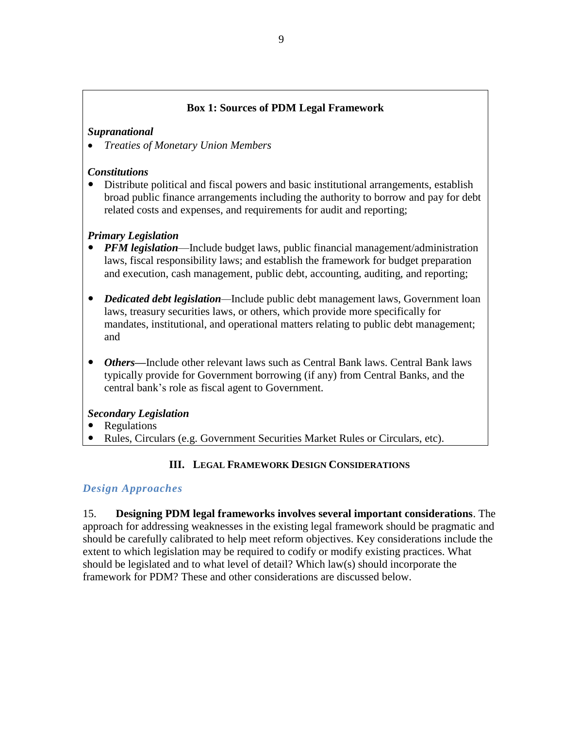**Box 1: Sources of PDM Legal Framework**

***Supranational***

- *Treaties of Monetary Union Members*

***Constitutions***

- Distribute political and fiscal powers and basic institutional arrangements, establish broad public finance arrangements including the authority to borrow and pay for debt related costs and expenses, and requirements for audit and reporting;

***Primary Legislation***

- ***PFM legislation***—Include budget laws, public financial management/administration laws, fiscal responsibility laws; and establish the framework for budget preparation and execution, cash management, public debt, accounting, auditing, and reporting;

- ***Dedicated debt legislation***—Include public debt management laws, Government loan laws, treasury securities laws, or others, which provide more specifically for mandates, institutional, and operational matters relating to public debt management; and

- ***Others***—Include other relevant laws such as Central Bank laws. Central Bank laws typically provide for Government borrowing (if any) from Central Banks, and the central bank's role as fiscal agent to Government.

***Secondary Legislation***

- Regulations
- Rules, Circulars (e.g. Government Securities Market Rules or Circulars, etc).

## III. Legal Framework Design Considerations

### *Design Approaches*

15. **Designing PDM legal frameworks involves several important considerations**. The approach for addressing weaknesses in the existing legal framework should be pragmatic and should be carefully calibrated to help meet reform objectives. Key considerations include the extent to which legislation may be required to codify or modify existing practices. What should be legislated and to what level of detail? Which law(s) should incorporate the framework for PDM? These and other considerations are discussed below.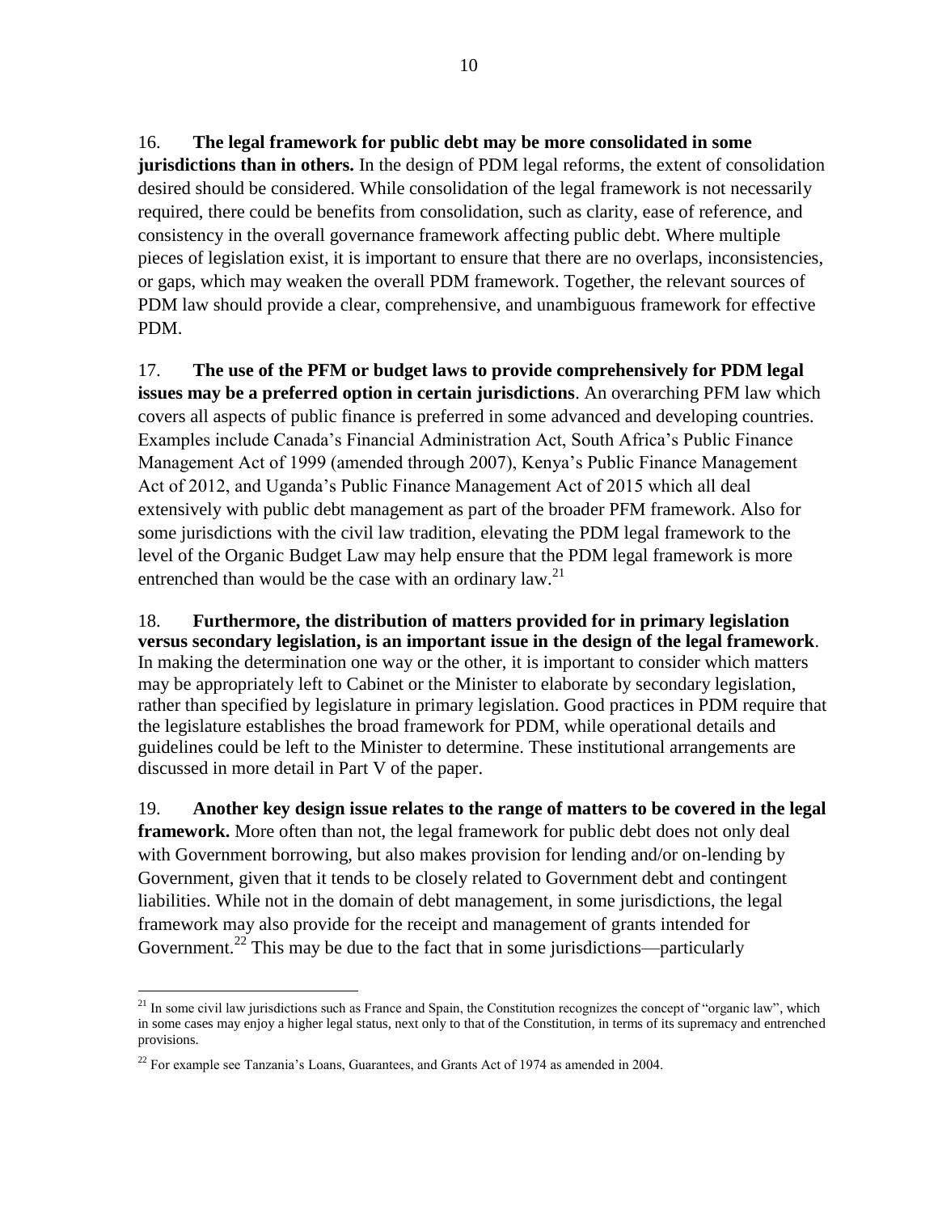16. **The legal framework for public debt may be more consolidated in some jurisdictions than in others.** In the design of PDM legal reforms, the extent of consolidation desired should be considered. While consolidation of the legal framework is not necessarily required, there could be benefits from consolidation, such as clarity, ease of reference, and consistency in the overall governance framework affecting public debt. Where multiple pieces of legislation exist, it is important to ensure that there are no overlaps, inconsistencies, or gaps, which may weaken the overall PDM framework. Together, the relevant sources of PDM law should provide a clear, comprehensive, and unambiguous framework for effective PDM.

17. **The use of the PFM or budget laws to provide comprehensively for PDM legal issues may be a preferred option in certain jurisdictions**. An overarching PFM law which covers all aspects of public finance is preferred in some advanced and developing countries. Examples include Canada's Financial Administration Act, South Africa's Public Finance Management Act of 1999 (amended through 2007), Kenya's Public Finance Management Act of 2012, and Uganda's Public Finance Management Act of 2015 which all deal extensively with public debt management as part of the broader PFM framework. Also for some jurisdictions with the civil law tradition, elevating the PDM legal framework to the level of the Organic Budget Law may help ensure that the PDM legal framework is more entrenched than would be the case with an ordinary law.[21]

18. **Furthermore, the distribution of matters provided for in primary legislation versus secondary legislation, is an important issue in the design of the legal framework**. In making the determination one way or the other, it is important to consider which matters may be appropriately left to Cabinet or the Minister to elaborate by secondary legislation, rather than specified by legislature in primary legislation. Good practices in PDM require that the legislature establishes the broad framework for PDM, while operational details and guidelines could be left to the Minister to determine. These institutional arrangements are discussed in more detail in Part V of the paper.

19. **Another key design issue relates to the range of matters to be covered in the legal framework.** More often than not, the legal framework for public debt does not only deal with Government borrowing, but also makes provision for lending and/or on-lending by Government, given that it tends to be closely related to Government debt and contingent liabilities. While not in the domain of debt management, in some jurisdictions, the legal framework may also provide for the receipt and management of grants intended for Government.[22] This may be due to the fact that in some jurisdictions—particularly

---

[21] In some civil law jurisdictions such as France and Spain, the Constitution recognizes the concept of "organic law", which in some cases may enjoy a higher legal status, next only to that of the Constitution, in terms of its supremacy and entrenched provisions.

[22] For example see Tanzania's Loans, Guarantees, and Grants Act of 1974 as amended in 2004.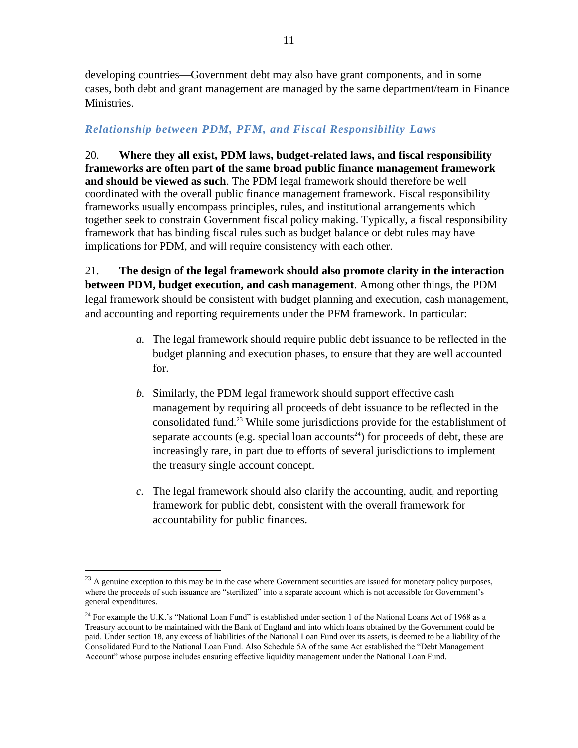developing countries—Government debt may also have grant components, and in some cases, both debt and grant management are managed by the same department/team in Finance Ministries.

### *Relationship between PDM, PFM, and Fiscal Responsibility Laws*

20. **Where they all exist, PDM laws, budget-related laws, and fiscal responsibility frameworks are often part of the same broad public finance management framework and should be viewed as such**. The PDM legal framework should therefore be well coordinated with the overall public finance management framework. Fiscal responsibility frameworks usually encompass principles, rules, and institutional arrangements which together seek to constrain Government fiscal policy making. Typically, a fiscal responsibility framework that has binding fiscal rules such as budget balance or debt rules may have implications for PDM, and will require consistency with each other.

21. **The design of the legal framework should also promote clarity in the interaction between PDM, budget execution, and cash management**. Among other things, the PDM legal framework should be consistent with budget planning and execution, cash management, and accounting and reporting requirements under the PFM framework. In particular:

*a.* The legal framework should require public debt issuance to be reflected in the budget planning and execution phases, to ensure that they are well accounted for.

*b.* Similarly, the PDM legal framework should support effective cash management by requiring all proceeds of debt issuance to be reflected in the consolidated fund.[23] While some jurisdictions provide for the establishment of separate accounts (e.g. special loan accounts[24]) for proceeds of debt, these are increasingly rare, in part due to efforts of several jurisdictions to implement the treasury single account concept.

*c.* The legal framework should also clarify the accounting, audit, and reporting framework for public debt, consistent with the overall framework for accountability for public finances.

---

[23] A genuine exception to this may be in the case where Government securities are issued for monetary policy purposes, where the proceeds of such issuance are "sterilized" into a separate account which is not accessible for Government's general expenditures.

[24] For example the U.K.'s "National Loan Fund" is established under section 1 of the National Loans Act of 1968 as a Treasury account to be maintained with the Bank of England and into which loans obtained by the Government could be paid. Under section 18, any excess of liabilities of the National Loan Fund over its assets, is deemed to be a liability of the Consolidated Fund to the National Loan Fund. Also Schedule 5A of the same Act established the "Debt Management Account" whose purpose includes ensuring effective liquidity management under the National Loan Fund.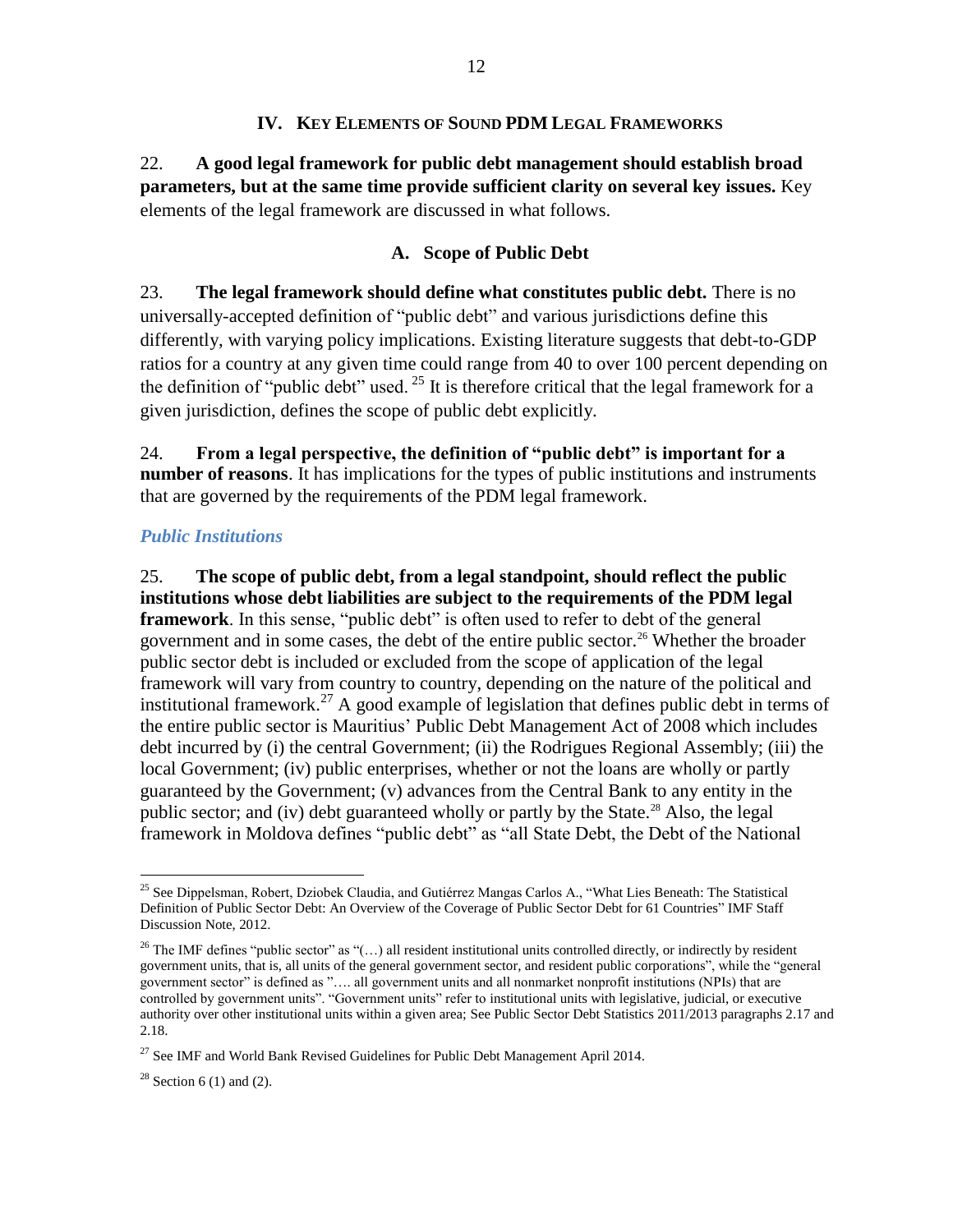## IV. KEY ELEMENTS OF SOUND PDM LEGAL FRAMEWORKS

22. **A good legal framework for public debt management should establish broad parameters, but at the same time provide sufficient clarity on several key issues.** Key elements of the legal framework are discussed in what follows.

### A. Scope of Public Debt

23. **The legal framework should define what constitutes public debt.** There is no universally-accepted definition of "public debt" and various jurisdictions define this differently, with varying policy implications. Existing literature suggests that debt-to-GDP ratios for a country at any given time could range from 40 to over 100 percent depending on the definition of "public debt" used. [25] It is therefore critical that the legal framework for a given jurisdiction, defines the scope of public debt explicitly.

24. **From a legal perspective, the definition of "public debt" is important for a number of reasons**. It has implications for the types of public institutions and instruments that are governed by the requirements of the PDM legal framework.

#### *Public Institutions*

25. **The scope of public debt, from a legal standpoint, should reflect the public institutions whose debt liabilities are subject to the requirements of the PDM legal framework**. In this sense, "public debt" is often used to refer to debt of the general government and in some cases, the debt of the entire public sector.[26] Whether the broader public sector debt is included or excluded from the scope of application of the legal framework will vary from country to country, depending on the nature of the political and institutional framework.[27] A good example of legislation that defines public debt in terms of the entire public sector is Mauritius' Public Debt Management Act of 2008 which includes debt incurred by (i) the central Government; (ii) the Rodrigues Regional Assembly; (iii) the local Government; (iv) public enterprises, whether or not the loans are wholly or partly guaranteed by the Government; (v) advances from the Central Bank to any entity in the public sector; and (iv) debt guaranteed wholly or partly by the State.[28] Also, the legal framework in Moldova defines "public debt" as "all State Debt, the Debt of the National

---

[25] See Dippelsman, Robert, Dziobek Claudia, and Gutiérrez Mangas Carlos A., "What Lies Beneath: The Statistical Definition of Public Sector Debt: An Overview of the Coverage of Public Sector Debt for 61 Countries" IMF Staff Discussion Note, 2012.

[26] The IMF defines "public sector" as "(…) all resident institutional units controlled directly, or indirectly by resident government units, that is, all units of the general government sector, and resident public corporations", while the "general government sector" is defined as "…. all government units and all nonmarket nonprofit institutions (NPIs) that are controlled by government units". "Government units" refer to institutional units with legislative, judicial, or executive authority over other institutional units within a given area; See Public Sector Debt Statistics 2011/2013 paragraphs 2.17 and 2.18.

[27] See IMF and World Bank Revised Guidelines for Public Debt Management April 2014.

[28] Section 6 (1) and (2).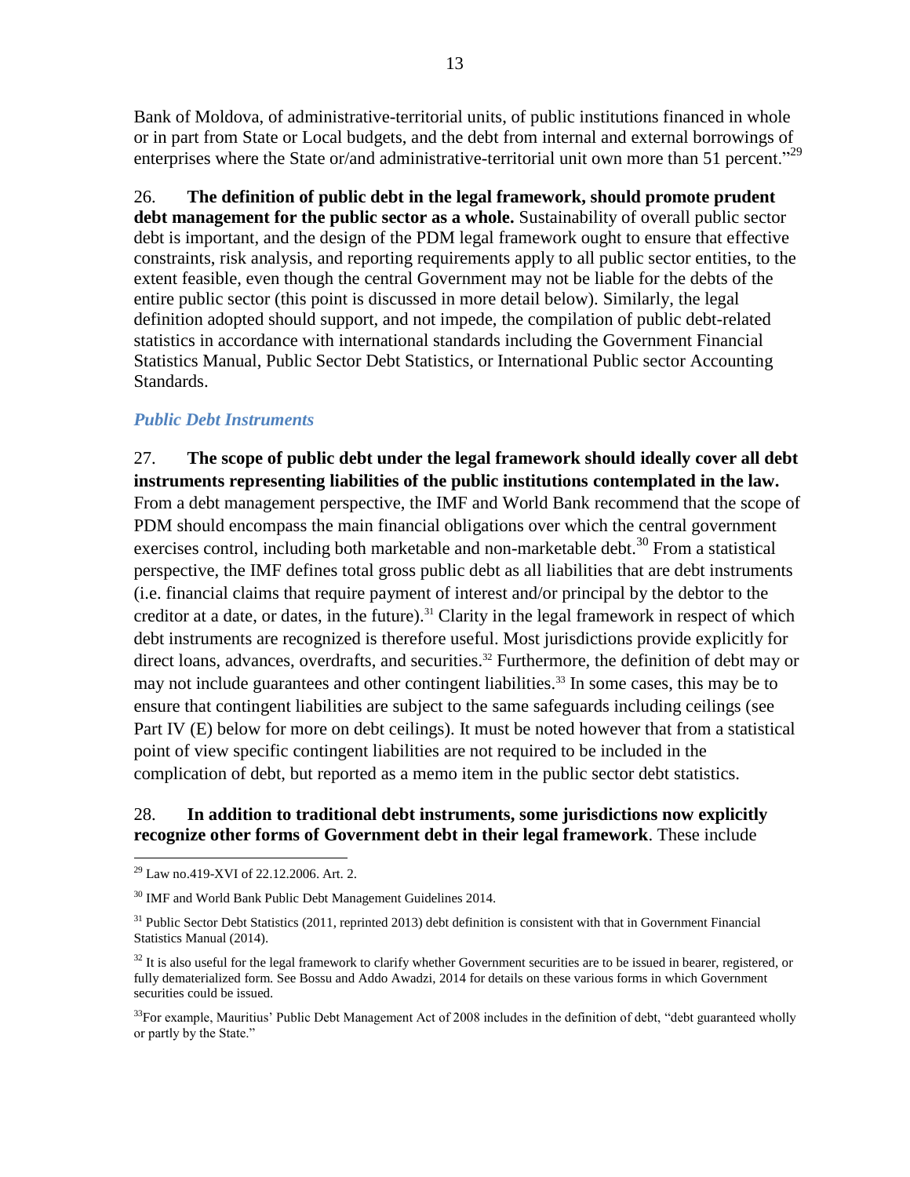Bank of Moldova, of administrative-territorial units, of public institutions financed in whole or in part from State or Local budgets, and the debt from internal and external borrowings of enterprises where the State or/and administrative-territorial unit own more than 51 percent."[29]

26. **The definition of public debt in the legal framework, should promote prudent debt management for the public sector as a whole.** Sustainability of overall public sector debt is important, and the design of the PDM legal framework ought to ensure that effective constraints, risk analysis, and reporting requirements apply to all public sector entities, to the extent feasible, even though the central Government may not be liable for the debts of the entire public sector (this point is discussed in more detail below). Similarly, the legal definition adopted should support, and not impede, the compilation of public debt-related statistics in accordance with international standards including the Government Financial Statistics Manual, Public Sector Debt Statistics, or International Public sector Accounting Standards.

### *Public Debt Instruments*

27. **The scope of public debt under the legal framework should ideally cover all debt instruments representing liabilities of the public institutions contemplated in the law.** From a debt management perspective, the IMF and World Bank recommend that the scope of PDM should encompass the main financial obligations over which the central government exercises control, including both marketable and non-marketable debt.[30] From a statistical perspective, the IMF defines total gross public debt as all liabilities that are debt instruments (i.e. financial claims that require payment of interest and/or principal by the debtor to the creditor at a date, or dates, in the future).[31] Clarity in the legal framework in respect of which debt instruments are recognized is therefore useful. Most jurisdictions provide explicitly for direct loans, advances, overdrafts, and securities.[32] Furthermore, the definition of debt may or may not include guarantees and other contingent liabilities.[33] In some cases, this may be to ensure that contingent liabilities are subject to the same safeguards including ceilings (see Part IV (E) below for more on debt ceilings). It must be noted however that from a statistical point of view specific contingent liabilities are not required to be included in the complication of debt, but reported as a memo item in the public sector debt statistics.

28. **In addition to traditional debt instruments, some jurisdictions now explicitly recognize other forms of Government debt in their legal framework**. These include

---

[29] Law no.419-XVI of 22.12.2006. Art. 2.

[30] IMF and World Bank Public Debt Management Guidelines 2014.

[31] Public Sector Debt Statistics (2011, reprinted 2013) debt definition is consistent with that in Government Financial Statistics Manual (2014).

[32] It is also useful for the legal framework to clarify whether Government securities are to be issued in bearer, registered, or fully dematerialized form. See Bossu and Addo Awadzi, 2014 for details on these various forms in which Government securities could be issued.

[33] For example, Mauritius' Public Debt Management Act of 2008 includes in the definition of debt, "debt guaranteed wholly or partly by the State."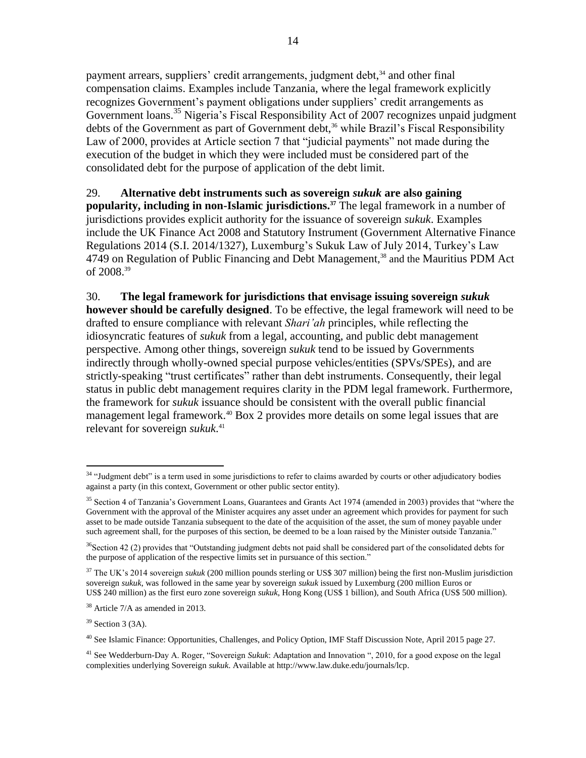payment arrears, suppliers' credit arrangements, judgment debt,[34] and other final compensation claims. Examples include Tanzania, where the legal framework explicitly recognizes Government's payment obligations under suppliers' credit arrangements as Government loans.[35] Nigeria's Fiscal Responsibility Act of 2007 recognizes unpaid judgment debts of the Government as part of Government debt,[36] while Brazil's Fiscal Responsibility Law of 2000, provides at Article section 7 that "judicial payments" not made during the execution of the budget in which they were included must be considered part of the consolidated debt for the purpose of application of the debt limit.

29. **Alternative debt instruments such as sovereign *sukuk* are also gaining popularity, including in non-Islamic jurisdictions.**[37] The legal framework in a number of jurisdictions provides explicit authority for the issuance of sovereign *sukuk*. Examples include the UK Finance Act 2008 and Statutory Instrument (Government Alternative Finance Regulations 2014 (S.I. 2014/1327), Luxemburg's Sukuk Law of July 2014, Turkey's Law 4749 on Regulation of Public Financing and Debt Management,[38] and the Mauritius PDM Act of 2008.[39]

30. **The legal framework for jurisdictions that envisage issuing sovereign *sukuk* however should be carefully designed**. To be effective, the legal framework will need to be drafted to ensure compliance with relevant *Shari'ah* principles, while reflecting the idiosyncratic features of *sukuk* from a legal, accounting, and public debt management perspective. Among other things, sovereign *sukuk* tend to be issued by Governments indirectly through wholly-owned special purpose vehicles/entities (SPVs/SPEs), and are strictly-speaking "trust certificates" rather than debt instruments. Consequently, their legal status in public debt management requires clarity in the PDM legal framework. Furthermore, the framework for *sukuk* issuance should be consistent with the overall public financial management legal framework.[40] Box 2 provides more details on some legal issues that are relevant for sovereign *sukuk*.[41]

---

[34] "Judgment debt" is a term used in some jurisdictions to refer to claims awarded by courts or other adjudicatory bodies against a party (in this context, Government or other public sector entity).

[35] Section 4 of Tanzania's Government Loans, Guarantees and Grants Act 1974 (amended in 2003) provides that "where the Government with the approval of the Minister acquires any asset under an agreement which provides for payment for such asset to be made outside Tanzania subsequent to the date of the acquisition of the asset, the sum of money payable under such agreement shall, for the purposes of this section, be deemed to be a loan raised by the Minister outside Tanzania."

[36] Section 42 (2) provides that "Outstanding judgment debts not paid shall be considered part of the consolidated debts for the purpose of application of the respective limits set in pursuance of this section."

[37] The UK's 2014 sovereign *sukuk* (200 million pounds sterling or US$ 307 million) being the first non-Muslim jurisdiction sovereign *sukuk*, was followed in the same year by sovereign *sukuk* issued by Luxemburg (200 million Euros or US$ 240 million) as the first euro zone sovereign *sukuk*, Hong Kong (US$ 1 billion), and South Africa (US$ 500 million).

[38] Article 7/A as amended in 2013.

[39] Section 3 (3A).

[40] See Islamic Finance: Opportunities, Challenges, and Policy Option, IMF Staff Discussion Note, April 2015 page 27.

[41] See Wedderburn-Day A. Roger, "Sovereign *Sukuk*: Adaptation and Innovation ", 2010, for a good expose on the legal complexities underlying Sovereign *sukuk*. Available at http://www.law.duke.edu/journals/lcp.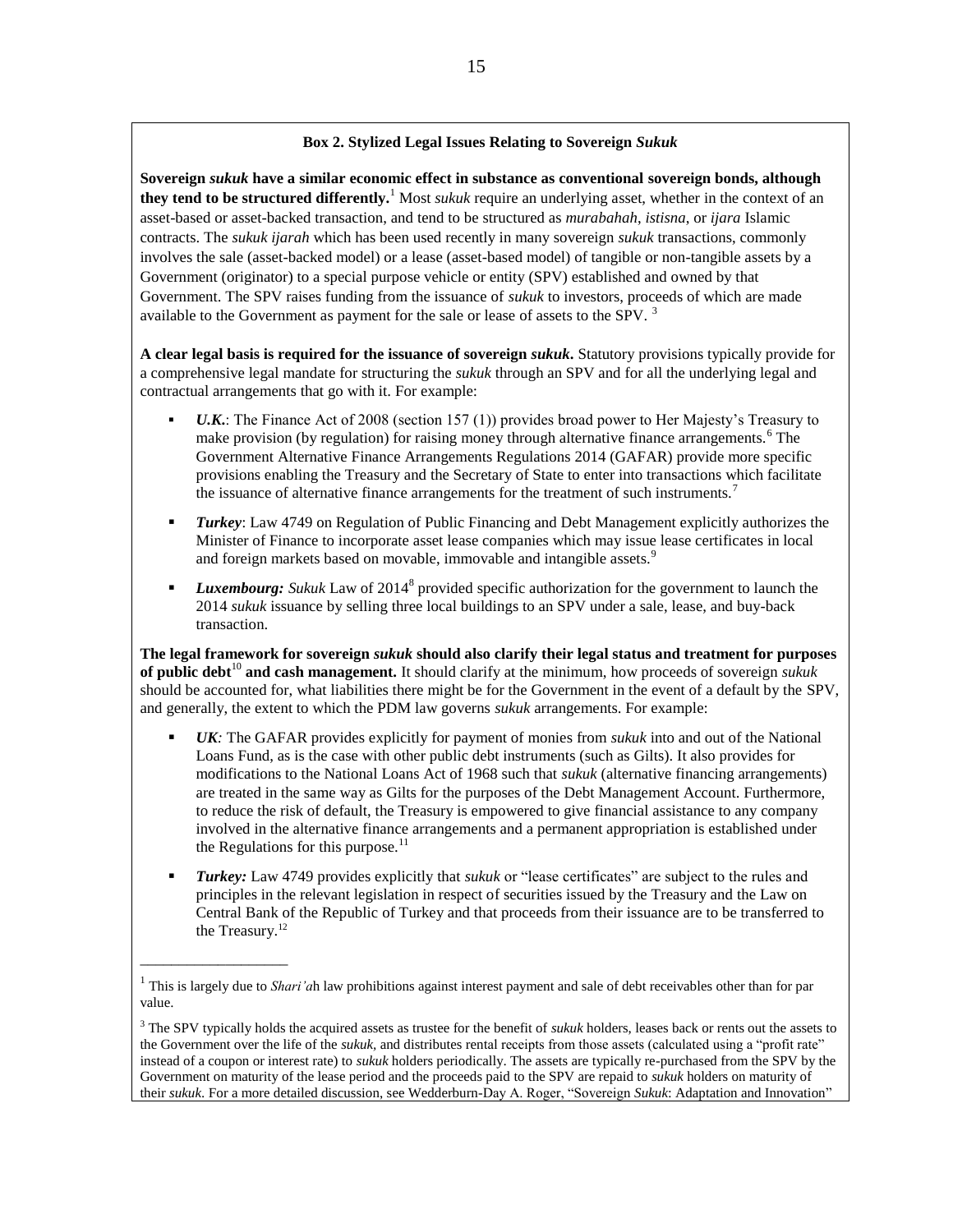**Box 2. Stylized Legal Issues Relating to Sovereign *Sukuk***

**Sovereign *sukuk* have a similar economic effect in substance as conventional sovereign bonds, although they tend to be structured differently.**[1] Most *sukuk* require an underlying asset, whether in the context of an asset-based or asset-backed transaction, and tend to be structured as *murabahah*, *istisna*, or *ijara* Islamic contracts. The *sukuk ijarah* which has been used recently in many sovereign *sukuk* transactions, commonly involves the sale (asset-backed model) or a lease (asset-based model) of tangible or non-tangible assets by a Government (originator) to a special purpose vehicle or entity (SPV) established and owned by that Government. The SPV raises funding from the issuance of *sukuk* to investors, proceeds of which are made available to the Government as payment for the sale or lease of assets to the SPV. [3]

**A clear legal basis is required for the issuance of sovereign *sukuk*.** Statutory provisions typically provide for a comprehensive legal mandate for structuring the *sukuk* through an SPV and for all the underlying legal and contractual arrangements that go with it. For example:

- ***U.K.***: The Finance Act of 2008 (section 157 (1)) provides broad power to Her Majesty's Treasury to make provision (by regulation) for raising money through alternative finance arrangements.[6] The Government Alternative Finance Arrangements Regulations 2014 (GAFAR) provide more specific provisions enabling the Treasury and the Secretary of State to enter into transactions which facilitate the issuance of alternative finance arrangements for the treatment of such instruments.[7]
- ***Turkey***: Law 4749 on Regulation of Public Financing and Debt Management explicitly authorizes the Minister of Finance to incorporate asset lease companies which may issue lease certificates in local and foreign markets based on movable, immovable and intangible assets.[9]
- ***Luxembourg:*** *Sukuk* Law of 2014[8] provided specific authorization for the government to launch the 2014 *sukuk* issuance by selling three local buildings to an SPV under a sale, lease, and buy-back transaction.

**The legal framework for sovereign *sukuk* should also clarify their legal status and treatment for purposes of public debt**[10] **and cash management.** It should clarify at the minimum, how proceeds of sovereign *sukuk* should be accounted for, what liabilities there might be for the Government in the event of a default by the SPV, and generally, the extent to which the PDM law governs *sukuk* arrangements. For example:

- ***UK:*** The GAFAR provides explicitly for payment of monies from *sukuk* into and out of the National Loans Fund, as is the case with other public debt instruments (such as Gilts). It also provides for modifications to the National Loans Act of 1968 such that *sukuk* (alternative financing arrangements) are treated in the same way as Gilts for the purposes of the Debt Management Account. Furthermore, to reduce the risk of default, the Treasury is empowered to give financial assistance to any company involved in the alternative finance arrangements and a permanent appropriation is established under the Regulations for this purpose.[11]
- ***Turkey:*** Law 4749 provides explicitly that *sukuk* or "lease certificates" are subject to the rules and principles in the relevant legislation in respect of securities issued by the Treasury and the Law on Central Bank of the Republic of Turkey and that proceeds from their issuance are to be transferred to the Treasury.[12]

---

[1] This is largely due to *Shari'a*h law prohibitions against interest payment and sale of debt receivables other than for par value.

[3] The SPV typically holds the acquired assets as trustee for the benefit of *sukuk* holders, leases back or rents out the assets to the Government over the life of the *sukuk*, and distributes rental receipts from those assets (calculated using a "profit rate" instead of a coupon or interest rate) to *sukuk* holders periodically. The assets are typically re-purchased from the SPV by the Government on maturity of the lease period and the proceeds paid to the SPV are repaid to *sukuk* holders on maturity of their *sukuk*. For a more detailed discussion, see Wedderburn-Day A. Roger, "Sovereign *Sukuk*: Adaptation and Innovation"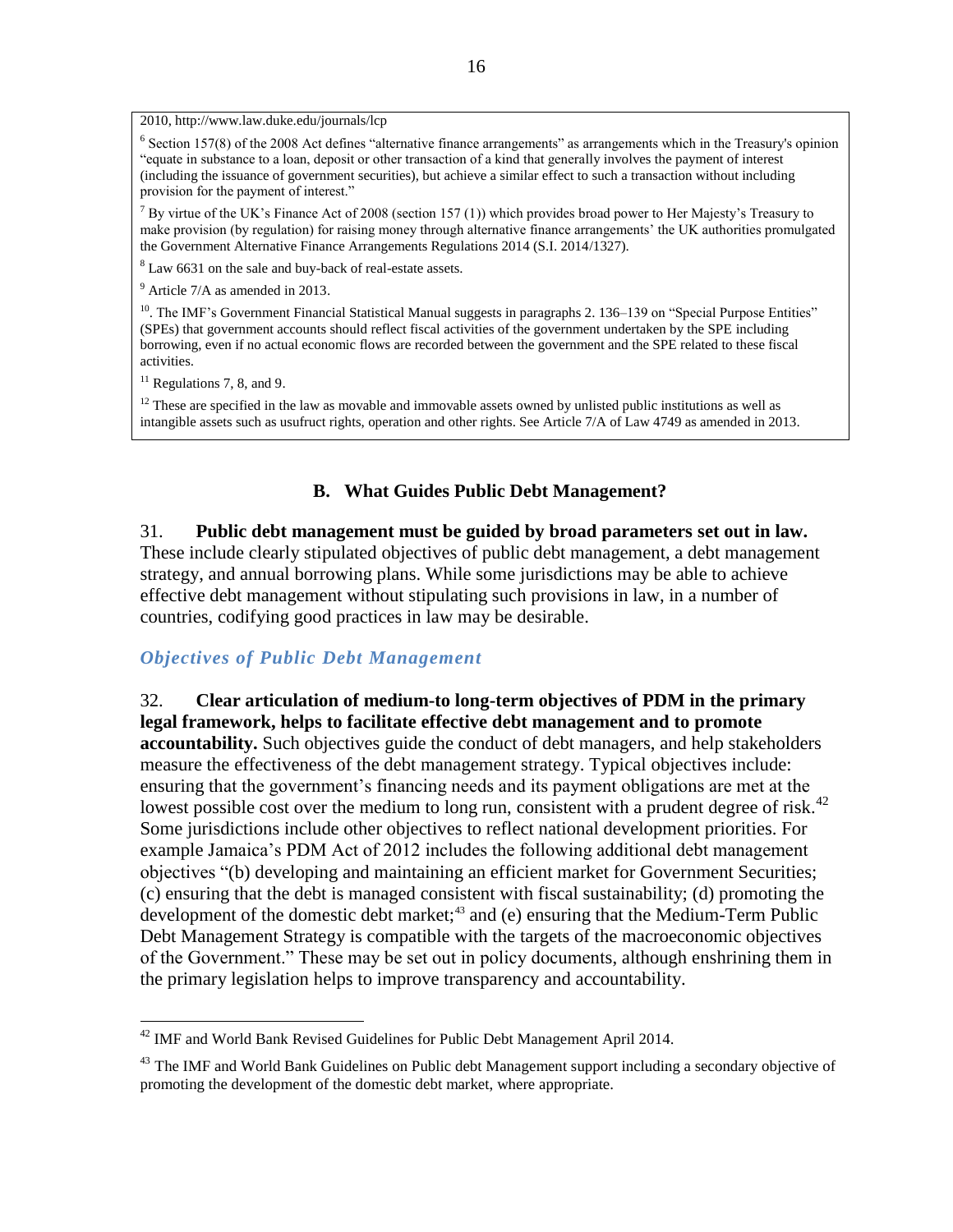2010, http://www.law.duke.edu/journals/lcp

[6] Section 157(8) of the 2008 Act defines "alternative finance arrangements" as arrangements which in the Treasury's opinion "equate in substance to a loan, deposit or other transaction of a kind that generally involves the payment of interest (including the issuance of government securities), but achieve a similar effect to such a transaction without including provision for the payment of interest."

[7] By virtue of the UK's Finance Act of 2008 (section 157 (1)) which provides broad power to Her Majesty's Treasury to make provision (by regulation) for raising money through alternative finance arrangements' the UK authorities promulgated the Government Alternative Finance Arrangements Regulations 2014 (S.I. 2014/1327).

[8] Law 6631 on the sale and buy-back of real-estate assets.

[9] Article 7/A as amended in 2013.

[10]. The IMF's Government Financial Statistical Manual suggests in paragraphs 2. 136–139 on "Special Purpose Entities" (SPEs) that government accounts should reflect fiscal activities of the government undertaken by the SPE including borrowing, even if no actual economic flows are recorded between the government and the SPE related to these fiscal activities.

[11] Regulations 7, 8, and 9.

[12] These are specified in the law as movable and immovable assets owned by unlisted public institutions as well as intangible assets such as usufruct rights, operation and other rights. See Article 7/A of Law 4749 as amended in 2013.

## B. What Guides Public Debt Management?

31. **Public debt management must be guided by broad parameters set out in law.** These include clearly stipulated objectives of public debt management, a debt management strategy, and annual borrowing plans. While some jurisdictions may be able to achieve effective debt management without stipulating such provisions in law, in a number of countries, codifying good practices in law may be desirable.

### *Objectives of Public Debt Management*

32. **Clear articulation of medium-to long-term objectives of PDM in the primary legal framework, helps to facilitate effective debt management and to promote accountability.** Such objectives guide the conduct of debt managers, and help stakeholders measure the effectiveness of the debt management strategy. Typical objectives include: ensuring that the government's financing needs and its payment obligations are met at the lowest possible cost over the medium to long run, consistent with a prudent degree of risk.[42] Some jurisdictions include other objectives to reflect national development priorities. For example Jamaica's PDM Act of 2012 includes the following additional debt management objectives "(b) developing and maintaining an efficient market for Government Securities; (c) ensuring that the debt is managed consistent with fiscal sustainability; (d) promoting the development of the domestic debt market;[43] and (e) ensuring that the Medium-Term Public Debt Management Strategy is compatible with the targets of the macroeconomic objectives of the Government." These may be set out in policy documents, although enshrining them in the primary legislation helps to improve transparency and accountability.

[42] IMF and World Bank Revised Guidelines for Public Debt Management April 2014.

[43] The IMF and World Bank Guidelines on Public debt Management support including a secondary objective of promoting the development of the domestic debt market, where appropriate.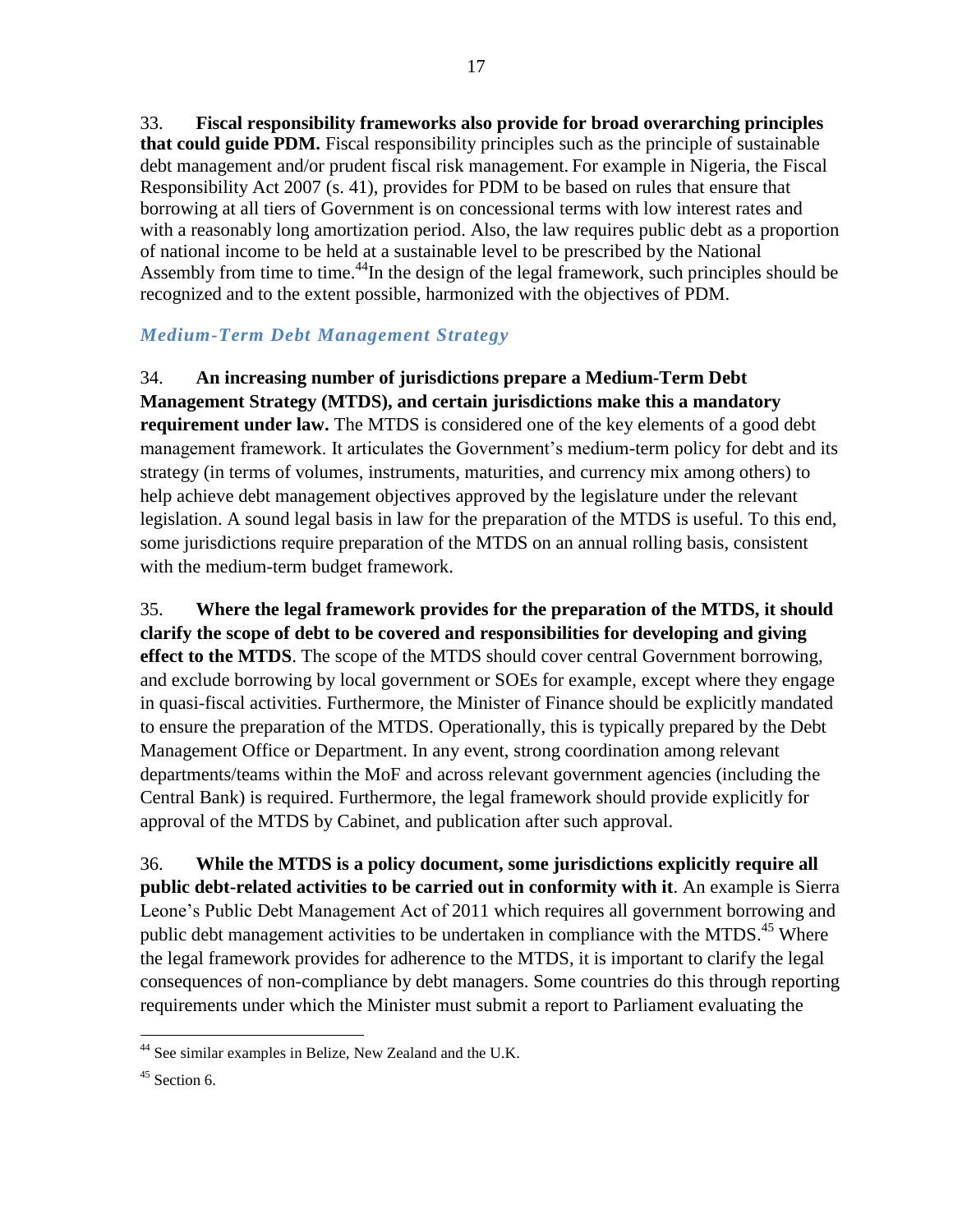33. **Fiscal responsibility frameworks also provide for broad overarching principles that could guide PDM.** Fiscal responsibility principles such as the principle of sustainable debt management and/or prudent fiscal risk management. For example in Nigeria, the Fiscal Responsibility Act 2007 (s. 41), provides for PDM to be based on rules that ensure that borrowing at all tiers of Government is on concessional terms with low interest rates and with a reasonably long amortization period. Also, the law requires public debt as a proportion of national income to be held at a sustainable level to be prescribed by the National Assembly from time to time.[44]In the design of the legal framework, such principles should be recognized and to the extent possible, harmonized with the objectives of PDM.

### *Medium-Term Debt Management Strategy*

34. **An increasing number of jurisdictions prepare a Medium-Term Debt Management Strategy (MTDS), and certain jurisdictions make this a mandatory requirement under law.** The MTDS is considered one of the key elements of a good debt management framework. It articulates the Government's medium-term policy for debt and its strategy (in terms of volumes, instruments, maturities, and currency mix among others) to help achieve debt management objectives approved by the legislature under the relevant legislation. A sound legal basis in law for the preparation of the MTDS is useful. To this end, some jurisdictions require preparation of the MTDS on an annual rolling basis, consistent with the medium-term budget framework.

35. **Where the legal framework provides for the preparation of the MTDS, it should clarify the scope of debt to be covered and responsibilities for developing and giving effect to the MTDS**. The scope of the MTDS should cover central Government borrowing, and exclude borrowing by local government or SOEs for example, except where they engage in quasi-fiscal activities. Furthermore, the Minister of Finance should be explicitly mandated to ensure the preparation of the MTDS. Operationally, this is typically prepared by the Debt Management Office or Department. In any event, strong coordination among relevant departments/teams within the MoF and across relevant government agencies (including the Central Bank) is required. Furthermore, the legal framework should provide explicitly for approval of the MTDS by Cabinet, and publication after such approval.

36. **While the MTDS is a policy document, some jurisdictions explicitly require all public debt-related activities to be carried out in conformity with it**. An example is Sierra Leone's Public Debt Management Act of 2011 which requires all government borrowing and public debt management activities to be undertaken in compliance with the MTDS.[45] Where the legal framework provides for adherence to the MTDS, it is important to clarify the legal consequences of non-compliance by debt managers. Some countries do this through reporting requirements under which the Minister must submit a report to Parliament evaluating the

---

[44] See similar examples in Belize, New Zealand and the U.K.

[45] Section 6.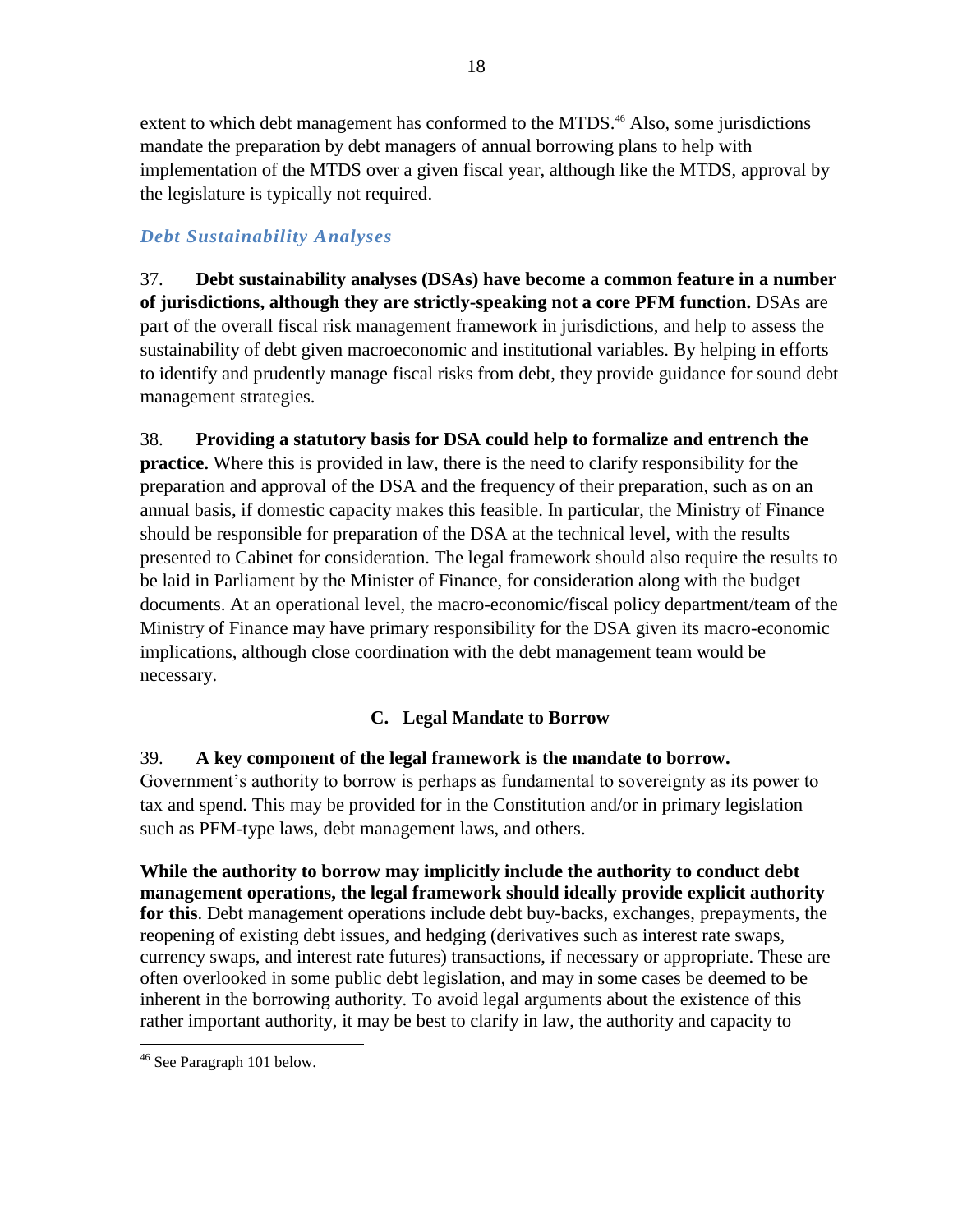extent to which debt management has conformed to the MTDS.[46] Also, some jurisdictions mandate the preparation by debt managers of annual borrowing plans to help with implementation of the MTDS over a given fiscal year, although like the MTDS, approval by the legislature is typically not required.

### *Debt Sustainability Analyses*

37. **Debt sustainability analyses (DSAs) have become a common feature in a number of jurisdictions, although they are strictly-speaking not a core PFM function.** DSAs are part of the overall fiscal risk management framework in jurisdictions, and help to assess the sustainability of debt given macroeconomic and institutional variables. By helping in efforts to identify and prudently manage fiscal risks from debt, they provide guidance for sound debt management strategies.

38. **Providing a statutory basis for DSA could help to formalize and entrench the practice.** Where this is provided in law, there is the need to clarify responsibility for the preparation and approval of the DSA and the frequency of their preparation, such as on an annual basis, if domestic capacity makes this feasible. In particular, the Ministry of Finance should be responsible for preparation of the DSA at the technical level, with the results presented to Cabinet for consideration. The legal framework should also require the results to be laid in Parliament by the Minister of Finance, for consideration along with the budget documents. At an operational level, the macro-economic/fiscal policy department/team of the Ministry of Finance may have primary responsibility for the DSA given its macro-economic implications, although close coordination with the debt management team would be necessary.

## C. Legal Mandate to Borrow

39. **A key component of the legal framework is the mandate to borrow.** Government's authority to borrow is perhaps as fundamental to sovereignty as its power to tax and spend. This may be provided for in the Constitution and/or in primary legislation such as PFM-type laws, debt management laws, and others.

**While the authority to borrow may implicitly include the authority to conduct debt management operations, the legal framework should ideally provide explicit authority for this**. Debt management operations include debt buy-backs, exchanges, prepayments, the reopening of existing debt issues, and hedging (derivatives such as interest rate swaps, currency swaps, and interest rate futures) transactions, if necessary or appropriate. These are often overlooked in some public debt legislation, and may in some cases be deemed to be inherent in the borrowing authority. To avoid legal arguments about the existence of this rather important authority, it may be best to clarify in law, the authority and capacity to

---

[46] See Paragraph 101 below.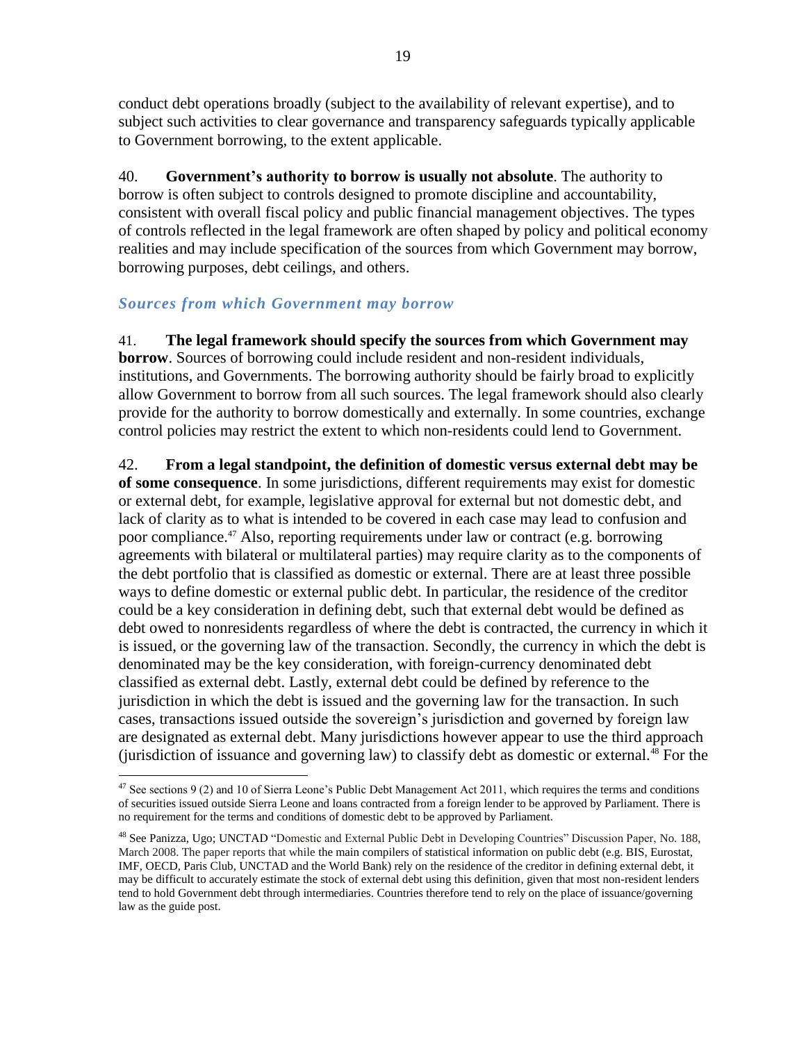conduct debt operations broadly (subject to the availability of relevant expertise), and to subject such activities to clear governance and transparency safeguards typically applicable to Government borrowing, to the extent applicable.

40. **Government's authority to borrow is usually not absolute**. The authority to borrow is often subject to controls designed to promote discipline and accountability, consistent with overall fiscal policy and public financial management objectives. The types of controls reflected in the legal framework are often shaped by policy and political economy realities and may include specification of the sources from which Government may borrow, borrowing purposes, debt ceilings, and others.

### *Sources from which Government may borrow*

41. **The legal framework should specify the sources from which Government may borrow**. Sources of borrowing could include resident and non-resident individuals, institutions, and Governments. The borrowing authority should be fairly broad to explicitly allow Government to borrow from all such sources. The legal framework should also clearly provide for the authority to borrow domestically and externally. In some countries, exchange control policies may restrict the extent to which non-residents could lend to Government.

42. **From a legal standpoint, the definition of domestic versus external debt may be of some consequence**. In some jurisdictions, different requirements may exist for domestic or external debt, for example, legislative approval for external but not domestic debt, and lack of clarity as to what is intended to be covered in each case may lead to confusion and poor compliance.[47] Also, reporting requirements under law or contract (e.g. borrowing agreements with bilateral or multilateral parties) may require clarity as to the components of the debt portfolio that is classified as domestic or external. There are at least three possible ways to define domestic or external public debt. In particular, the residence of the creditor could be a key consideration in defining debt, such that external debt would be defined as debt owed to nonresidents regardless of where the debt is contracted, the currency in which it is issued, or the governing law of the transaction. Secondly, the currency in which the debt is denominated may be the key consideration, with foreign-currency denominated debt classified as external debt. Lastly, external debt could be defined by reference to the jurisdiction in which the debt is issued and the governing law for the transaction. In such cases, transactions issued outside the sovereign's jurisdiction and governed by foreign law are designated as external debt. Many jurisdictions however appear to use the third approach (jurisdiction of issuance and governing law) to classify debt as domestic or external.[48] For the

---

[47] See sections 9 (2) and 10 of Sierra Leone's Public Debt Management Act 2011, which requires the terms and conditions of securities issued outside Sierra Leone and loans contracted from a foreign lender to be approved by Parliament. There is no requirement for the terms and conditions of domestic debt to be approved by Parliament.

[48] See Panizza, Ugo; UNCTAD "Domestic and External Public Debt in Developing Countries" Discussion Paper, No. 188, March 2008. The paper reports that while the main compilers of statistical information on public debt (e.g. BIS, Eurostat, IMF, OECD, Paris Club, UNCTAD and the World Bank) rely on the residence of the creditor in defining external debt, it may be difficult to accurately estimate the stock of external debt using this definition, given that most non-resident lenders tend to hold Government debt through intermediaries. Countries therefore tend to rely on the place of issuance/governing law as the guide post.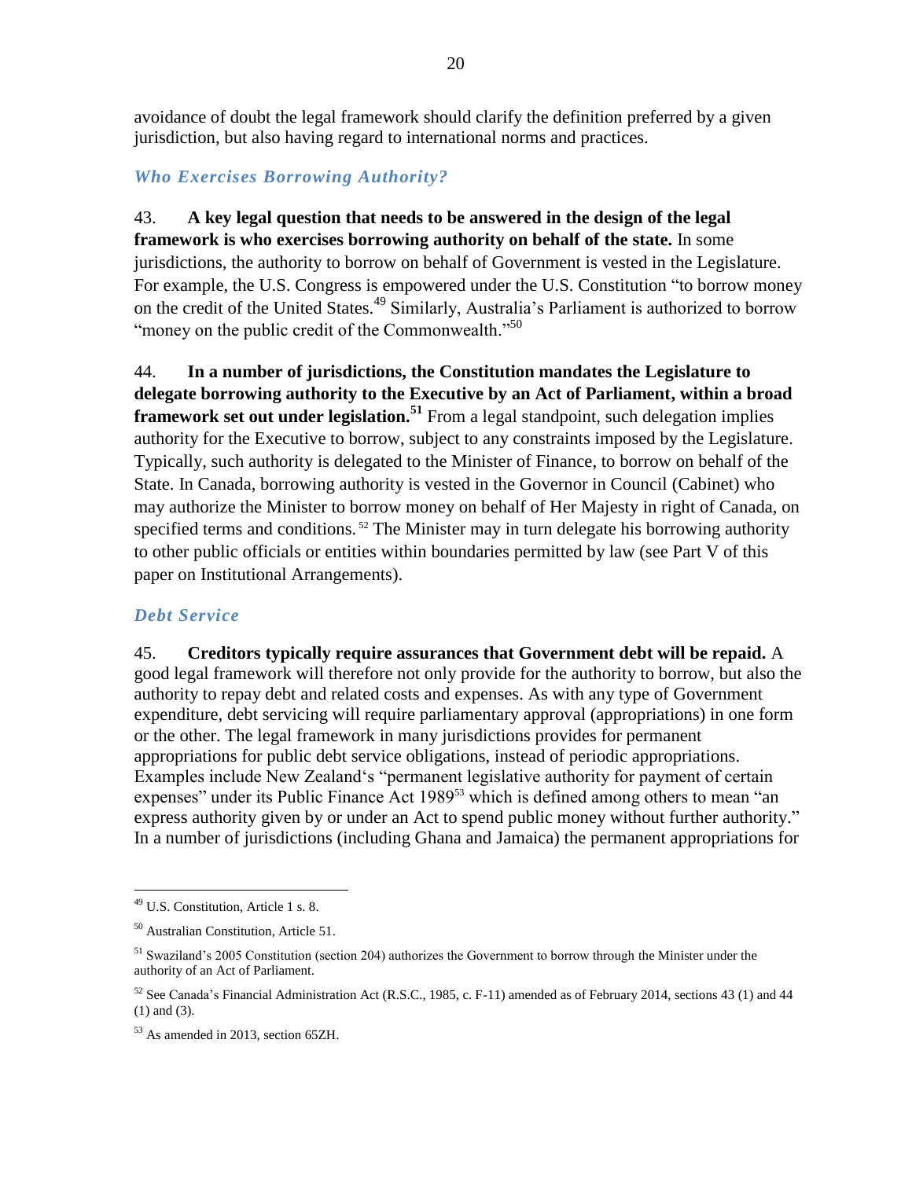avoidance of doubt the legal framework should clarify the definition preferred by a given jurisdiction, but also having regard to international norms and practices.

### *Who Exercises Borrowing Authority?*

43. **A key legal question that needs to be answered in the design of the legal framework is who exercises borrowing authority on behalf of the state.** In some jurisdictions, the authority to borrow on behalf of Government is vested in the Legislature. For example, the U.S. Congress is empowered under the U.S. Constitution "to borrow money on the credit of the United States.[49] Similarly, Australia's Parliament is authorized to borrow "money on the public credit of the Commonwealth."[50]

44. **In a number of jurisdictions, the Constitution mandates the Legislature to delegate borrowing authority to the Executive by an Act of Parliament, within a broad framework set out under legislation.[51]** From a legal standpoint, such delegation implies authority for the Executive to borrow, subject to any constraints imposed by the Legislature. Typically, such authority is delegated to the Minister of Finance, to borrow on behalf of the State. In Canada, borrowing authority is vested in the Governor in Council (Cabinet) who may authorize the Minister to borrow money on behalf of Her Majesty in right of Canada, on specified terms and conditions.[52] The Minister may in turn delegate his borrowing authority to other public officials or entities within boundaries permitted by law (see Part V of this paper on Institutional Arrangements).

### *Debt Service*

45. **Creditors typically require assurances that Government debt will be repaid.** A good legal framework will therefore not only provide for the authority to borrow, but also the authority to repay debt and related costs and expenses. As with any type of Government expenditure, debt servicing will require parliamentary approval (appropriations) in one form or the other. The legal framework in many jurisdictions provides for permanent appropriations for public debt service obligations, instead of periodic appropriations. Examples include New Zealand's "permanent legislative authority for payment of certain expenses" under its Public Finance Act 1989[53] which is defined among others to mean "an express authority given by or under an Act to spend public money without further authority." In a number of jurisdictions (including Ghana and Jamaica) the permanent appropriations for

---

[49] U.S. Constitution, Article 1 s. 8.

[50] Australian Constitution, Article 51.

[51] Swaziland's 2005 Constitution (section 204) authorizes the Government to borrow through the Minister under the authority of an Act of Parliament.

[52] See Canada's Financial Administration Act (R.S.C., 1985, c. F-11) amended as of February 2014, sections 43 (1) and 44 (1) and (3).

[53] As amended in 2013, section 65ZH.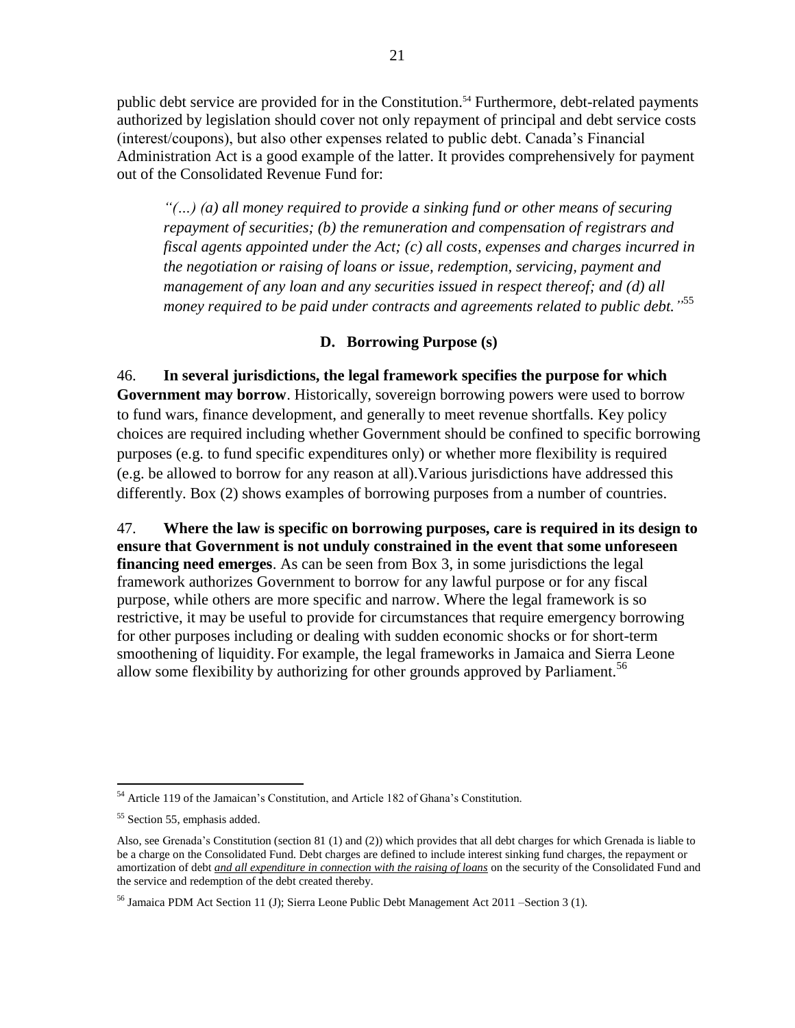public debt service are provided for in the Constitution.[54] Furthermore, debt-related payments authorized by legislation should cover not only repayment of principal and debt service costs (interest/coupons), but also other expenses related to public debt. Canada's Financial Administration Act is a good example of the latter. It provides comprehensively for payment out of the Consolidated Revenue Fund for:

> *"(...) (a) all money required to provide a sinking fund or other means of securing repayment of securities; (b) the remuneration and compensation of registrars and fiscal agents appointed under the Act; (c) all costs, expenses and charges incurred in the negotiation or raising of loans or issue, redemption, servicing, payment and management of any loan and any securities issued in respect thereof; and (d) all money required to be paid under contracts and agreements related to public debt."*[55]

## D. Borrowing Purpose (s)

46. **In several jurisdictions, the legal framework specifies the purpose for which Government may borrow**. Historically, sovereign borrowing powers were used to borrow to fund wars, finance development, and generally to meet revenue shortfalls. Key policy choices are required including whether Government should be confined to specific borrowing purposes (e.g. to fund specific expenditures only) or whether more flexibility is required (e.g. be allowed to borrow for any reason at all).Various jurisdictions have addressed this differently. Box (2) shows examples of borrowing purposes from a number of countries.

47. **Where the law is specific on borrowing purposes, care is required in its design to ensure that Government is not unduly constrained in the event that some unforeseen financing need emerges**. As can be seen from Box 3, in some jurisdictions the legal framework authorizes Government to borrow for any lawful purpose or for any fiscal purpose, while others are more specific and narrow. Where the legal framework is so restrictive, it may be useful to provide for circumstances that require emergency borrowing for other purposes including or dealing with sudden economic shocks or for short-term smoothening of liquidity. For example, the legal frameworks in Jamaica and Sierra Leone allow some flexibility by authorizing for other grounds approved by Parliament.[56]

---

[54] Article 119 of the Jamaican's Constitution, and Article 182 of Ghana's Constitution.

[55] Section 55, emphasis added.

Also, see Grenada's Constitution (section 81 (1) and (2)) which provides that all debt charges for which Grenada is liable to be a charge on the Consolidated Fund. Debt charges are defined to include interest sinking fund charges, the repayment or amortization of debt ***and all expenditure in connection with the raising of loans*** on the security of the Consolidated Fund and the service and redemption of the debt created thereby.

[56] Jamaica PDM Act Section 11 (J); Sierra Leone Public Debt Management Act 2011 –Section 3 (1).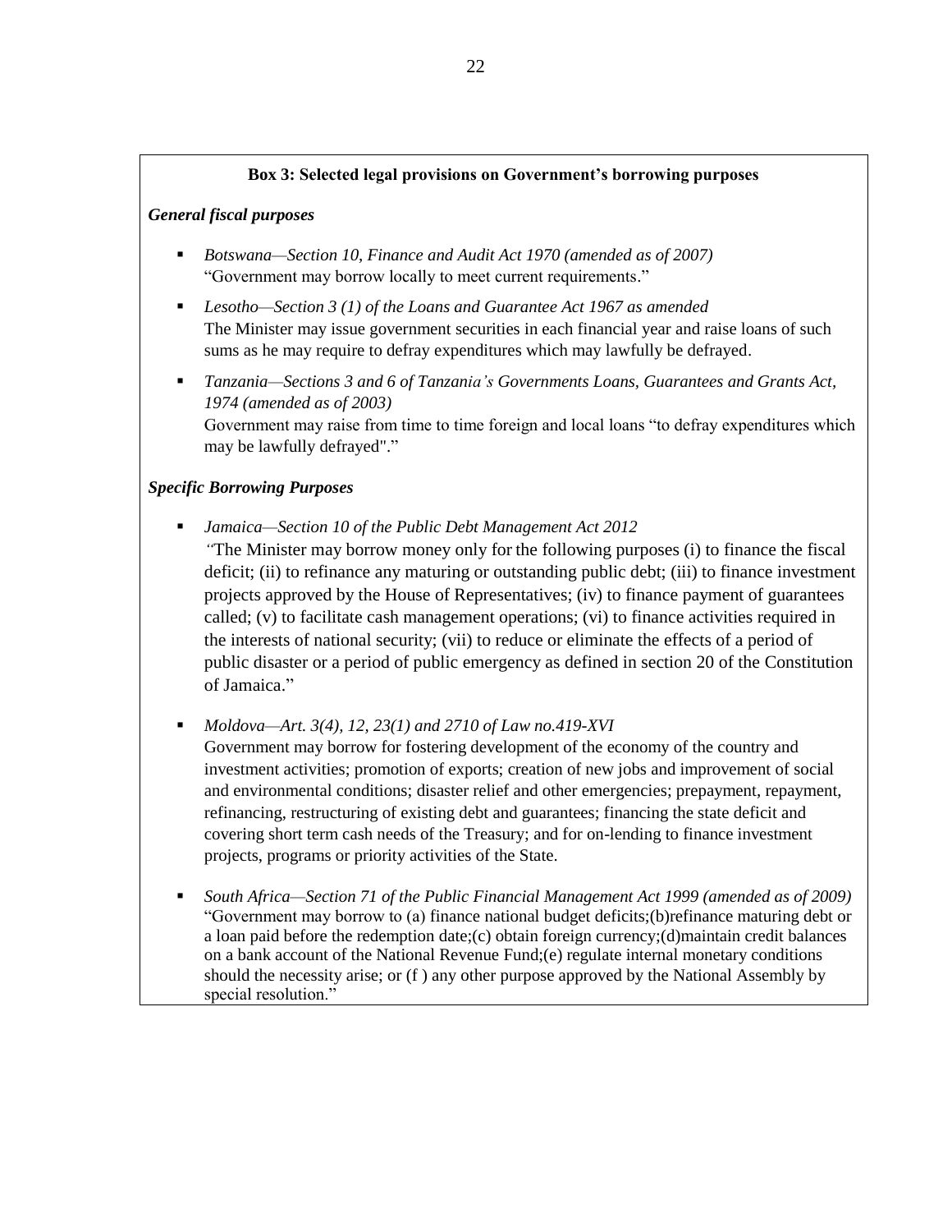**Box 3: Selected legal provisions on Government's borrowing purposes**

***General fiscal purposes***

- *Botswana—Section 10, Finance and Audit Act 1970 (amended as of 2007)*
  "Government may borrow locally to meet current requirements."
- *Lesotho—Section 3 (1) of the Loans and Guarantee Act 1967 as amended*
  The Minister may issue government securities in each financial year and raise loans of such sums as he may require to defray expenditures which may lawfully be defrayed.
- *Tanzania—Sections 3 and 6 of Tanzania's Governments Loans, Guarantees and Grants Act, 1974 (amended as of 2003)*
  Government may raise from time to time foreign and local loans "to defray expenditures which may be lawfully defrayed"."

***Specific Borrowing Purposes***

- *Jamaica—Section 10 of the Public Debt Management Act 2012*
  *"*The Minister may borrow money only for the following purposes (i) to finance the fiscal deficit; (ii) to refinance any maturing or outstanding public debt; (iii) to finance investment projects approved by the House of Representatives; (iv) to finance payment of guarantees called; (v) to facilitate cash management operations; (vi) to finance activities required in the interests of national security; (vii) to reduce or eliminate the effects of a period of public disaster or a period of public emergency as defined in section 20 of the Constitution of Jamaica."
- *Moldova—Art. 3(4), 12, 23(1) and 2710 of Law no.419-XVI*
  Government may borrow for fostering development of the economy of the country and investment activities; promotion of exports; creation of new jobs and improvement of social and environmental conditions; disaster relief and other emergencies; prepayment, repayment, refinancing, restructuring of existing debt and guarantees; financing the state deficit and covering short term cash needs of the Treasury; and for on-lending to finance investment projects, programs or priority activities of the State.
- *South Africa—Section 71 of the Public Financial Management Act 1999 (amended as of 2009)*
  "Government may borrow to (a) finance national budget deficits;(b)refinance maturing debt or a loan paid before the redemption date;(c) obtain foreign currency;(d)maintain credit balances on a bank account of the National Revenue Fund;(e) regulate internal monetary conditions should the necessity arise; or (f ) any other purpose approved by the National Assembly by special resolution."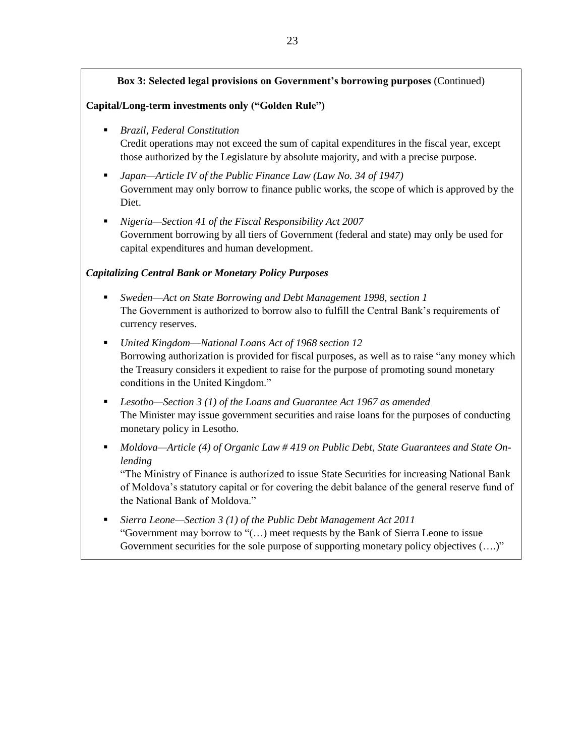**Box 3: Selected legal provisions on Government's borrowing purposes** (Continued)

**Capital/Long-term investments only ("Golden Rule")**

- *Brazil, Federal Constitution*
  Credit operations may not exceed the sum of capital expenditures in the fiscal year, except those authorized by the Legislature by absolute majority, and with a precise purpose.
- *Japan—Article IV of the Public Finance Law (Law No. 34 of 1947)*
  Government may only borrow to finance public works, the scope of which is approved by the Diet.
- *Nigeria—Section 41 of the Fiscal Responsibility Act 2007*
  Government borrowing by all tiers of Government (federal and state) may only be used for capital expenditures and human development.

***Capitalizing Central Bank or Monetary Policy Purposes***

- *Sweden—Act on State Borrowing and Debt Management 1998, section 1*
  The Government is authorized to borrow also to fulfill the Central Bank's requirements of currency reserves.
- *United Kingdom—National Loans Act of 1968 section 12*
  Borrowing authorization is provided for fiscal purposes, as well as to raise "any money which the Treasury considers it expedient to raise for the purpose of promoting sound monetary conditions in the United Kingdom."
- *Lesotho—Section 3 (1) of the Loans and Guarantee Act 1967 as amended*
  The Minister may issue government securities and raise loans for the purposes of conducting monetary policy in Lesotho.
- *Moldova—Article (4) of Organic Law # 419 on Public Debt, State Guarantees and State On-lending*
  "The Ministry of Finance is authorized to issue State Securities for increasing National Bank of Moldova's statutory capital or for covering the debit balance of the general reserve fund of the National Bank of Moldova."
- *Sierra Leone—Section 3 (1) of the Public Debt Management Act 2011*
  "Government may borrow to "(…) meet requests by the Bank of Sierra Leone to issue Government securities for the sole purpose of supporting monetary policy objectives (….)"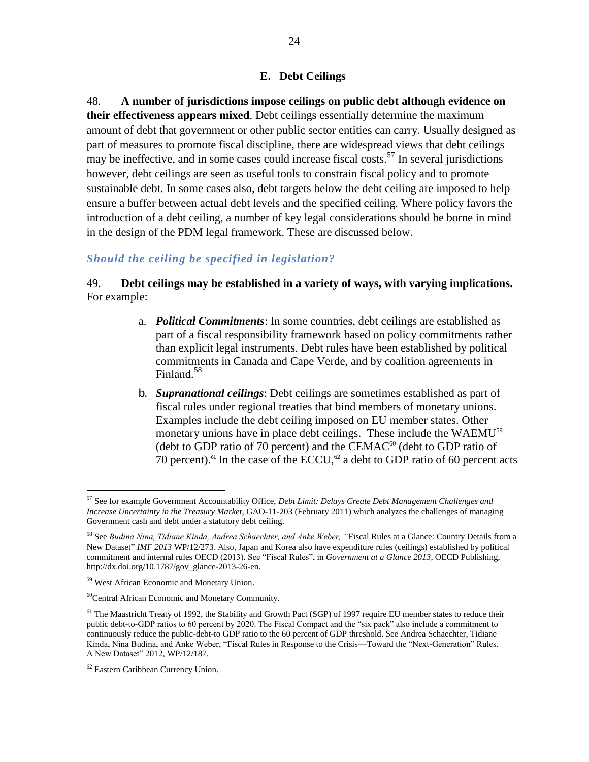## E. Debt Ceilings

48. **A number of jurisdictions impose ceilings on public debt although evidence on their effectiveness appears mixed**. Debt ceilings essentially determine the maximum amount of debt that government or other public sector entities can carry. Usually designed as part of measures to promote fiscal discipline, there are widespread views that debt ceilings may be ineffective, and in some cases could increase fiscal costs.[57] In several jurisdictions however, debt ceilings are seen as useful tools to constrain fiscal policy and to promote sustainable debt. In some cases also, debt targets below the debt ceiling are imposed to help ensure a buffer between actual debt levels and the specified ceiling. Where policy favors the introduction of a debt ceiling, a number of key legal considerations should be borne in mind in the design of the PDM legal framework. These are discussed below.

### *Should the ceiling be specified in legislation?*

49. **Debt ceilings may be established in a variety of ways, with varying implications.** For example:

a. ***Political Commitments***: In some countries, debt ceilings are established as part of a fiscal responsibility framework based on policy commitments rather than explicit legal instruments. Debt rules have been established by political commitments in Canada and Cape Verde, and by coalition agreements in Finland.[58]

b. ***Supranational ceilings***: Debt ceilings are sometimes established as part of fiscal rules under regional treaties that bind members of monetary unions. Examples include the debt ceiling imposed on EU member states. Other monetary unions have in place debt ceilings. These include the WAEMU[59] (debt to GDP ratio of 70 percent) and the CEMAC[60] (debt to GDP ratio of 70 percent).[61] In the case of the ECCU,[62] a debt to GDP ratio of 60 percent acts

---

[57] See for example Government Accountability Office, *Debt Limit: Delays Create Debt Management Challenges and Increase Uncertainty in the Treasury Market*, GAO-11-203 (February 2011) which analyzes the challenges of managing Government cash and debt under a statutory debt ceiling.

[58] See *Budina Nina, Tidiane Kinda, Andrea Schaechter, and Anke Weber, "*Fiscal Rules at a Glance: Country Details from a New Dataset" *IMF 2013* WP/12/273. Also, Japan and Korea also have expenditure rules (ceilings) established by political commitment and internal rules OECD (2013). See "Fiscal Rules", in *Government at a Glance 2013*, OECD Publishing, http://dx.doi.org/10.1787/gov_glance-2013-26-en.

[59] West African Economic and Monetary Union.

[60] Central African Economic and Monetary Community.

[61] The Maastricht Treaty of 1992, the Stability and Growth Pact (SGP) of 1997 require EU member states to reduce their public debt-to-GDP ratios to 60 percent by 2020. The Fiscal Compact and the "six pack" also include a commitment to continuously reduce the public-debt-to GDP ratio to the 60 percent of GDP threshold. See Andrea Schaechter, Tidiane Kinda, Nina Budina, and Anke Weber, "Fiscal Rules in Response to the Crisis—Toward the "Next-Generation" Rules. A New Dataset" 2012, WP/12/187.

[62] Eastern Caribbean Currency Union.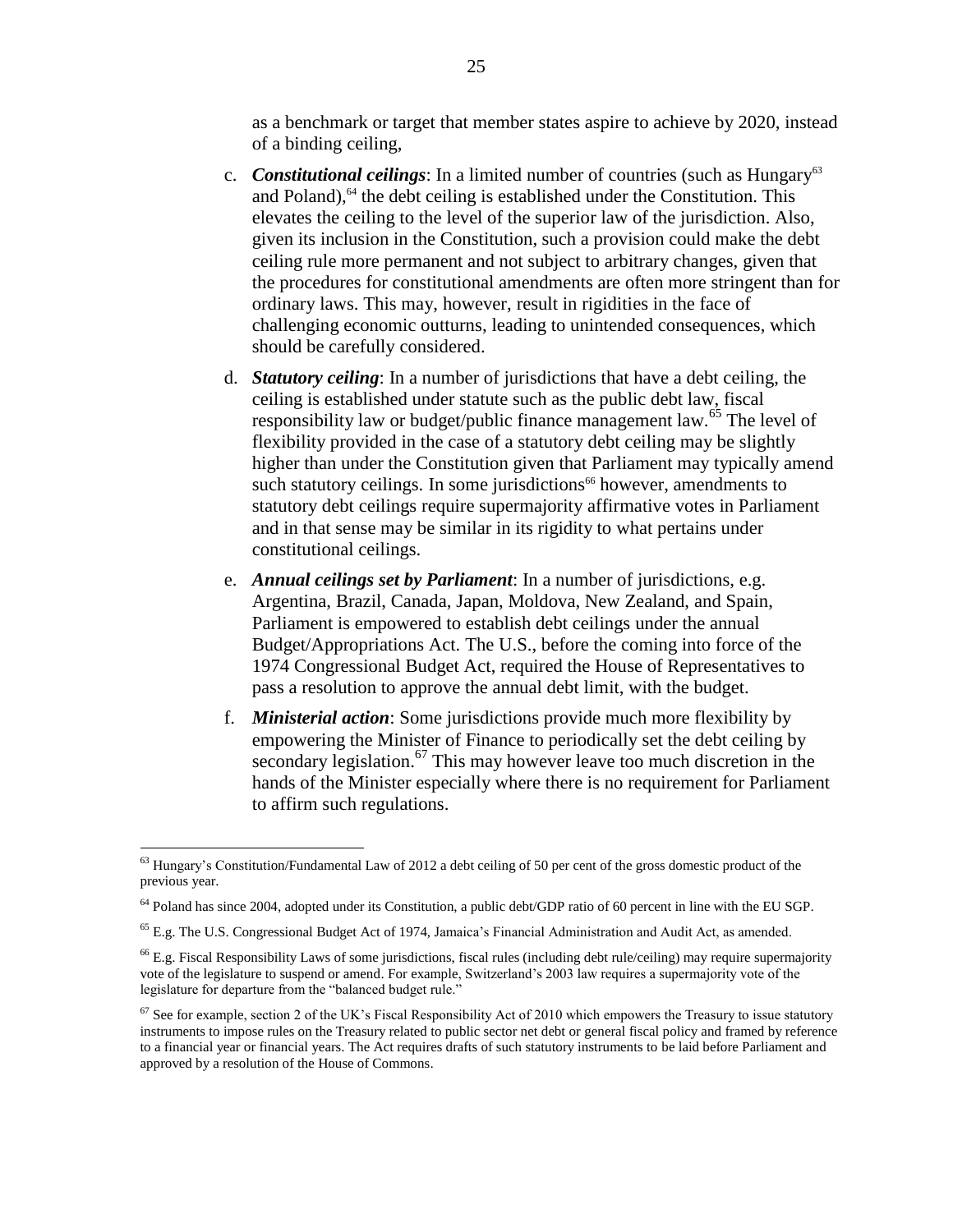as a benchmark or target that member states aspire to achieve by 2020, instead of a binding ceiling,

c. ***Constitutional ceilings***: In a limited number of countries (such as Hungary[63] and Poland),[64] the debt ceiling is established under the Constitution. This elevates the ceiling to the level of the superior law of the jurisdiction. Also, given its inclusion in the Constitution, such a provision could make the debt ceiling rule more permanent and not subject to arbitrary changes, given that the procedures for constitutional amendments are often more stringent than for ordinary laws. This may, however, result in rigidities in the face of challenging economic outturns, leading to unintended consequences, which should be carefully considered.

d. ***Statutory ceiling***: In a number of jurisdictions that have a debt ceiling, the ceiling is established under statute such as the public debt law, fiscal responsibility law or budget/public finance management law.[65] The level of flexibility provided in the case of a statutory debt ceiling may be slightly higher than under the Constitution given that Parliament may typically amend such statutory ceilings. In some jurisdictions[66] however, amendments to statutory debt ceilings require supermajority affirmative votes in Parliament and in that sense may be similar in its rigidity to what pertains under constitutional ceilings.

e. ***Annual ceilings set by Parliament***: In a number of jurisdictions, e.g. Argentina, Brazil, Canada, Japan, Moldova, New Zealand, and Spain, Parliament is empowered to establish debt ceilings under the annual Budget/Appropriations Act. The U.S., before the coming into force of the 1974 Congressional Budget Act, required the House of Representatives to pass a resolution to approve the annual debt limit, with the budget.

f. ***Ministerial action***: Some jurisdictions provide much more flexibility by empowering the Minister of Finance to periodically set the debt ceiling by secondary legislation.[67] This may however leave too much discretion in the hands of the Minister especially where there is no requirement for Parliament to affirm such regulations.

---

[63] Hungary's Constitution/Fundamental Law of 2012 a debt ceiling of 50 per cent of the gross domestic product of the previous year.

[64] Poland has since 2004, adopted under its Constitution, a public debt/GDP ratio of 60 percent in line with the EU SGP.

[65] E.g. The U.S. Congressional Budget Act of 1974, Jamaica's Financial Administration and Audit Act, as amended.

[66] E.g. Fiscal Responsibility Laws of some jurisdictions, fiscal rules (including debt rule/ceiling) may require supermajority vote of the legislature to suspend or amend. For example, Switzerland's 2003 law requires a supermajority vote of the legislature for departure from the "balanced budget rule."

[67] See for example, section 2 of the UK's Fiscal Responsibility Act of 2010 which empowers the Treasury to issue statutory instruments to impose rules on the Treasury related to public sector net debt or general fiscal policy and framed by reference to a financial year or financial years. The Act requires drafts of such statutory instruments to be laid before Parliament and approved by a resolution of the House of Commons.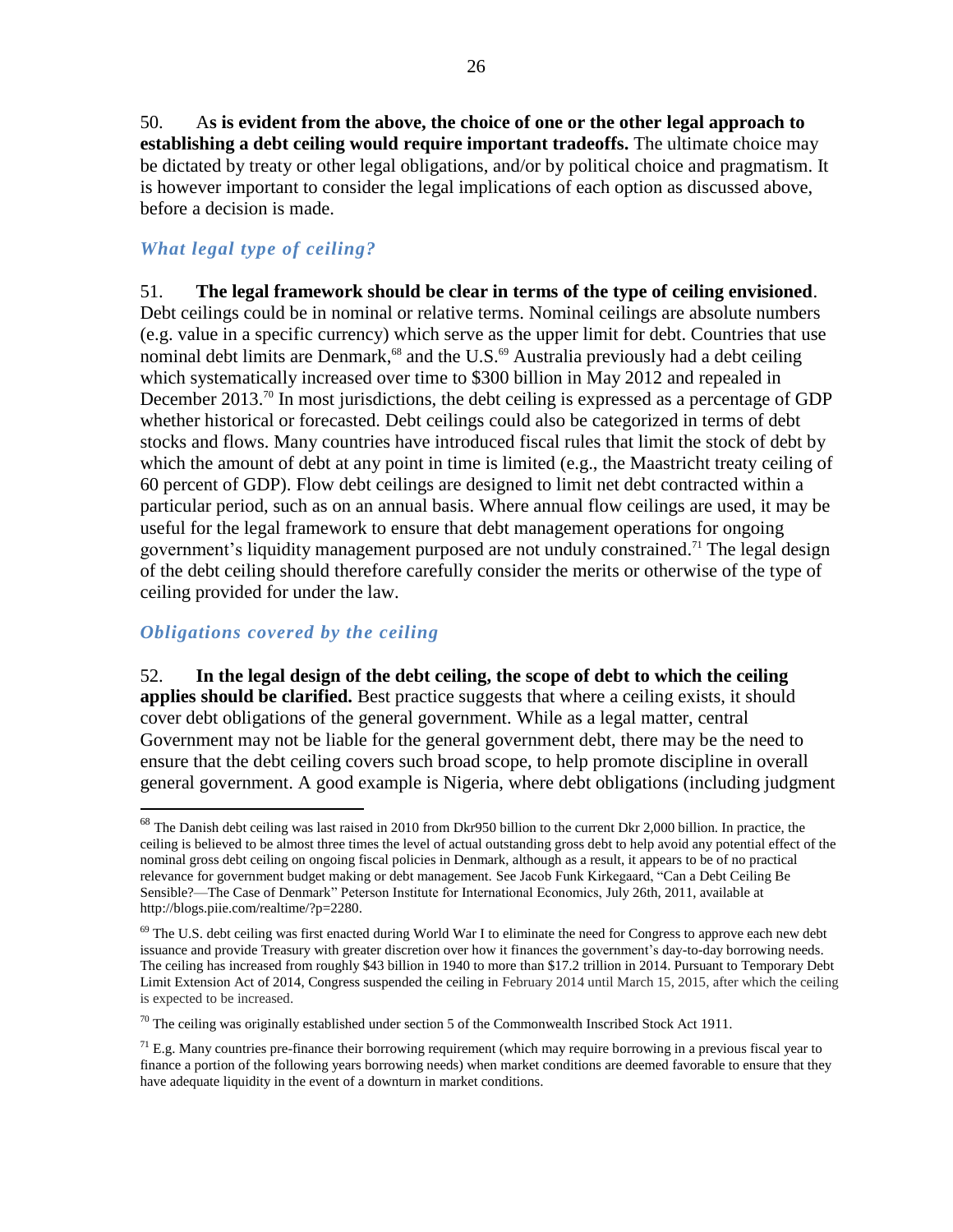50. A**s is evident from the above, the choice of one or the other legal approach to establishing a debt ceiling would require important tradeoffs.** The ultimate choice may be dictated by treaty or other legal obligations, and/or by political choice and pragmatism. It is however important to consider the legal implications of each option as discussed above, before a decision is made.

### *What legal type of ceiling?*

51. **The legal framework should be clear in terms of the type of ceiling envisioned**. Debt ceilings could be in nominal or relative terms. Nominal ceilings are absolute numbers (e.g. value in a specific currency) which serve as the upper limit for debt. Countries that use nominal debt limits are Denmark,[68] and the U.S.[69] Australia previously had a debt ceiling which systematically increased over time to $300 billion in May 2012 and repealed in December 2013.[70] In most jurisdictions, the debt ceiling is expressed as a percentage of GDP whether historical or forecasted. Debt ceilings could also be categorized in terms of debt stocks and flows. Many countries have introduced fiscal rules that limit the stock of debt by which the amount of debt at any point in time is limited (e.g., the Maastricht treaty ceiling of 60 percent of GDP). Flow debt ceilings are designed to limit net debt contracted within a particular period, such as on an annual basis. Where annual flow ceilings are used, it may be useful for the legal framework to ensure that debt management operations for ongoing government's liquidity management purposed are not unduly constrained.[71] The legal design of the debt ceiling should therefore carefully consider the merits or otherwise of the type of ceiling provided for under the law.

### *Obligations covered by the ceiling*

52. **In the legal design of the debt ceiling, the scope of debt to which the ceiling applies should be clarified.** Best practice suggests that where a ceiling exists, it should cover debt obligations of the general government. While as a legal matter, central Government may not be liable for the general government debt, there may be the need to ensure that the debt ceiling covers such broad scope, to help promote discipline in overall general government. A good example is Nigeria, where debt obligations (including judgment

---

[68] The Danish debt ceiling was last raised in 2010 from Dkr950 billion to the current Dkr 2,000 billion. In practice, the ceiling is believed to be almost three times the level of actual outstanding gross debt to help avoid any potential effect of the nominal gross debt ceiling on ongoing fiscal policies in Denmark, although as a result, it appears to be of no practical relevance for government budget making or debt management. See Jacob Funk Kirkegaard, "Can a Debt Ceiling Be Sensible?—The Case of Denmark" Peterson Institute for International Economics, July 26th, 2011, available at http://blogs.piie.com/realtime/?p=2280.

[69] The U.S. debt ceiling was first enacted during World War I to eliminate the need for Congress to approve each new debt issuance and provide Treasury with greater discretion over how it finances the government's day-to-day borrowing needs. The ceiling has increased from roughly $43 billion in 1940 to more than $17.2 trillion in 2014. Pursuant to Temporary Debt Limit Extension Act of 2014, Congress suspended the ceiling in February 2014 until March 15, 2015, after which the ceiling is expected to be increased.

[70] The ceiling was originally established under section 5 of the Commonwealth Inscribed Stock Act 1911.

[71] E.g. Many countries pre-finance their borrowing requirement (which may require borrowing in a previous fiscal year to finance a portion of the following years borrowing needs) when market conditions are deemed favorable to ensure that they have adequate liquidity in the event of a downturn in market conditions.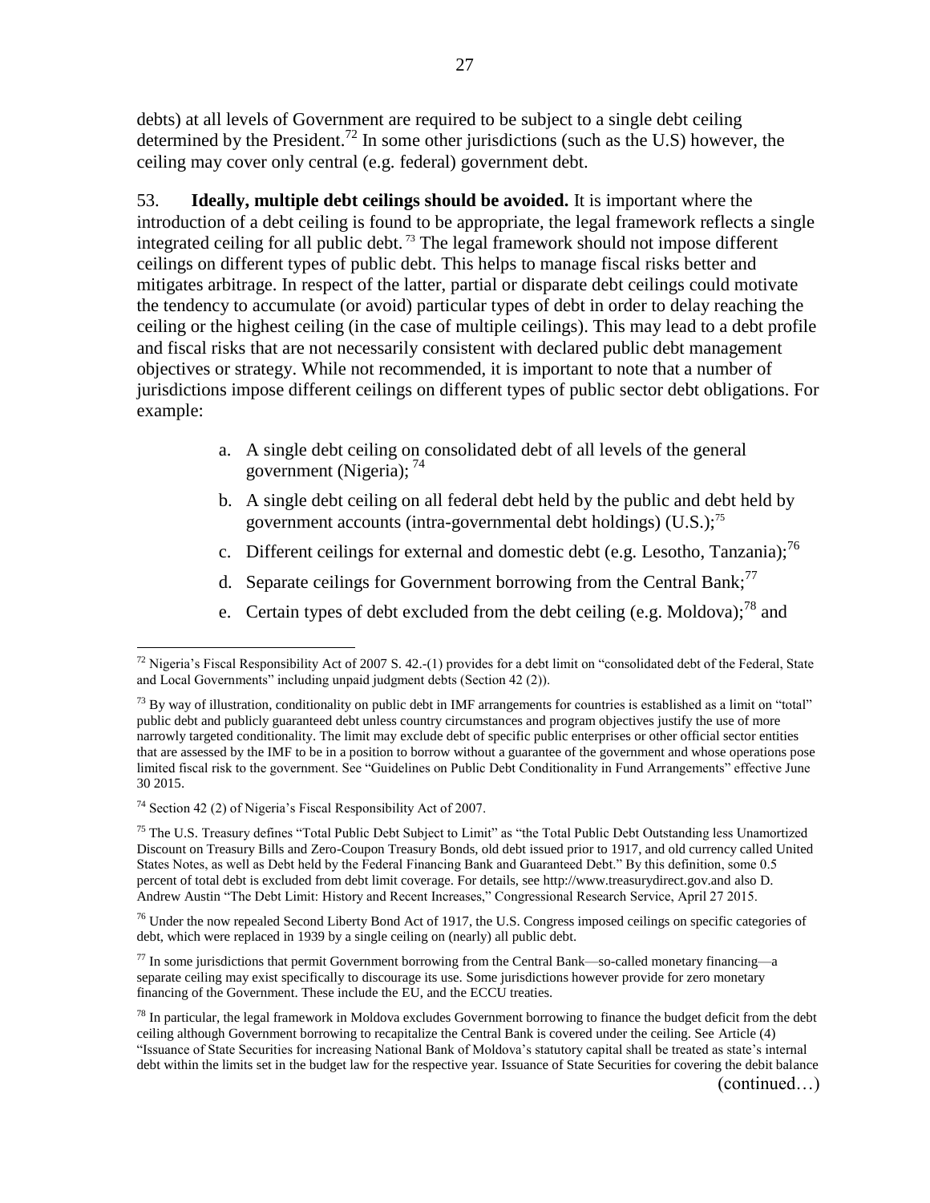debts) at all levels of Government are required to be subject to a single debt ceiling determined by the President.[72] In some other jurisdictions (such as the U.S) however, the ceiling may cover only central (e.g. federal) government debt.

53. **Ideally, multiple debt ceilings should be avoided.** It is important where the introduction of a debt ceiling is found to be appropriate, the legal framework reflects a single integrated ceiling for all public debt.[73] The legal framework should not impose different ceilings on different types of public debt. This helps to manage fiscal risks better and mitigates arbitrage. In respect of the latter, partial or disparate debt ceilings could motivate the tendency to accumulate (or avoid) particular types of debt in order to delay reaching the ceiling or the highest ceiling (in the case of multiple ceilings). This may lead to a debt profile and fiscal risks that are not necessarily consistent with declared public debt management objectives or strategy. While not recommended, it is important to note that a number of jurisdictions impose different ceilings on different types of public sector debt obligations. For example:

a. A single debt ceiling on consolidated debt of all levels of the general government (Nigeria);[74]

b. A single debt ceiling on all federal debt held by the public and debt held by government accounts (intra-governmental debt holdings) (U.S.);[75]

c. Different ceilings for external and domestic debt (e.g. Lesotho, Tanzania);[76]

d. Separate ceilings for Government borrowing from the Central Bank;[77]

e. Certain types of debt excluded from the debt ceiling (e.g. Moldova);[78] and

---

[72] Nigeria's Fiscal Responsibility Act of 2007 S. 42.-(1) provides for a debt limit on "consolidated debt of the Federal, State and Local Governments" including unpaid judgment debts (Section 42 (2)).

[73] By way of illustration, conditionality on public debt in IMF arrangements for countries is established as a limit on "total" public debt and publicly guaranteed debt unless country circumstances and program objectives justify the use of more narrowly targeted conditionality. The limit may exclude debt of specific public enterprises or other official sector entities that are assessed by the IMF to be in a position to borrow without a guarantee of the government and whose operations pose limited fiscal risk to the government. See "Guidelines on Public Debt Conditionality in Fund Arrangements" effective June 30 2015.

[74] Section 42 (2) of Nigeria's Fiscal Responsibility Act of 2007.

[75] The U.S. Treasury defines "Total Public Debt Subject to Limit" as "the Total Public Debt Outstanding less Unamortized Discount on Treasury Bills and Zero-Coupon Treasury Bonds, old debt issued prior to 1917, and old currency called United States Notes, as well as Debt held by the Federal Financing Bank and Guaranteed Debt." By this definition, some 0.5 percent of total debt is excluded from debt limit coverage. For details, see http://www.treasurydirect.gov.and also D. Andrew Austin "The Debt Limit: History and Recent Increases," Congressional Research Service, April 27 2015.

[76] Under the now repealed Second Liberty Bond Act of 1917, the U.S. Congress imposed ceilings on specific categories of debt, which were replaced in 1939 by a single ceiling on (nearly) all public debt.

[77] In some jurisdictions that permit Government borrowing from the Central Bank—so-called monetary financing—a separate ceiling may exist specifically to discourage its use. Some jurisdictions however provide for zero monetary financing of the Government. These include the EU, and the ECCU treaties.

[78] In particular, the legal framework in Moldova excludes Government borrowing to finance the budget deficit from the debt ceiling although Government borrowing to recapitalize the Central Bank is covered under the ceiling. See Article (4) "Issuance of State Securities for increasing National Bank of Moldova's statutory capital shall be treated as state's internal debt within the limits set in the budget law for the respective year. Issuance of State Securities for covering the debit balance

(continued…)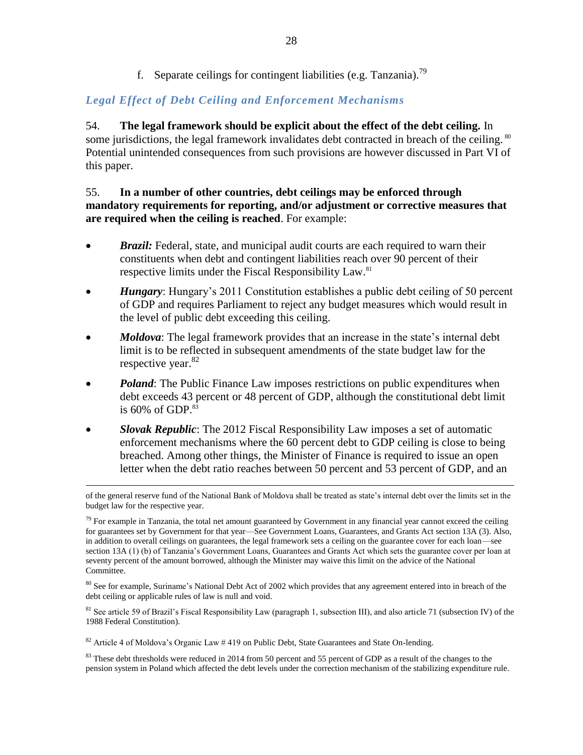f. Separate ceilings for contingent liabilities (e.g. Tanzania).[79]

### *Legal Effect of Debt Ceiling and Enforcement Mechanisms*

54. **The legal framework should be explicit about the effect of the debt ceiling.** In some jurisdictions, the legal framework invalidates debt contracted in breach of the ceiling.[80] Potential unintended consequences from such provisions are however discussed in Part VI of this paper.

55. **In a number of other countries, debt ceilings may be enforced through mandatory requirements for reporting, and/or adjustment or corrective measures that are required when the ceiling is reached**. For example:

- ***Brazil:*** Federal, state, and municipal audit courts are each required to warn their constituents when debt and contingent liabilities reach over 90 percent of their respective limits under the Fiscal Responsibility Law.[81]
- ***Hungary***: Hungary's 2011 Constitution establishes a public debt ceiling of 50 percent of GDP and requires Parliament to reject any budget measures which would result in the level of public debt exceeding this ceiling.
- ***Moldova***: The legal framework provides that an increase in the state's internal debt limit is to be reflected in subsequent amendments of the state budget law for the respective year.[82]
- ***Poland***: The Public Finance Law imposes restrictions on public expenditures when debt exceeds 43 percent or 48 percent of GDP, although the constitutional debt limit is 60% of GDP.[83]
- ***Slovak Republic***: The 2012 Fiscal Responsibility Law imposes a set of automatic enforcement mechanisms where the 60 percent debt to GDP ceiling is close to being breached. Among other things, the Minister of Finance is required to issue an open letter when the debt ratio reaches between 50 percent and 53 percent of GDP, and an

---

of the general reserve fund of the National Bank of Moldova shall be treated as state's internal debt over the limits set in the budget law for the respective year.

[79] For example in Tanzania, the total net amount guaranteed by Government in any financial year cannot exceed the ceiling for guarantees set by Government for that year—See Government Loans, Guarantees, and Grants Act section 13A (3). Also, in addition to overall ceilings on guarantees, the legal framework sets a ceiling on the guarantee cover for each loan—see section 13A (1) (b) of Tanzania's Government Loans, Guarantees and Grants Act which sets the guarantee cover per loan at seventy percent of the amount borrowed, although the Minister may waive this limit on the advice of the National Committee.

[80] See for example, Suriname's National Debt Act of 2002 which provides that any agreement entered into in breach of the debt ceiling or applicable rules of law is null and void.

[81] See article 59 of Brazil's Fiscal Responsibility Law (paragraph 1, subsection III), and also article 71 (subsection IV) of the 1988 Federal Constitution).

[82] Article 4 of Moldova's Organic Law # 419 on Public Debt, State Guarantees and State On-lending.

[83] These debt thresholds were reduced in 2014 from 50 percent and 55 percent of GDP as a result of the changes to the pension system in Poland which affected the debt levels under the correction mechanism of the stabilizing expenditure rule.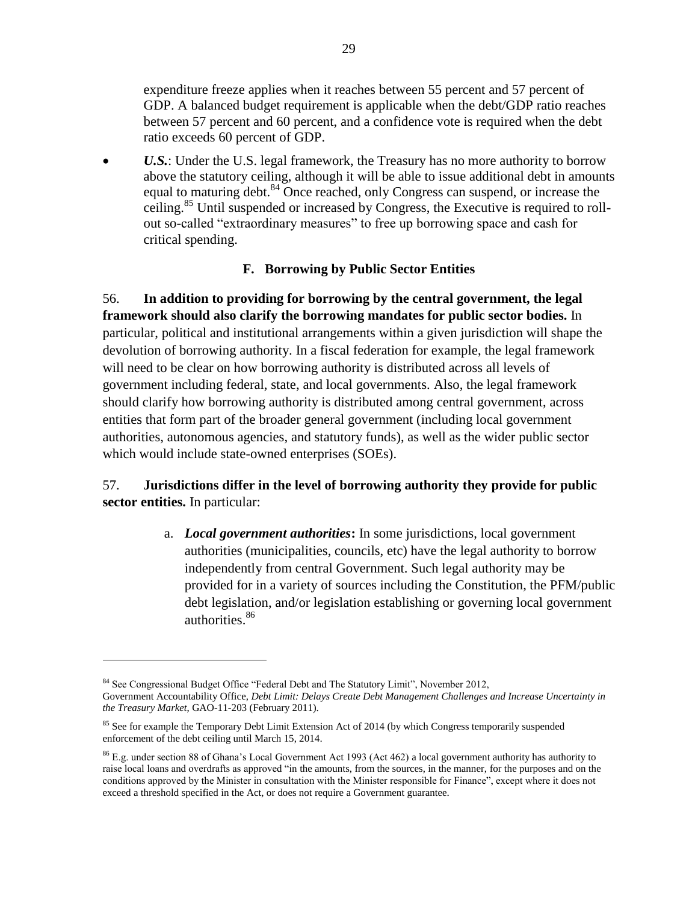expenditure freeze applies when it reaches between 55 percent and 57 percent of GDP. A balanced budget requirement is applicable when the debt/GDP ratio reaches between 57 percent and 60 percent, and a confidence vote is required when the debt ratio exceeds 60 percent of GDP.

- ***U.S.***: Under the U.S. legal framework, the Treasury has no more authority to borrow above the statutory ceiling, although it will be able to issue additional debt in amounts equal to maturing debt.[84] Once reached, only Congress can suspend, or increase the ceiling.[85] Until suspended or increased by Congress, the Executive is required to roll-out so-called "extraordinary measures" to free up borrowing space and cash for critical spending.

### F. Borrowing by Public Sector Entities

56. **In addition to providing for borrowing by the central government, the legal framework should also clarify the borrowing mandates for public sector bodies.** In particular, political and institutional arrangements within a given jurisdiction will shape the devolution of borrowing authority. In a fiscal federation for example, the legal framework will need to be clear on how borrowing authority is distributed across all levels of government including federal, state, and local governments. Also, the legal framework should clarify how borrowing authority is distributed among central government, across entities that form part of the broader general government (including local government authorities, autonomous agencies, and statutory funds), as well as the wider public sector which would include state-owned enterprises (SOEs).

57. **Jurisdictions differ in the level of borrowing authority they provide for public sector entities.** In particular:

a. ***Local government authorities*:** In some jurisdictions, local government authorities (municipalities, councils, etc) have the legal authority to borrow independently from central Government. Such legal authority may be provided for in a variety of sources including the Constitution, the PFM/public debt legislation, and/or legislation establishing or governing local government authorities.[86]

---

[84] See Congressional Budget Office "Federal Debt and The Statutory Limit", November 2012, Government Accountability Office, *Debt Limit: Delays Create Debt Management Challenges and Increase Uncertainty in the Treasury Market*, GAO-11-203 (February 2011).

[85] See for example the Temporary Debt Limit Extension Act of 2014 (by which Congress temporarily suspended enforcement of the debt ceiling until March 15, 2014.

[86] E.g. under section 88 of Ghana's Local Government Act 1993 (Act 462) a local government authority has authority to raise local loans and overdrafts as approved "in the amounts, from the sources, in the manner, for the purposes and on the conditions approved by the Minister in consultation with the Minister responsible for Finance", except where it does not exceed a threshold specified in the Act, or does not require a Government guarantee.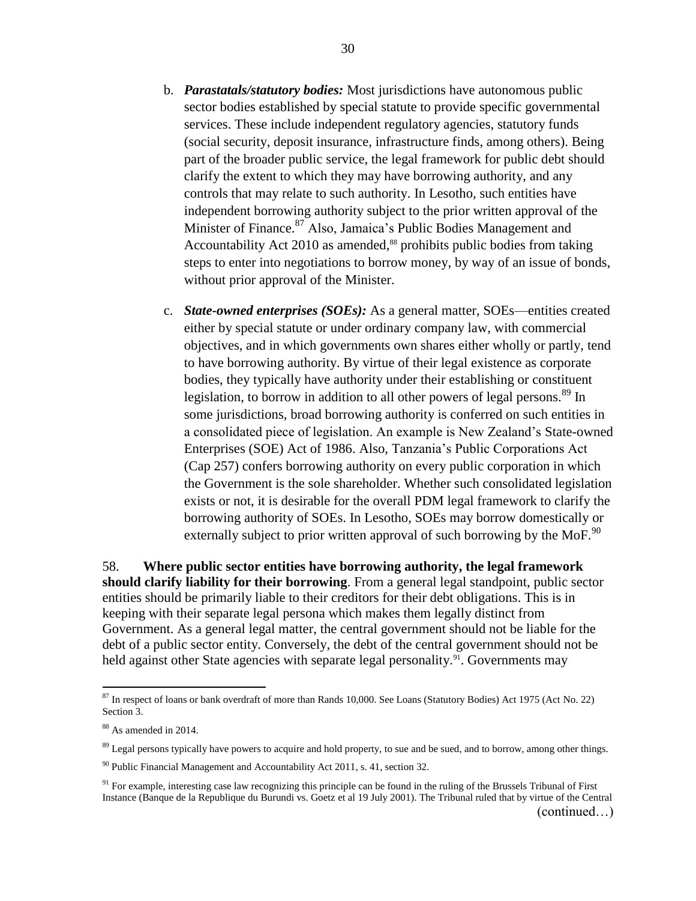b. ***Parastatals/statutory bodies:*** Most jurisdictions have autonomous public sector bodies established by special statute to provide specific governmental services. These include independent regulatory agencies, statutory funds (social security, deposit insurance, infrastructure finds, among others). Being part of the broader public service, the legal framework for public debt should clarify the extent to which they may have borrowing authority, and any controls that may relate to such authority. In Lesotho, such entities have independent borrowing authority subject to the prior written approval of the Minister of Finance.[87] Also, Jamaica's Public Bodies Management and Accountability Act 2010 as amended,[88] prohibits public bodies from taking steps to enter into negotiations to borrow money, by way of an issue of bonds, without prior approval of the Minister.

c. ***State-owned enterprises (SOEs):*** As a general matter, SOEs—entities created either by special statute or under ordinary company law, with commercial objectives, and in which governments own shares either wholly or partly, tend to have borrowing authority. By virtue of their legal existence as corporate bodies, they typically have authority under their establishing or constituent legislation, to borrow in addition to all other powers of legal persons.[89] In some jurisdictions, broad borrowing authority is conferred on such entities in a consolidated piece of legislation. An example is New Zealand's State-owned Enterprises (SOE) Act of 1986. Also, Tanzania's Public Corporations Act (Cap 257) confers borrowing authority on every public corporation in which the Government is the sole shareholder. Whether such consolidated legislation exists or not, it is desirable for the overall PDM legal framework to clarify the borrowing authority of SOEs. In Lesotho, SOEs may borrow domestically or externally subject to prior written approval of such borrowing by the MoF.[90]

58. **Where public sector entities have borrowing authority, the legal framework should clarify liability for their borrowing**. From a general legal standpoint, public sector entities should be primarily liable to their creditors for their debt obligations. This is in keeping with their separate legal persona which makes them legally distinct from Government. As a general legal matter, the central government should not be liable for the debt of a public sector entity. Conversely, the debt of the central government should not be held against other State agencies with separate legal personality.[91]. Governments may

---

[87] In respect of loans or bank overdraft of more than Rands 10,000. See Loans (Statutory Bodies) Act 1975 (Act No. 22) Section 3.

[88] As amended in 2014.

[89] Legal persons typically have powers to acquire and hold property, to sue and be sued, and to borrow, among other things.

[90] Public Financial Management and Accountability Act 2011, s. 41, section 32.

[91] For example, interesting case law recognizing this principle can be found in the ruling of the Brussels Tribunal of First Instance (Banque de la Republique du Burundi vs. Goetz et al 19 July 2001). The Tribunal ruled that by virtue of the Central

(continued…)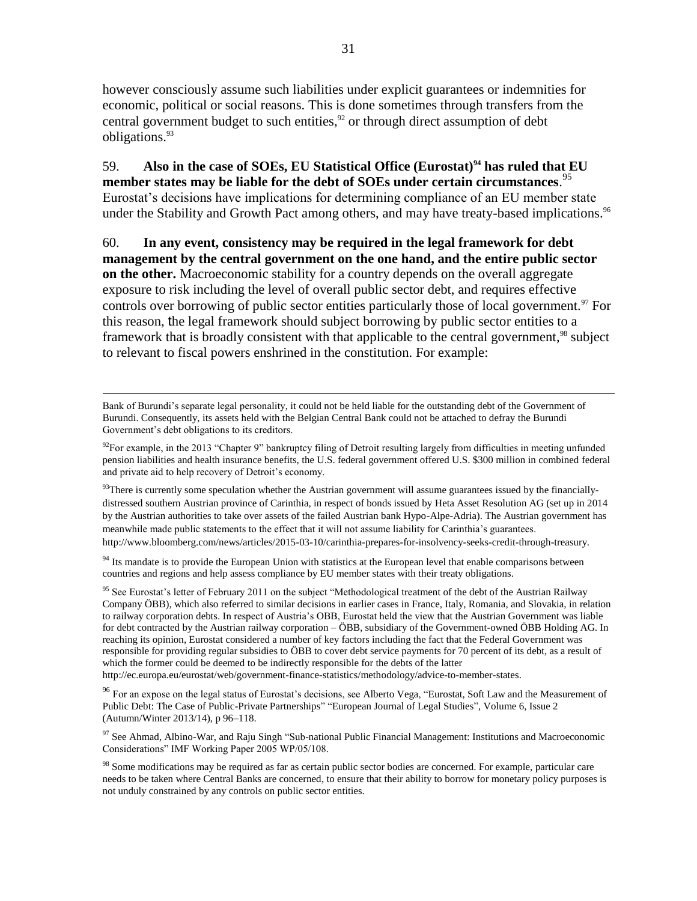however consciously assume such liabilities under explicit guarantees or indemnities for economic, political or social reasons. This is done sometimes through transfers from the central government budget to such entities,[92] or through direct assumption of debt obligations.[93]

59. **Also in the case of SOEs, EU Statistical Office (Eurostat)[94] has ruled that EU member states may be liable for the debt of SOEs under certain circumstances**.[95] Eurostat's decisions have implications for determining compliance of an EU member state under the Stability and Growth Pact among others, and may have treaty-based implications.[96]

60. **In any event, consistency may be required in the legal framework for debt management by the central government on the one hand, and the entire public sector on the other.** Macroeconomic stability for a country depends on the overall aggregate exposure to risk including the level of overall public sector debt, and requires effective controls over borrowing of public sector entities particularly those of local government.[97] For this reason, the legal framework should subject borrowing by public sector entities to a framework that is broadly consistent with that applicable to the central government,[98] subject to relevant to fiscal powers enshrined in the constitution. For example:

---

Bank of Burundi's separate legal personality, it could not be held liable for the outstanding debt of the Government of Burundi. Consequently, its assets held with the Belgian Central Bank could not be attached to defray the Burundi Government's debt obligations to its creditors.

[92] For example, in the 2013 "Chapter 9" bankruptcy filing of Detroit resulting largely from difficulties in meeting unfunded pension liabilities and health insurance benefits, the U.S. federal government offered U.S. $300 million in combined federal and private aid to help recovery of Detroit's economy.

[93] There is currently some speculation whether the Austrian government will assume guarantees issued by the financially-distressed southern Austrian province of Carinthia, in respect of bonds issued by Heta Asset Resolution AG (set up in 2014 by the Austrian authorities to take over assets of the failed Austrian bank Hypo-Alpe-Adria). The Austrian government has meanwhile made public statements to the effect that it will not assume liability for Carinthia's guarantees. http://www.bloomberg.com/news/articles/2015-03-10/carinthia-prepares-for-insolvency-seeks-credit-through-treasury.

[94] Its mandate is to provide the European Union with statistics at the European level that enable comparisons between countries and regions and help assess compliance by EU member states with their treaty obligations.

[95] See Eurostat's letter of February 2011 on the subject "Methodological treatment of the debt of the Austrian Railway Company ÖBB), which also referred to similar decisions in earlier cases in France, Italy, Romania, and Slovakia, in relation to railway corporation debts. In respect of Austria's OBB, Eurostat held the view that the Austrian Government was liable for debt contracted by the Austrian railway corporation – ÖBB, subsidiary of the Government-owned ÖBB Holding AG. In reaching its opinion, Eurostat considered a number of key factors including the fact that the Federal Government was responsible for providing regular subsidies to ÖBB to cover debt service payments for 70 percent of its debt, as a result of which the former could be deemed to be indirectly responsible for the debts of the latter http://ec.europa.eu/eurostat/web/government-finance-statistics/methodology/advice-to-member-states.

[96] For an expose on the legal status of Eurostat's decisions, see Alberto Vega, "Eurostat, Soft Law and the Measurement of Public Debt: The Case of Public-Private Partnerships" "European Journal of Legal Studies", Volume 6, Issue 2 (Autumn/Winter 2013/14), p 96–118.

[97] See Ahmad, Albino-War, and Raju Singh "Sub-national Public Financial Management: Institutions and Macroeconomic Considerations" IMF Working Paper 2005 WP/05/108.

[98] Some modifications may be required as far as certain public sector bodies are concerned. For example, particular care needs to be taken where Central Banks are concerned, to ensure that their ability to borrow for monetary policy purposes is not unduly constrained by any controls on public sector entities.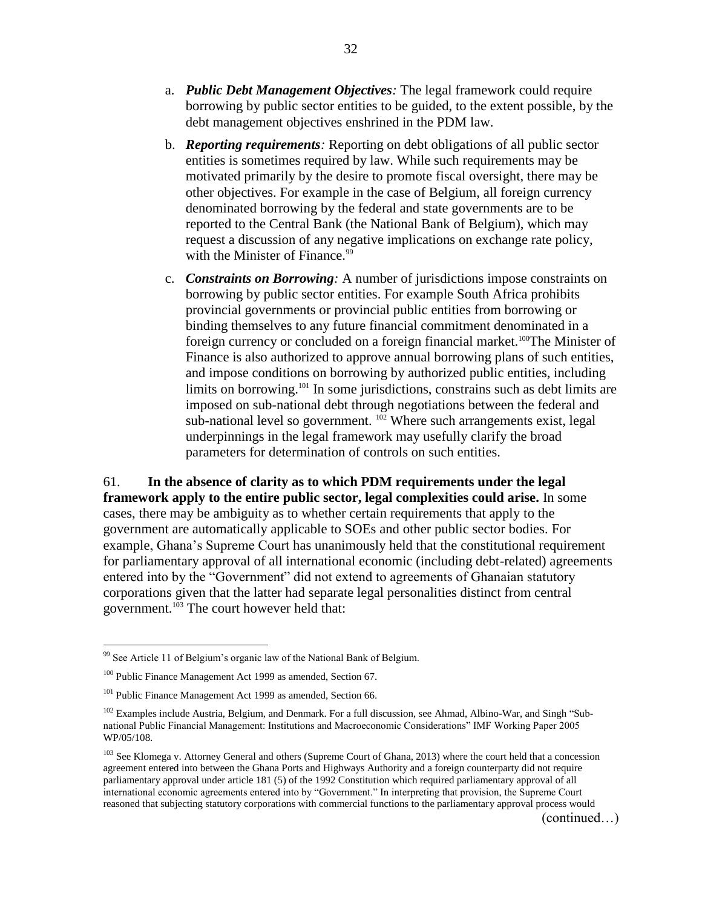a. ***Public Debt Management Objectives:*** The legal framework could require borrowing by public sector entities to be guided, to the extent possible, by the debt management objectives enshrined in the PDM law.

b. ***Reporting requirements:*** Reporting on debt obligations of all public sector entities is sometimes required by law. While such requirements may be motivated primarily by the desire to promote fiscal oversight, there may be other objectives. For example in the case of Belgium, all foreign currency denominated borrowing by the federal and state governments are to be reported to the Central Bank (the National Bank of Belgium), which may request a discussion of any negative implications on exchange rate policy, with the Minister of Finance.[99]

c. ***Constraints on Borrowing:*** A number of jurisdictions impose constraints on borrowing by public sector entities. For example South Africa prohibits provincial governments or provincial public entities from borrowing or binding themselves to any future financial commitment denominated in a foreign currency or concluded on a foreign financial market.[100]The Minister of Finance is also authorized to approve annual borrowing plans of such entities, and impose conditions on borrowing by authorized public entities, including limits on borrowing.[101] In some jurisdictions, constrains such as debt limits are imposed on sub-national debt through negotiations between the federal and sub-national level so government. [102] Where such arrangements exist, legal underpinnings in the legal framework may usefully clarify the broad parameters for determination of controls on such entities.

61. **In the absence of clarity as to which PDM requirements under the legal framework apply to the entire public sector, legal complexities could arise.** In some cases, there may be ambiguity as to whether certain requirements that apply to the government are automatically applicable to SOEs and other public sector bodies. For example, Ghana's Supreme Court has unanimously held that the constitutional requirement for parliamentary approval of all international economic (including debt-related) agreements entered into by the "Government" did not extend to agreements of Ghanaian statutory corporations given that the latter had separate legal personalities distinct from central government.[103] The court however held that:

---

[99] See Article 11 of Belgium's organic law of the National Bank of Belgium.

[100] Public Finance Management Act 1999 as amended, Section 67.

[101] Public Finance Management Act 1999 as amended, Section 66.

[102] Examples include Austria, Belgium, and Denmark. For a full discussion, see Ahmad, Albino-War, and Singh "Sub-national Public Financial Management: Institutions and Macroeconomic Considerations" IMF Working Paper 2005 WP/05/108.

[103] See Klomega v. Attorney General and others (Supreme Court of Ghana, 2013) where the court held that a concession agreement entered into between the Ghana Ports and Highways Authority and a foreign counterparty did not require parliamentary approval under article 181 (5) of the 1992 Constitution which required parliamentary approval of all international economic agreements entered into by "Government." In interpreting that provision, the Supreme Court reasoned that subjecting statutory corporations with commercial functions to the parliamentary approval process would

(continued…)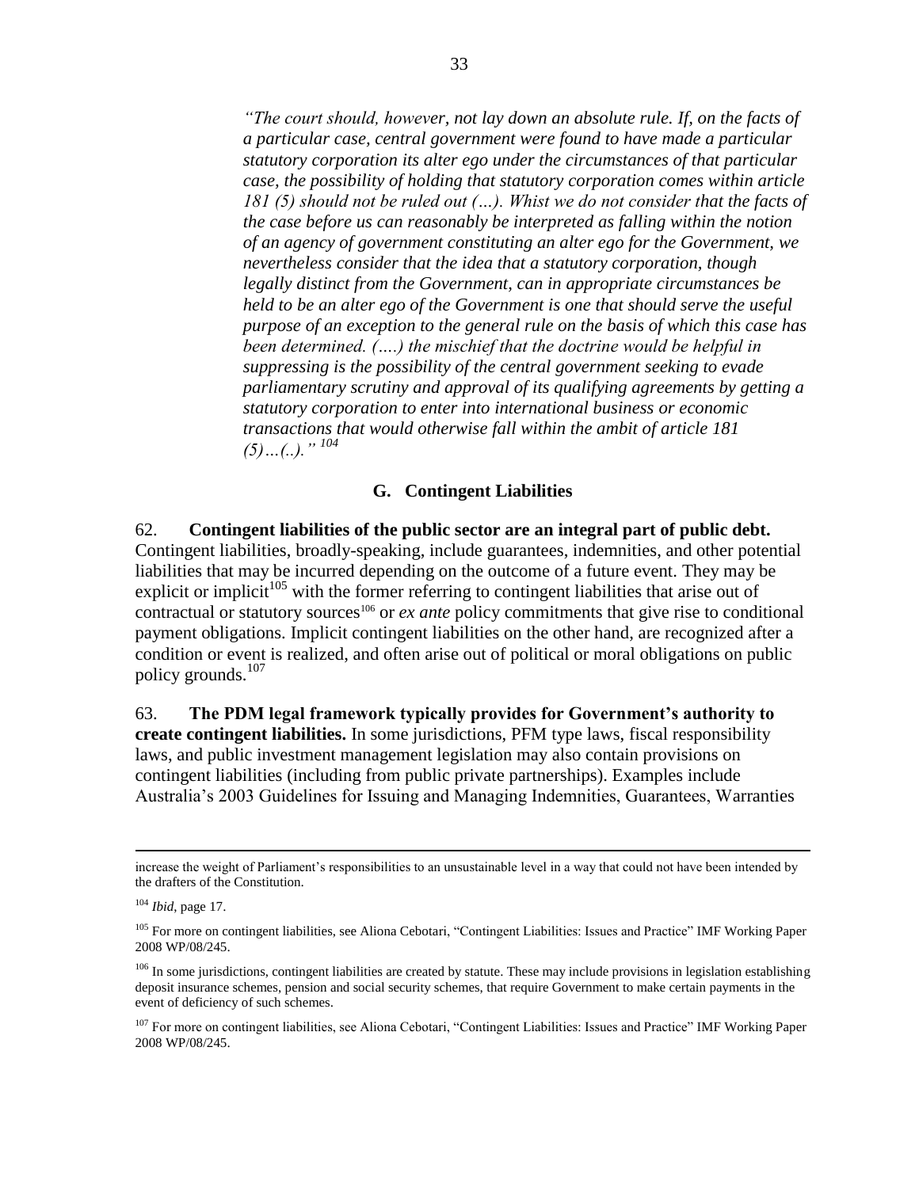> *"The court should, however, not lay down an absolute rule. If, on the facts of a particular case, central government were found to have made a particular statutory corporation its alter ego under the circumstances of that particular case, the possibility of holding that statutory corporation comes within article 181 (5) should not be ruled out (…). Whist we do not consider that the facts of the case before us can reasonably be interpreted as falling within the notion of an agency of government constituting an alter ego for the Government, we nevertheless consider that the idea that a statutory corporation, though legally distinct from the Government, can in appropriate circumstances be held to be an alter ego of the Government is one that should serve the useful purpose of an exception to the general rule on the basis of which this case has been determined. (….) the mischief that the doctrine would be helpful in suppressing is the possibility of the central government seeking to evade parliamentary scrutiny and approval of its qualifying agreements by getting a statutory corporation to enter into international business or economic transactions that would otherwise fall within the ambit of article 181 (5)…(..)."* [104]

### G. Contingent Liabilities

62. **Contingent liabilities of the public sector are an integral part of public debt.** Contingent liabilities, broadly-speaking, include guarantees, indemnities, and other potential liabilities that may be incurred depending on the outcome of a future event. They may be explicit or implicit[105] with the former referring to contingent liabilities that arise out of contractual or statutory sources[106] or *ex ante* policy commitments that give rise to conditional payment obligations. Implicit contingent liabilities on the other hand, are recognized after a condition or event is realized, and often arise out of political or moral obligations on public policy grounds.[107]

63. **The PDM legal framework typically provides for Government's authority to create contingent liabilities.** In some jurisdictions, PFM type laws, fiscal responsibility laws, and public investment management legislation may also contain provisions on contingent liabilities (including from public private partnerships). Examples include Australia's 2003 Guidelines for Issuing and Managing Indemnities, Guarantees, Warranties

---

increase the weight of Parliament's responsibilities to an unsustainable level in a way that could not have been intended by the drafters of the Constitution.

[104] *Ibid*, page 17.

[105] For more on contingent liabilities, see Aliona Cebotari, "Contingent Liabilities: Issues and Practice" IMF Working Paper 2008 WP/08/245.

[106] In some jurisdictions, contingent liabilities are created by statute. These may include provisions in legislation establishing deposit insurance schemes, pension and social security schemes, that require Government to make certain payments in the event of deficiency of such schemes.

[107] For more on contingent liabilities, see Aliona Cebotari, "Contingent Liabilities: Issues and Practice" IMF Working Paper 2008 WP/08/245.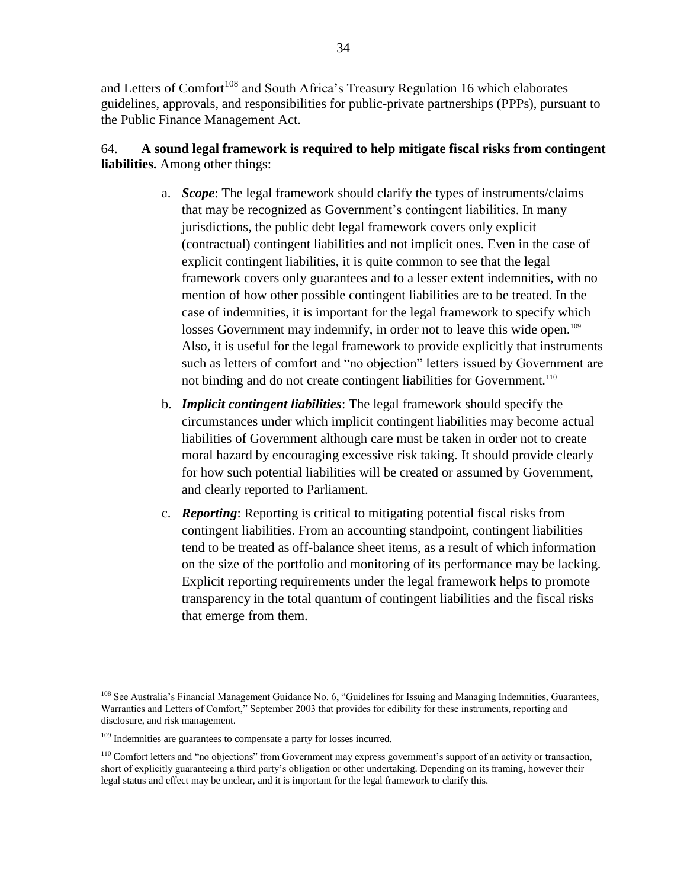and Letters of Comfort[108] and South Africa's Treasury Regulation 16 which elaborates guidelines, approvals, and responsibilities for public-private partnerships (PPPs), pursuant to the Public Finance Management Act.

64. **A sound legal framework is required to help mitigate fiscal risks from contingent liabilities.** Among other things:

a. ***Scope***: The legal framework should clarify the types of instruments/claims that may be recognized as Government's contingent liabilities. In many jurisdictions, the public debt legal framework covers only explicit (contractual) contingent liabilities and not implicit ones. Even in the case of explicit contingent liabilities, it is quite common to see that the legal framework covers only guarantees and to a lesser extent indemnities, with no mention of how other possible contingent liabilities are to be treated. In the case of indemnities, it is important for the legal framework to specify which losses Government may indemnify, in order not to leave this wide open.[109] Also, it is useful for the legal framework to provide explicitly that instruments such as letters of comfort and "no objection" letters issued by Government are not binding and do not create contingent liabilities for Government.[110]

b. ***Implicit contingent liabilities***: The legal framework should specify the circumstances under which implicit contingent liabilities may become actual liabilities of Government although care must be taken in order not to create moral hazard by encouraging excessive risk taking. It should provide clearly for how such potential liabilities will be created or assumed by Government, and clearly reported to Parliament.

c. ***Reporting***: Reporting is critical to mitigating potential fiscal risks from contingent liabilities. From an accounting standpoint, contingent liabilities tend to be treated as off-balance sheet items, as a result of which information on the size of the portfolio and monitoring of its performance may be lacking. Explicit reporting requirements under the legal framework helps to promote transparency in the total quantum of contingent liabilities and the fiscal risks that emerge from them.

---

[108] See Australia's Financial Management Guidance No. 6, "Guidelines for Issuing and Managing Indemnities, Guarantees, Warranties and Letters of Comfort," September 2003 that provides for edibility for these instruments, reporting and disclosure, and risk management.

[109] Indemnities are guarantees to compensate a party for losses incurred.

[110] Comfort letters and "no objections" from Government may express government's support of an activity or transaction, short of explicitly guaranteeing a third party's obligation or other undertaking. Depending on its framing, however their legal status and effect may be unclear, and it is important for the legal framework to clarify this.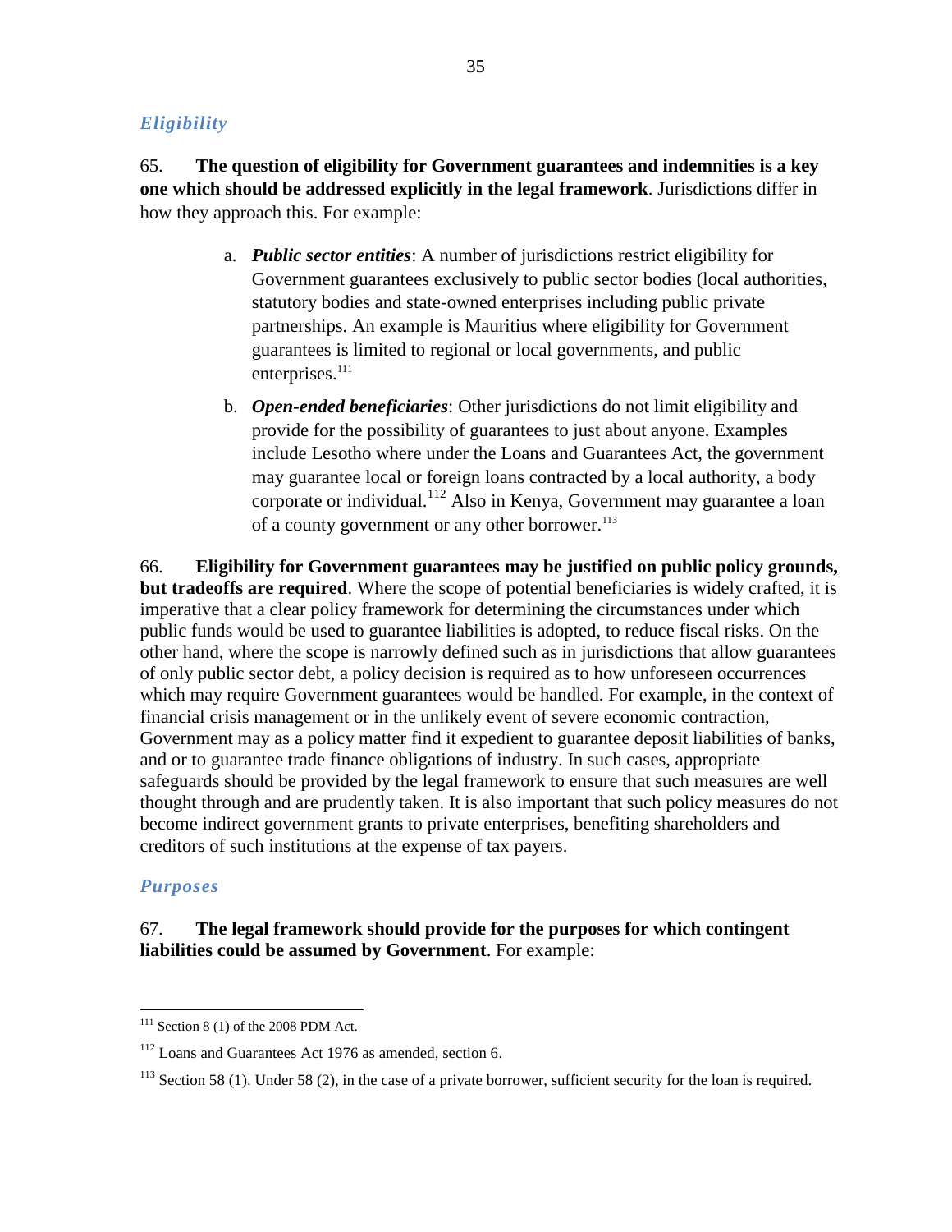### *Eligibility*

65. **The question of eligibility for Government guarantees and indemnities is a key one which should be addressed explicitly in the legal framework**. Jurisdictions differ in how they approach this. For example:

a. ***Public sector entities***: A number of jurisdictions restrict eligibility for Government guarantees exclusively to public sector bodies (local authorities, statutory bodies and state-owned enterprises including public private partnerships. An example is Mauritius where eligibility for Government guarantees is limited to regional or local governments, and public enterprises.[111]

b. ***Open-ended beneficiaries***: Other jurisdictions do not limit eligibility and provide for the possibility of guarantees to just about anyone. Examples include Lesotho where under the Loans and Guarantees Act, the government may guarantee local or foreign loans contracted by a local authority, a body corporate or individual.[112] Also in Kenya, Government may guarantee a loan of a county government or any other borrower.[113]

66. **Eligibility for Government guarantees may be justified on public policy grounds, but tradeoffs are required**. Where the scope of potential beneficiaries is widely crafted, it is imperative that a clear policy framework for determining the circumstances under which public funds would be used to guarantee liabilities is adopted, to reduce fiscal risks. On the other hand, where the scope is narrowly defined such as in jurisdictions that allow guarantees of only public sector debt, a policy decision is required as to how unforeseen occurrences which may require Government guarantees would be handled. For example, in the context of financial crisis management or in the unlikely event of severe economic contraction, Government may as a policy matter find it expedient to guarantee deposit liabilities of banks, and or to guarantee trade finance obligations of industry. In such cases, appropriate safeguards should be provided by the legal framework to ensure that such measures are well thought through and are prudently taken. It is also important that such policy measures do not become indirect government grants to private enterprises, benefiting shareholders and creditors of such institutions at the expense of tax payers.

### *Purposes*

67. **The legal framework should provide for the purposes for which contingent liabilities could be assumed by Government**. For example:

---

[111] Section 8 (1) of the 2008 PDM Act.

[112] Loans and Guarantees Act 1976 as amended, section 6.

[113] Section 58 (1). Under 58 (2), in the case of a private borrower, sufficient security for the loan is required.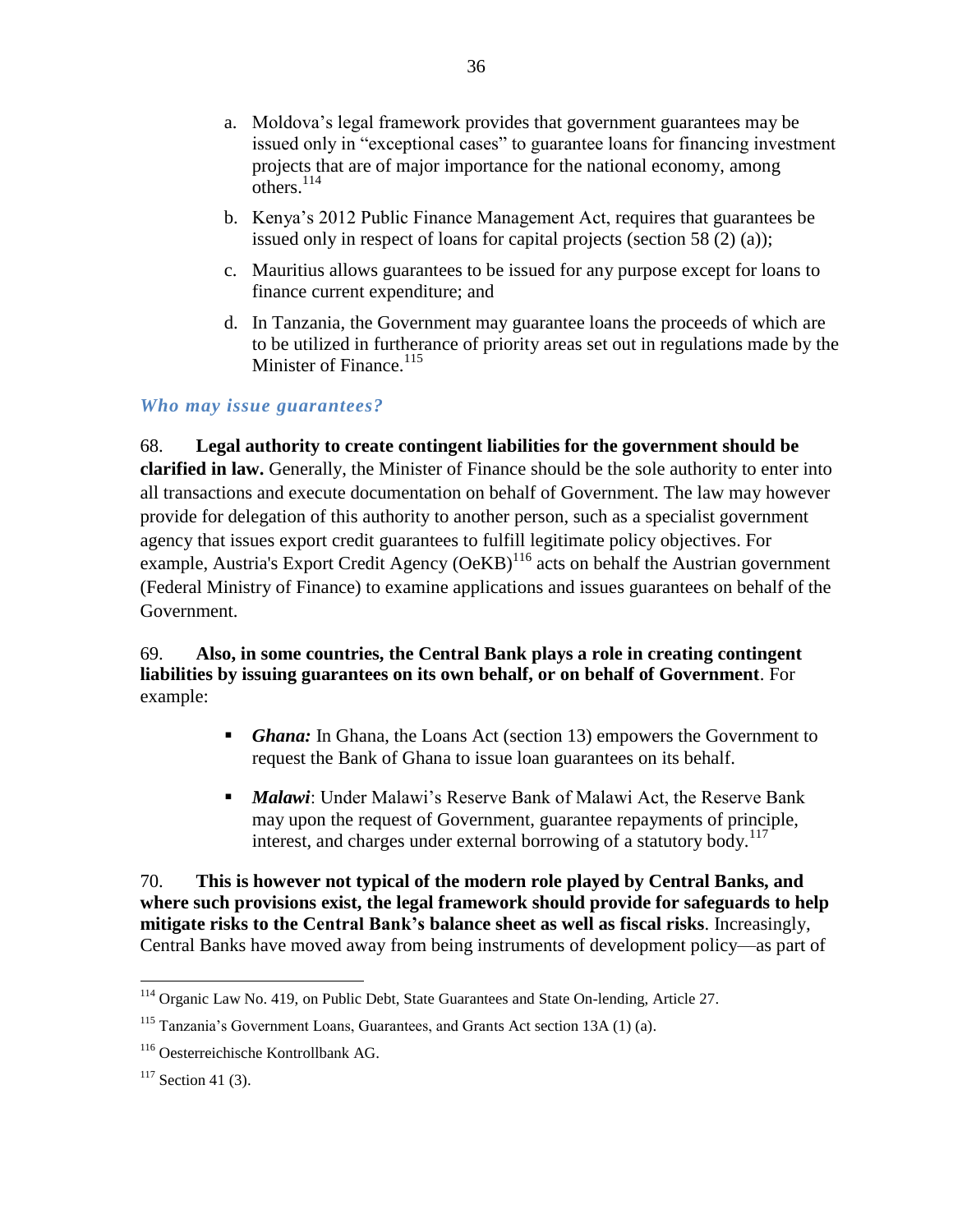a. Moldova's legal framework provides that government guarantees may be issued only in "exceptional cases" to guarantee loans for financing investment projects that are of major importance for the national economy, among others.[114]

b. Kenya's 2012 Public Finance Management Act, requires that guarantees be issued only in respect of loans for capital projects (section 58 (2) (a));

c. Mauritius allows guarantees to be issued for any purpose except for loans to finance current expenditure; and

d. In Tanzania, the Government may guarantee loans the proceeds of which are to be utilized in furtherance of priority areas set out in regulations made by the Minister of Finance.[115]

### *Who may issue guarantees?*

68. **Legal authority to create contingent liabilities for the government should be clarified in law.** Generally, the Minister of Finance should be the sole authority to enter into all transactions and execute documentation on behalf of Government. The law may however provide for delegation of this authority to another person, such as a specialist government agency that issues export credit guarantees to fulfill legitimate policy objectives. For example, Austria's Export Credit Agency (OeKB)[116] acts on behalf the Austrian government (Federal Ministry of Finance) to examine applications and issues guarantees on behalf of the Government.

69. **Also, in some countries, the Central Bank plays a role in creating contingent liabilities by issuing guarantees on its own behalf, or on behalf of Government**. For example:

- ***Ghana:*** In Ghana, the Loans Act (section 13) empowers the Government to request the Bank of Ghana to issue loan guarantees on its behalf.

- ***Malawi***: Under Malawi's Reserve Bank of Malawi Act, the Reserve Bank may upon the request of Government, guarantee repayments of principle, interest, and charges under external borrowing of a statutory body.[117]

70. **This is however not typical of the modern role played by Central Banks, and where such provisions exist, the legal framework should provide for safeguards to help mitigate risks to the Central Bank's balance sheet as well as fiscal risks**. Increasingly, Central Banks have moved away from being instruments of development policy—as part of

---

[114] Organic Law No. 419, on Public Debt, State Guarantees and State On-lending, Article 27.

[115] Tanzania's Government Loans, Guarantees, and Grants Act section 13A (1) (a).

[116] Oesterreichische Kontrollbank AG.

[117] Section 41 (3).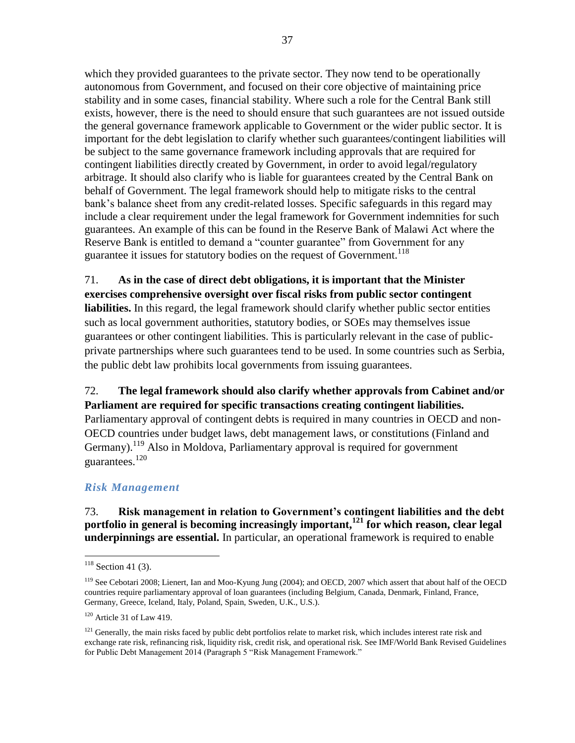which they provided guarantees to the private sector. They now tend to be operationally autonomous from Government, and focused on their core objective of maintaining price stability and in some cases, financial stability. Where such a role for the Central Bank still exists, however, there is the need to should ensure that such guarantees are not issued outside the general governance framework applicable to Government or the wider public sector. It is important for the debt legislation to clarify whether such guarantees/contingent liabilities will be subject to the same governance framework including approvals that are required for contingent liabilities directly created by Government, in order to avoid legal/regulatory arbitrage. It should also clarify who is liable for guarantees created by the Central Bank on behalf of Government. The legal framework should help to mitigate risks to the central bank's balance sheet from any credit-related losses. Specific safeguards in this regard may include a clear requirement under the legal framework for Government indemnities for such guarantees. An example of this can be found in the Reserve Bank of Malawi Act where the Reserve Bank is entitled to demand a "counter guarantee" from Government for any guarantee it issues for statutory bodies on the request of Government.[118]

71. **As in the case of direct debt obligations, it is important that the Minister exercises comprehensive oversight over fiscal risks from public sector contingent liabilities.** In this regard, the legal framework should clarify whether public sector entities such as local government authorities, statutory bodies, or SOEs may themselves issue guarantees or other contingent liabilities. This is particularly relevant in the case of public-private partnerships where such guarantees tend to be used. In some countries such as Serbia, the public debt law prohibits local governments from issuing guarantees.

72. **The legal framework should also clarify whether approvals from Cabinet and/or Parliament are required for specific transactions creating contingent liabilities.** Parliamentary approval of contingent debts is required in many countries in OECD and non-OECD countries under budget laws, debt management laws, or constitutions (Finland and Germany).[119] Also in Moldova, Parliamentary approval is required for government guarantees.[120]

### *Risk Management*

73. **Risk management in relation to Government's contingent liabilities and the debt portfolio in general is becoming increasingly important,[121] for which reason, clear legal underpinnings are essential.** In particular, an operational framework is required to enable

---

[118] Section 41 (3).

[119] See Cebotari 2008; Lienert, Ian and Moo-Kyung Jung (2004); and OECD, 2007 which assert that about half of the OECD countries require parliamentary approval of loan guarantees (including Belgium, Canada, Denmark, Finland, France, Germany, Greece, Iceland, Italy, Poland, Spain, Sweden, U.K., U.S.).

[120] Article 31 of Law 419.

[121] Generally, the main risks faced by public debt portfolios relate to market risk, which includes interest rate risk and exchange rate risk, refinancing risk, liquidity risk, credit risk, and operational risk. See IMF/World Bank Revised Guidelines for Public Debt Management 2014 (Paragraph 5 "Risk Management Framework."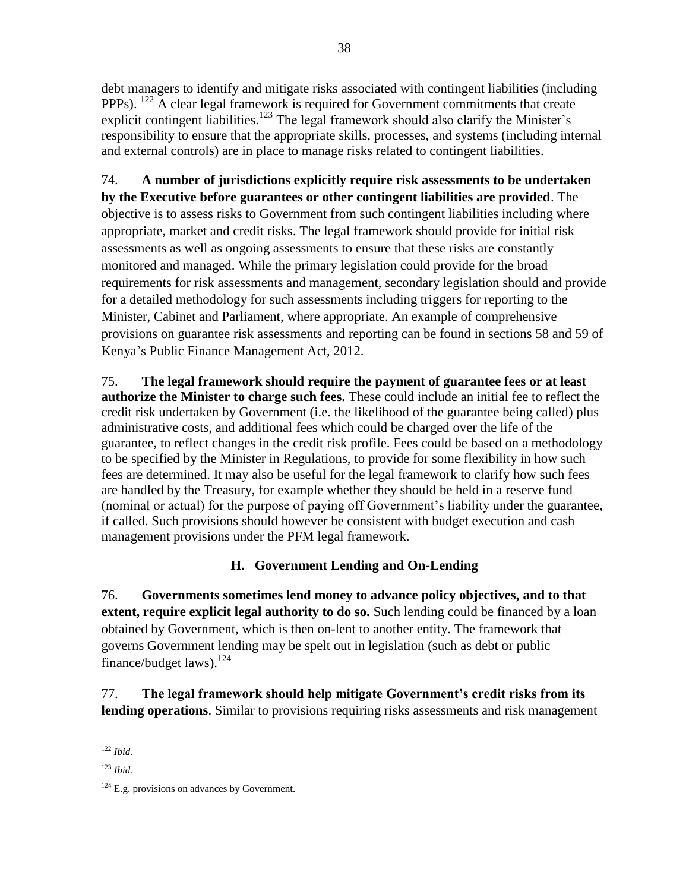debt managers to identify and mitigate risks associated with contingent liabilities (including PPPs). [122] A clear legal framework is required for Government commitments that create explicit contingent liabilities.[123] The legal framework should also clarify the Minister's responsibility to ensure that the appropriate skills, processes, and systems (including internal and external controls) are in place to manage risks related to contingent liabilities.

74. **A number of jurisdictions explicitly require risk assessments to be undertaken by the Executive before guarantees or other contingent liabilities are provided**. The objective is to assess risks to Government from such contingent liabilities including where appropriate, market and credit risks. The legal framework should provide for initial risk assessments as well as ongoing assessments to ensure that these risks are constantly monitored and managed. While the primary legislation could provide for the broad requirements for risk assessments and management, secondary legislation should and provide for a detailed methodology for such assessments including triggers for reporting to the Minister, Cabinet and Parliament, where appropriate. An example of comprehensive provisions on guarantee risk assessments and reporting can be found in sections 58 and 59 of Kenya's Public Finance Management Act, 2012.

75. **The legal framework should require the payment of guarantee fees or at least authorize the Minister to charge such fees.** These could include an initial fee to reflect the credit risk undertaken by Government (i.e. the likelihood of the guarantee being called) plus administrative costs, and additional fees which could be charged over the life of the guarantee, to reflect changes in the credit risk profile. Fees could be based on a methodology to be specified by the Minister in Regulations, to provide for some flexibility in how such fees are determined. It may also be useful for the legal framework to clarify how such fees are handled by the Treasury, for example whether they should be held in a reserve fund (nominal or actual) for the purpose of paying off Government's liability under the guarantee, if called. Such provisions should however be consistent with budget execution and cash management provisions under the PFM legal framework.

## H. Government Lending and On-Lending

76. **Governments sometimes lend money to advance policy objectives, and to that extent, require explicit legal authority to do so.** Such lending could be financed by a loan obtained by Government, which is then on-lent to another entity. The framework that governs Government lending may be spelt out in legislation (such as debt or public finance/budget laws).[124]

77. **The legal framework should help mitigate Government's credit risks from its lending operations**. Similar to provisions requiring risks assessments and risk management

---

[122] *Ibid.*

[123] *Ibid.*

[124] E.g. provisions on advances by Government.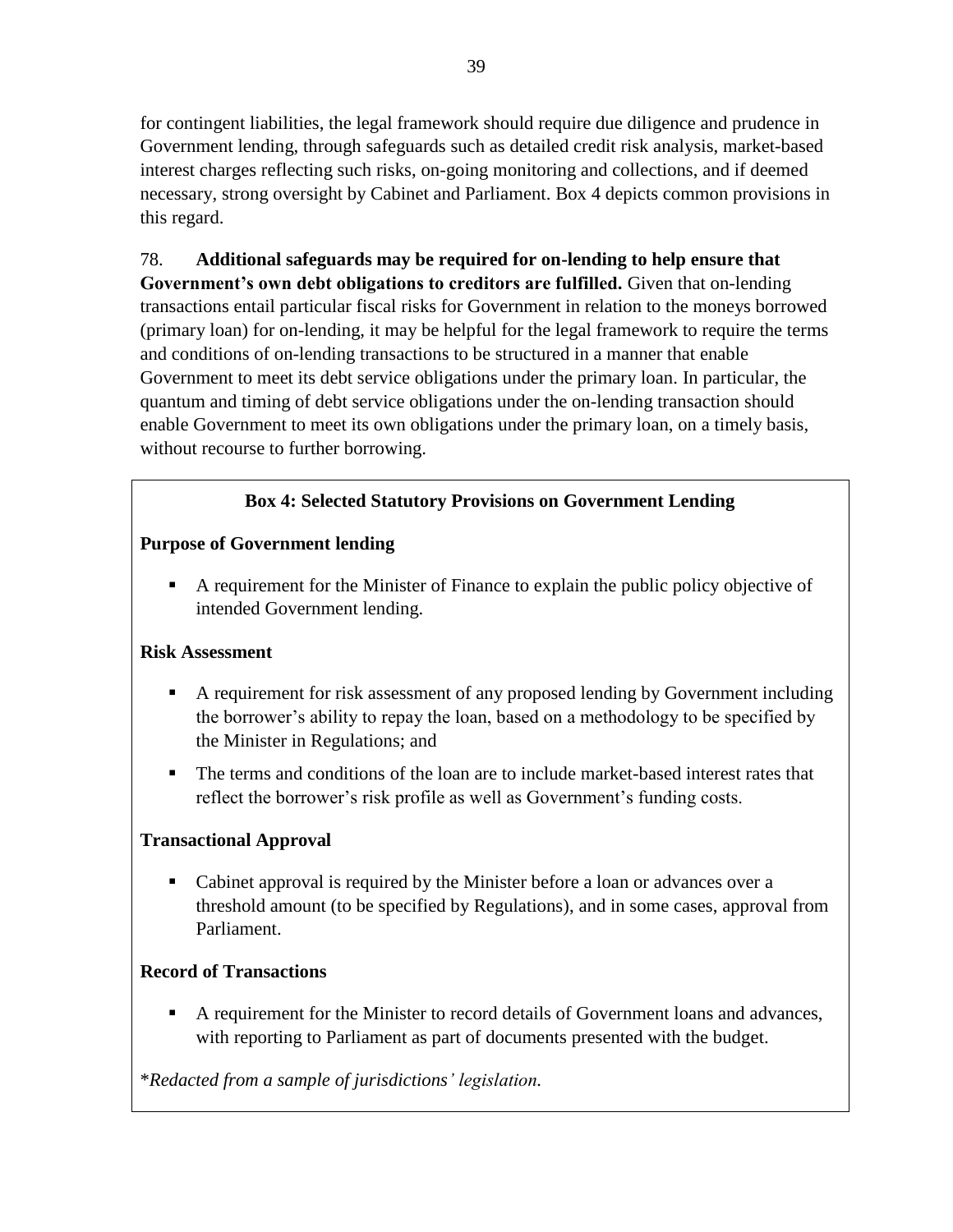for contingent liabilities, the legal framework should require due diligence and prudence in Government lending, through safeguards such as detailed credit risk analysis, market-based interest charges reflecting such risks, on-going monitoring and collections, and if deemed necessary, strong oversight by Cabinet and Parliament. Box 4 depicts common provisions in this regard.

78. **Additional safeguards may be required for on-lending to help ensure that Government's own debt obligations to creditors are fulfilled.** Given that on-lending transactions entail particular fiscal risks for Government in relation to the moneys borrowed (primary loan) for on-lending, it may be helpful for the legal framework to require the terms and conditions of on-lending transactions to be structured in a manner that enable Government to meet its debt service obligations under the primary loan. In particular, the quantum and timing of debt service obligations under the on-lending transaction should enable Government to meet its own obligations under the primary loan, on a timely basis, without recourse to further borrowing.

### Box 4: Selected Statutory Provisions on Government Lending

**Purpose of Government lending**

- A requirement for the Minister of Finance to explain the public policy objective of intended Government lending.

**Risk Assessment**

- A requirement for risk assessment of any proposed lending by Government including the borrower's ability to repay the loan, based on a methodology to be specified by the Minister in Regulations; and
- The terms and conditions of the loan are to include market-based interest rates that reflect the borrower's risk profile as well as Government's funding costs.

**Transactional Approval**

- Cabinet approval is required by the Minister before a loan or advances over a threshold amount (to be specified by Regulations), and in some cases, approval from Parliament.

**Record of Transactions**

- A requirement for the Minister to record details of Government loans and advances, with reporting to Parliament as part of documents presented with the budget.

*\*Redacted from a sample of jurisdictions' legislation.*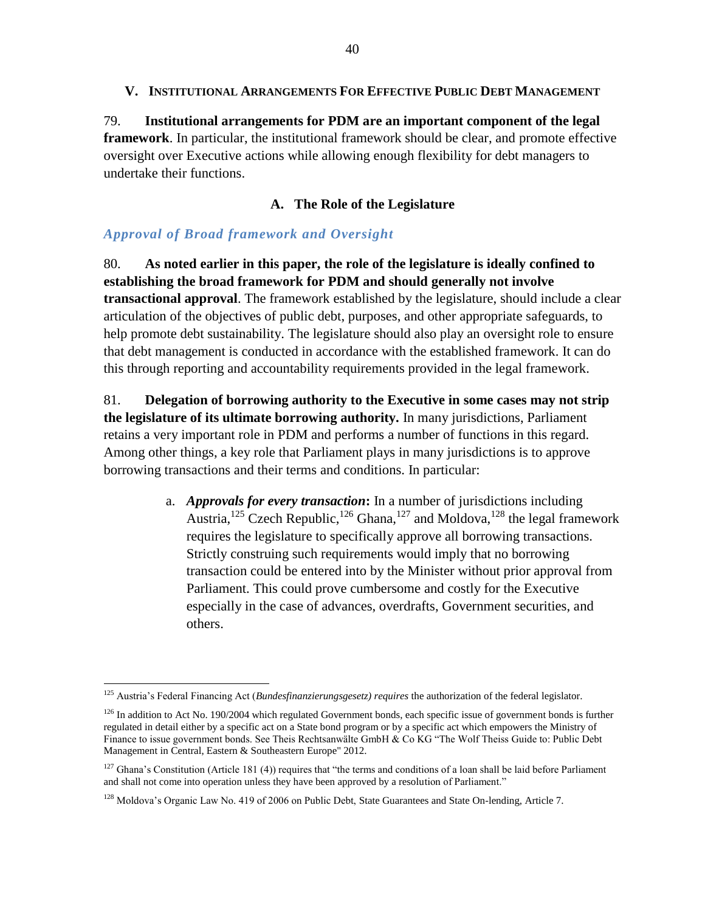## V. INSTITUTIONAL ARRANGEMENTS FOR EFFECTIVE PUBLIC DEBT MANAGEMENT

79. **Institutional arrangements for PDM are an important component of the legal framework**. In particular, the institutional framework should be clear, and promote effective oversight over Executive actions while allowing enough flexibility for debt managers to undertake their functions.

### A. The Role of the Legislature

#### *Approval of Broad framework and Oversight*

80. **As noted earlier in this paper, the role of the legislature is ideally confined to establishing the broad framework for PDM and should generally not involve transactional approval**. The framework established by the legislature, should include a clear articulation of the objectives of public debt, purposes, and other appropriate safeguards, to help promote debt sustainability. The legislature should also play an oversight role to ensure that debt management is conducted in accordance with the established framework. It can do this through reporting and accountability requirements provided in the legal framework.

81. **Delegation of borrowing authority to the Executive in some cases may not strip the legislature of its ultimate borrowing authority.** In many jurisdictions, Parliament retains a very important role in PDM and performs a number of functions in this regard. Among other things, a key role that Parliament plays in many jurisdictions is to approve borrowing transactions and their terms and conditions. In particular:

a. ***Approvals for every transaction*:** In a number of jurisdictions including Austria,[125] Czech Republic,[126] Ghana,[127] and Moldova,[128] the legal framework requires the legislature to specifically approve all borrowing transactions. Strictly construing such requirements would imply that no borrowing transaction could be entered into by the Minister without prior approval from Parliament. This could prove cumbersome and costly for the Executive especially in the case of advances, overdrafts, Government securities, and others.

---

[125] Austria's Federal Financing Act (*Bundesfinanzierungsgesetz) requires* the authorization of the federal legislator.

[126] In addition to Act No. 190/2004 which regulated Government bonds, each specific issue of government bonds is further regulated in detail either by a specific act on a State bond program or by a specific act which empowers the Ministry of Finance to issue government bonds. See Theis Rechtsanwälte GmbH & Co KG "The Wolf Theiss Guide to: Public Debt Management in Central, Eastern & Southeastern Europe" 2012.

[127] Ghana's Constitution (Article 181 (4)) requires that "the terms and conditions of a loan shall be laid before Parliament and shall not come into operation unless they have been approved by a resolution of Parliament."

[128] Moldova's Organic Law No. 419 of 2006 on Public Debt, State Guarantees and State On-lending, Article 7.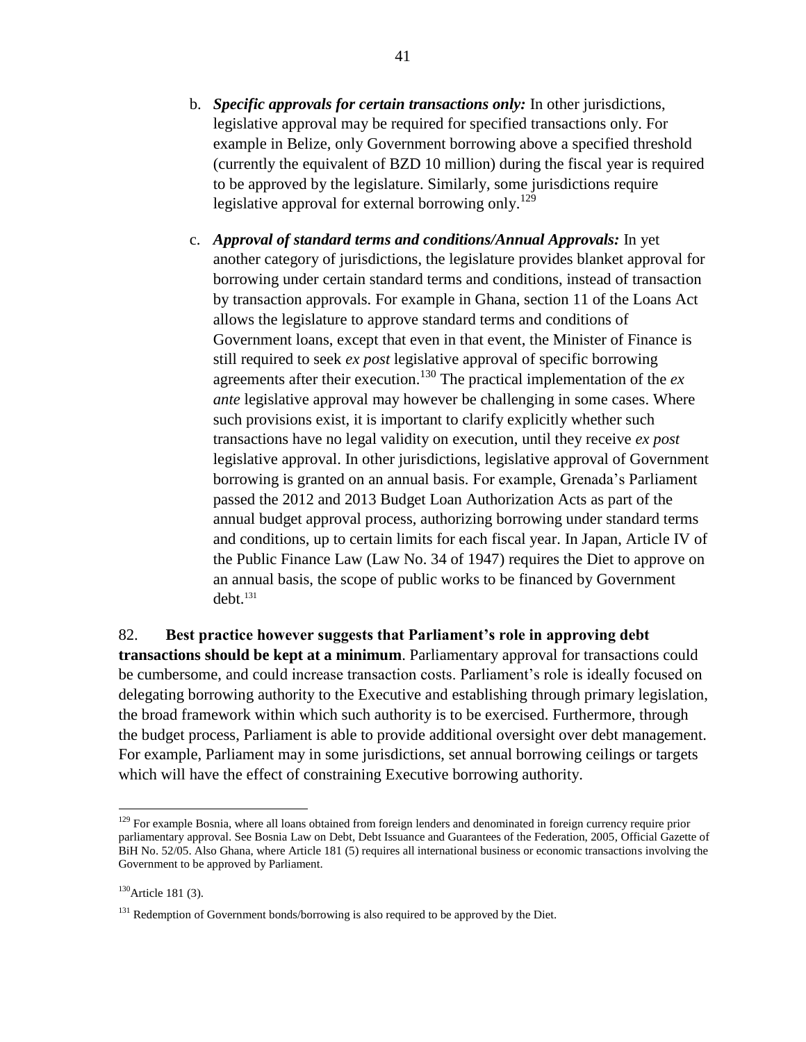b. ***Specific approvals for certain transactions only:*** In other jurisdictions, legislative approval may be required for specified transactions only. For example in Belize, only Government borrowing above a specified threshold (currently the equivalent of BZD 10 million) during the fiscal year is required to be approved by the legislature. Similarly, some jurisdictions require legislative approval for external borrowing only.[129]

c. ***Approval of standard terms and conditions/Annual Approvals:*** In yet another category of jurisdictions, the legislature provides blanket approval for borrowing under certain standard terms and conditions, instead of transaction by transaction approvals. For example in Ghana, section 11 of the Loans Act allows the legislature to approve standard terms and conditions of Government loans, except that even in that event, the Minister of Finance is still required to seek *ex post* legislative approval of specific borrowing agreements after their execution.[130] The practical implementation of the *ex ante* legislative approval may however be challenging in some cases. Where such provisions exist, it is important to clarify explicitly whether such transactions have no legal validity on execution, until they receive *ex post* legislative approval. In other jurisdictions, legislative approval of Government borrowing is granted on an annual basis. For example, Grenada's Parliament passed the 2012 and 2013 Budget Loan Authorization Acts as part of the annual budget approval process, authorizing borrowing under standard terms and conditions, up to certain limits for each fiscal year. In Japan, Article IV of the Public Finance Law (Law No. 34 of 1947) requires the Diet to approve on an annual basis, the scope of public works to be financed by Government debt.[131]

82. **Best practice however suggests that Parliament's role in approving debt transactions should be kept at a minimum**. Parliamentary approval for transactions could be cumbersome, and could increase transaction costs. Parliament's role is ideally focused on delegating borrowing authority to the Executive and establishing through primary legislation, the broad framework within which such authority is to be exercised. Furthermore, through the budget process, Parliament is able to provide additional oversight over debt management. For example, Parliament may in some jurisdictions, set annual borrowing ceilings or targets which will have the effect of constraining Executive borrowing authority.

---

[129] For example Bosnia, where all loans obtained from foreign lenders and denominated in foreign currency require prior parliamentary approval. See Bosnia Law on Debt, Debt Issuance and Guarantees of the Federation, 2005, Official Gazette of BiH No. 52/05. Also Ghana, where Article 181 (5) requires all international business or economic transactions involving the Government to be approved by Parliament.

[130] Article 181 (3).

[131] Redemption of Government bonds/borrowing is also required to be approved by the Diet.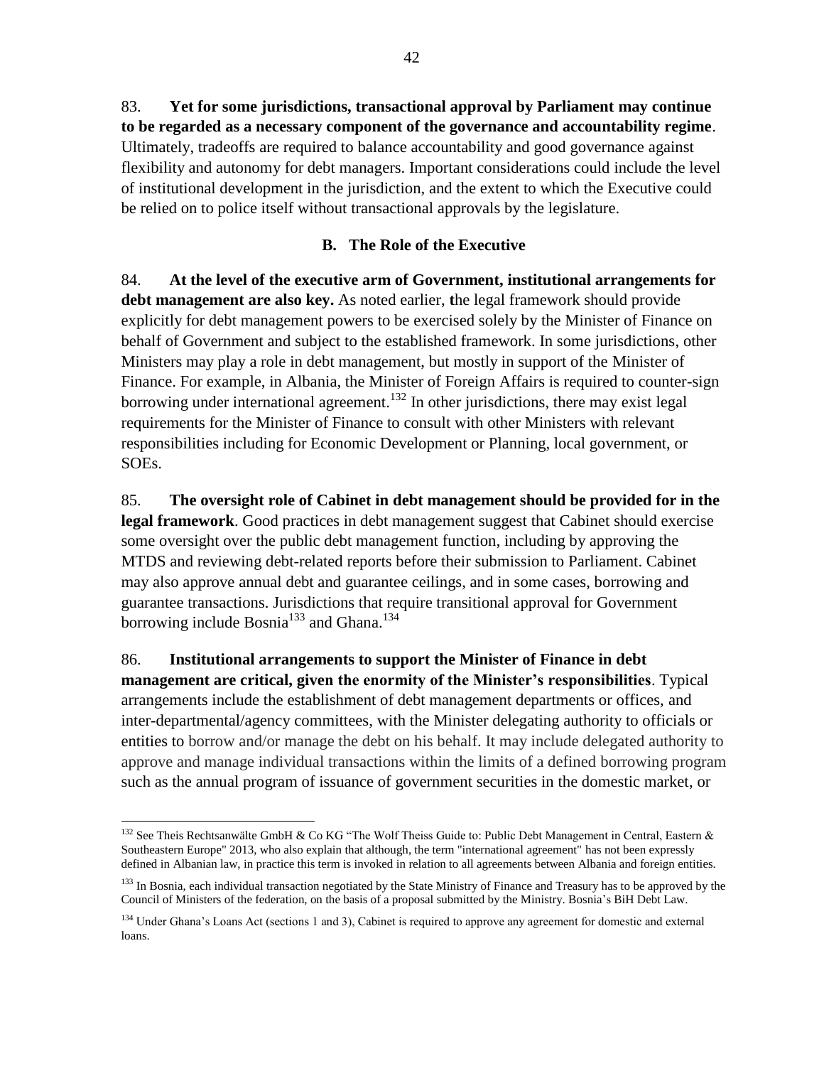83. **Yet for some jurisdictions, transactional approval by Parliament may continue to be regarded as a necessary component of the governance and accountability regime**. Ultimately, tradeoffs are required to balance accountability and good governance against flexibility and autonomy for debt managers. Important considerations could include the level of institutional development in the jurisdiction, and the extent to which the Executive could be relied on to police itself without transactional approvals by the legislature.

### B. The Role of the Executive

84. **At the level of the executive arm of Government, institutional arrangements for debt management are also key.** As noted earlier, **t**he legal framework should provide explicitly for debt management powers to be exercised solely by the Minister of Finance on behalf of Government and subject to the established framework. In some jurisdictions, other Ministers may play a role in debt management, but mostly in support of the Minister of Finance. For example, in Albania, the Minister of Foreign Affairs is required to counter-sign borrowing under international agreement.[132] In other jurisdictions, there may exist legal requirements for the Minister of Finance to consult with other Ministers with relevant responsibilities including for Economic Development or Planning, local government, or SOEs.

85. **The oversight role of Cabinet in debt management should be provided for in the legal framework**. Good practices in debt management suggest that Cabinet should exercise some oversight over the public debt management function, including by approving the MTDS and reviewing debt-related reports before their submission to Parliament. Cabinet may also approve annual debt and guarantee ceilings, and in some cases, borrowing and guarantee transactions. Jurisdictions that require transitional approval for Government borrowing include Bosnia[133] and Ghana.[134]

86. **Institutional arrangements to support the Minister of Finance in debt management are critical, given the enormity of the Minister's responsibilities**. Typical arrangements include the establishment of debt management departments or offices, and inter-departmental/agency committees, with the Minister delegating authority to officials or entities to borrow and/or manage the debt on his behalf. It may include delegated authority to approve and manage individual transactions within the limits of a defined borrowing program such as the annual program of issuance of government securities in the domestic market, or

---

[132] See Theis Rechtsanwälte GmbH & Co KG "The Wolf Theiss Guide to: Public Debt Management in Central, Eastern & Southeastern Europe" 2013, who also explain that although, the term "international agreement" has not been expressly defined in Albanian law, in practice this term is invoked in relation to all agreements between Albania and foreign entities.

[133] In Bosnia, each individual transaction negotiated by the State Ministry of Finance and Treasury has to be approved by the Council of Ministers of the federation, on the basis of a proposal submitted by the Ministry. Bosnia's BiH Debt Law.

[134] Under Ghana's Loans Act (sections 1 and 3), Cabinet is required to approve any agreement for domestic and external loans.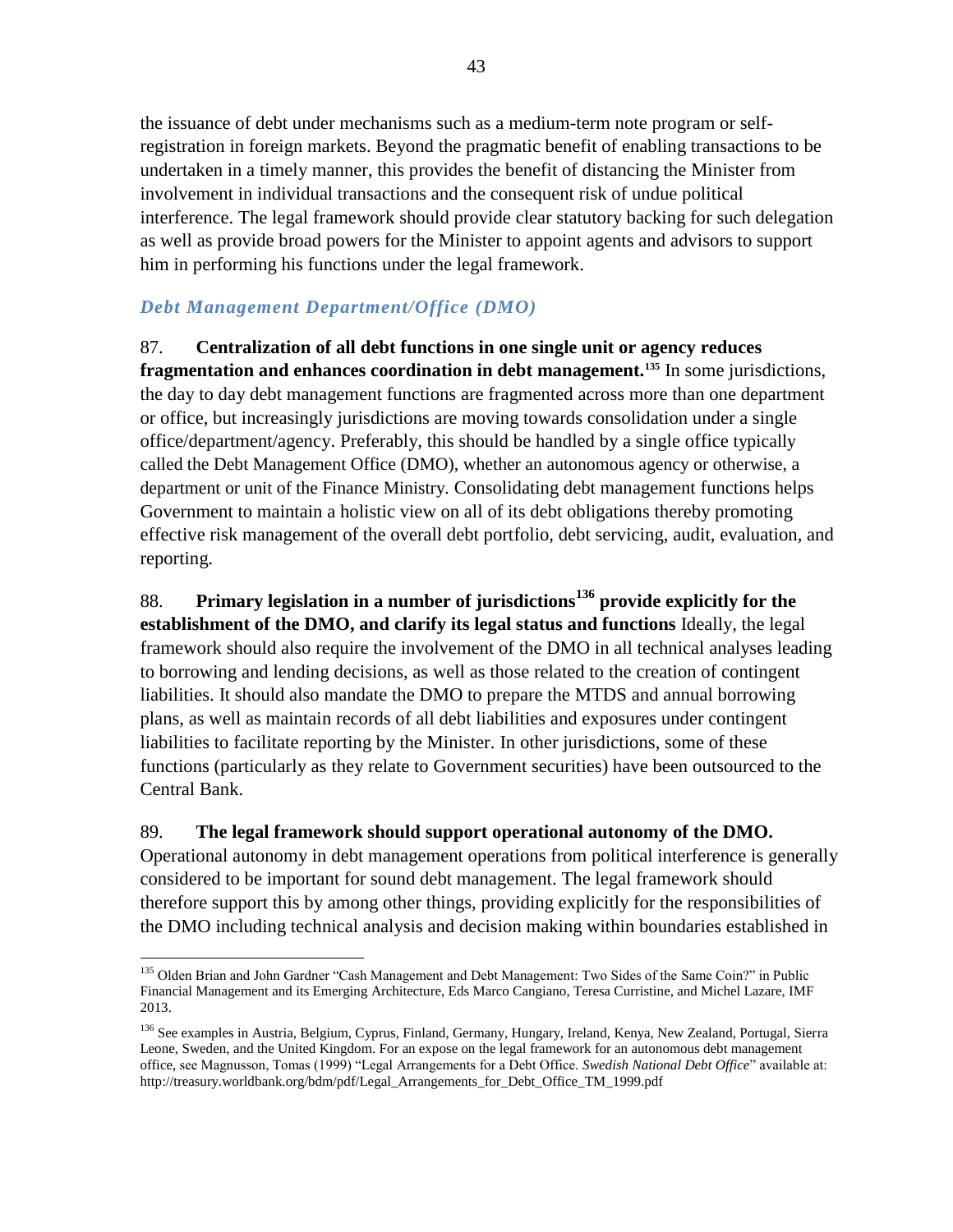the issuance of debt under mechanisms such as a medium-term note program or self-registration in foreign markets. Beyond the pragmatic benefit of enabling transactions to be undertaken in a timely manner, this provides the benefit of distancing the Minister from involvement in individual transactions and the consequent risk of undue political interference. The legal framework should provide clear statutory backing for such delegation as well as provide broad powers for the Minister to appoint agents and advisors to support him in performing his functions under the legal framework.

### *Debt Management Department/Office (DMO)*

87. **Centralization of all debt functions in one single unit or agency reduces fragmentation and enhances coordination in debt management.**[135] In some jurisdictions, the day to day debt management functions are fragmented across more than one department or office, but increasingly jurisdictions are moving towards consolidation under a single office/department/agency. Preferably, this should be handled by a single office typically called the Debt Management Office (DMO), whether an autonomous agency or otherwise, a department or unit of the Finance Ministry. Consolidating debt management functions helps Government to maintain a holistic view on all of its debt obligations thereby promoting effective risk management of the overall debt portfolio, debt servicing, audit, evaluation, and reporting.

88. **Primary legislation in a number of jurisdictions**[136] **provide explicitly for the establishment of the DMO, and clarify its legal status and functions** Ideally, the legal framework should also require the involvement of the DMO in all technical analyses leading to borrowing and lending decisions, as well as those related to the creation of contingent liabilities. It should also mandate the DMO to prepare the MTDS and annual borrowing plans, as well as maintain records of all debt liabilities and exposures under contingent liabilities to facilitate reporting by the Minister. In other jurisdictions, some of these functions (particularly as they relate to Government securities) have been outsourced to the Central Bank.

89. **The legal framework should support operational autonomy of the DMO.** Operational autonomy in debt management operations from political interference is generally considered to be important for sound debt management. The legal framework should therefore support this by among other things, providing explicitly for the responsibilities of the DMO including technical analysis and decision making within boundaries established in

---

[135] Olden Brian and John Gardner "Cash Management and Debt Management: Two Sides of the Same Coin?" in Public Financial Management and its Emerging Architecture, Eds Marco Cangiano, Teresa Curristine, and Michel Lazare, IMF 2013.

[136] See examples in Austria, Belgium, Cyprus, Finland, Germany, Hungary, Ireland, Kenya, New Zealand, Portugal, Sierra Leone, Sweden, and the United Kingdom. For an expose on the legal framework for an autonomous debt management office, see Magnusson, Tomas (1999) "Legal Arrangements for a Debt Office. *Swedish National Debt Office*" available at: http://treasury.worldbank.org/bdm/pdf/Legal_Arrangements_for_Debt_Office_TM_1999.pdf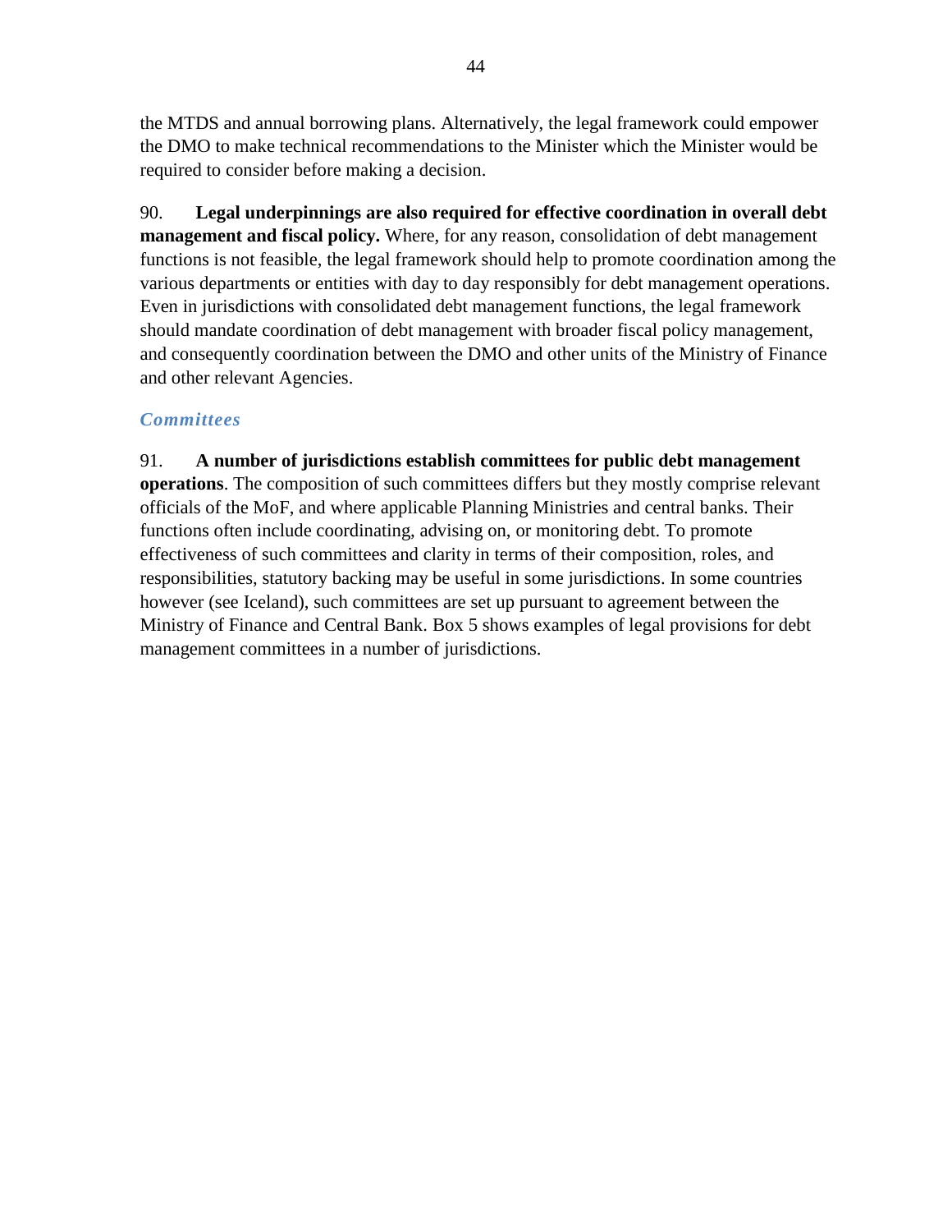the MTDS and annual borrowing plans. Alternatively, the legal framework could empower the DMO to make technical recommendations to the Minister which the Minister would be required to consider before making a decision.

90. **Legal underpinnings are also required for effective coordination in overall debt management and fiscal policy.** Where, for any reason, consolidation of debt management functions is not feasible, the legal framework should help to promote coordination among the various departments or entities with day to day responsibly for debt management operations. Even in jurisdictions with consolidated debt management functions, the legal framework should mandate coordination of debt management with broader fiscal policy management, and consequently coordination between the DMO and other units of the Ministry of Finance and other relevant Agencies.

### *Committees*

91. **A number of jurisdictions establish committees for public debt management operations**. The composition of such committees differs but they mostly comprise relevant officials of the MoF, and where applicable Planning Ministries and central banks. Their functions often include coordinating, advising on, or monitoring debt. To promote effectiveness of such committees and clarity in terms of their composition, roles, and responsibilities, statutory backing may be useful in some jurisdictions. In some countries however (see Iceland), such committees are set up pursuant to agreement between the Ministry of Finance and Central Bank. Box 5 shows examples of legal provisions for debt management committees in a number of jurisdictions.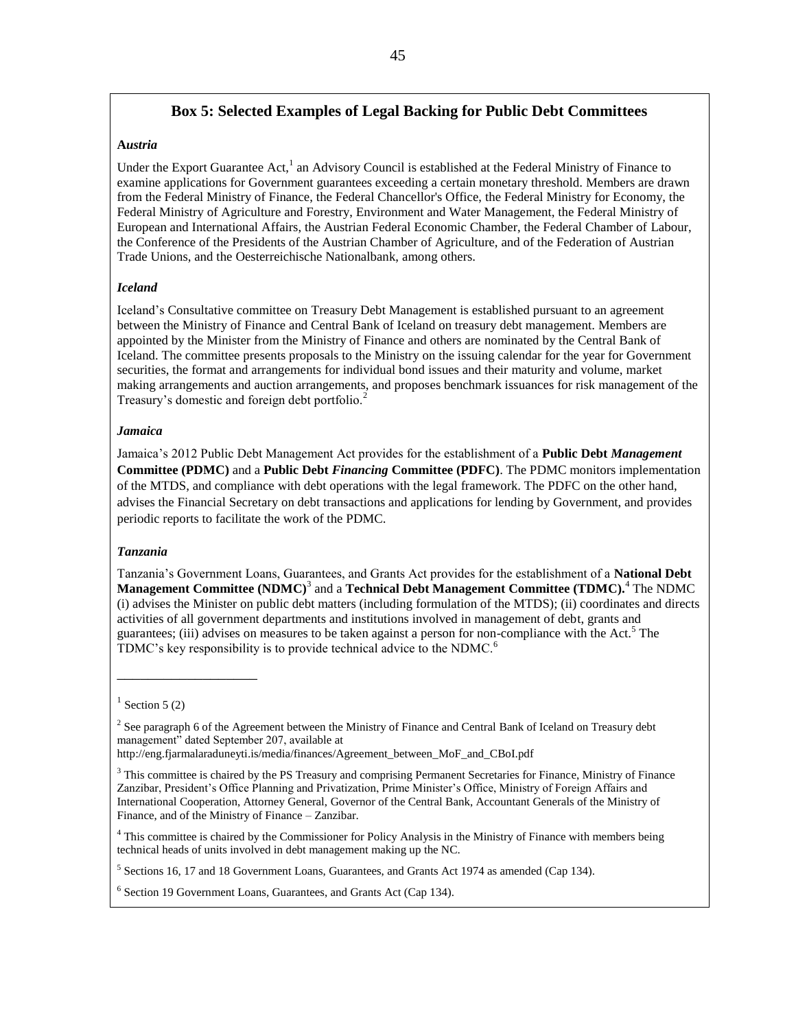## Box 5: Selected Examples of Legal Backing for Public Debt Committees

***Austria***

Under the Export Guarantee Act,[1] an Advisory Council is established at the Federal Ministry of Finance to examine applications for Government guarantees exceeding a certain monetary threshold. Members are drawn from the Federal Ministry of Finance, the Federal Chancellor's Office, the Federal Ministry for Economy, the Federal Ministry of Agriculture and Forestry, Environment and Water Management, the Federal Ministry of European and International Affairs, the Austrian Federal Economic Chamber, the Federal Chamber of Labour, the Conference of the Presidents of the Austrian Chamber of Agriculture, and of the Federation of Austrian Trade Unions, and the Oesterreichische Nationalbank, among others.

***Iceland***

Iceland's Consultative committee on Treasury Debt Management is established pursuant to an agreement between the Ministry of Finance and Central Bank of Iceland on treasury debt management. Members are appointed by the Minister from the Ministry of Finance and others are nominated by the Central Bank of Iceland. The committee presents proposals to the Ministry on the issuing calendar for the year for Government securities, the format and arrangements for individual bond issues and their maturity and volume, market making arrangements and auction arrangements, and proposes benchmark issuances for risk management of the Treasury's domestic and foreign debt portfolio.[2]

***Jamaica***

Jamaica's 2012 Public Debt Management Act provides for the establishment of a **Public Debt *Management* Committee (PDMC)** and a **Public Debt *Financing* Committee (PDFC)**. The PDMC monitors implementation of the MTDS, and compliance with debt operations with the legal framework. The PDFC on the other hand, advises the Financial Secretary on debt transactions and applications for lending by Government, and provides periodic reports to facilitate the work of the PDMC.

***Tanzania***

Tanzania's Government Loans, Guarantees, and Grants Act provides for the establishment of a **National Debt Management Committee (NDMC)**[3] and a **Technical Debt Management Committee (TDMC).**[4] The NDMC (i) advises the Minister on public debt matters (including formulation of the MTDS); (ii) coordinates and directs activities of all government departments and institutions involved in management of debt, grants and guarantees; (iii) advises on measures to be taken against a person for non-compliance with the Act.[5] The TDMC's key responsibility is to provide technical advice to the NDMC.[6]

---

[1] Section 5 (2)

[2] See paragraph 6 of the Agreement between the Ministry of Finance and Central Bank of Iceland on Treasury debt management" dated September 207, available at http://eng.fjarmalaraduneyti.is/media/finances/Agreement_between_MoF_and_CBoI.pdf

[3] This committee is chaired by the PS Treasury and comprising Permanent Secretaries for Finance, Ministry of Finance Zanzibar, President's Office Planning and Privatization, Prime Minister's Office, Ministry of Foreign Affairs and International Cooperation, Attorney General, Governor of the Central Bank, Accountant Generals of the Ministry of Finance, and of the Ministry of Finance – Zanzibar.

[4] This committee is chaired by the Commissioner for Policy Analysis in the Ministry of Finance with members being technical heads of units involved in debt management making up the NC.

[5] Sections 16, 17 and 18 Government Loans, Guarantees, and Grants Act 1974 as amended (Cap 134).

[6] Section 19 Government Loans, Guarantees, and Grants Act (Cap 134).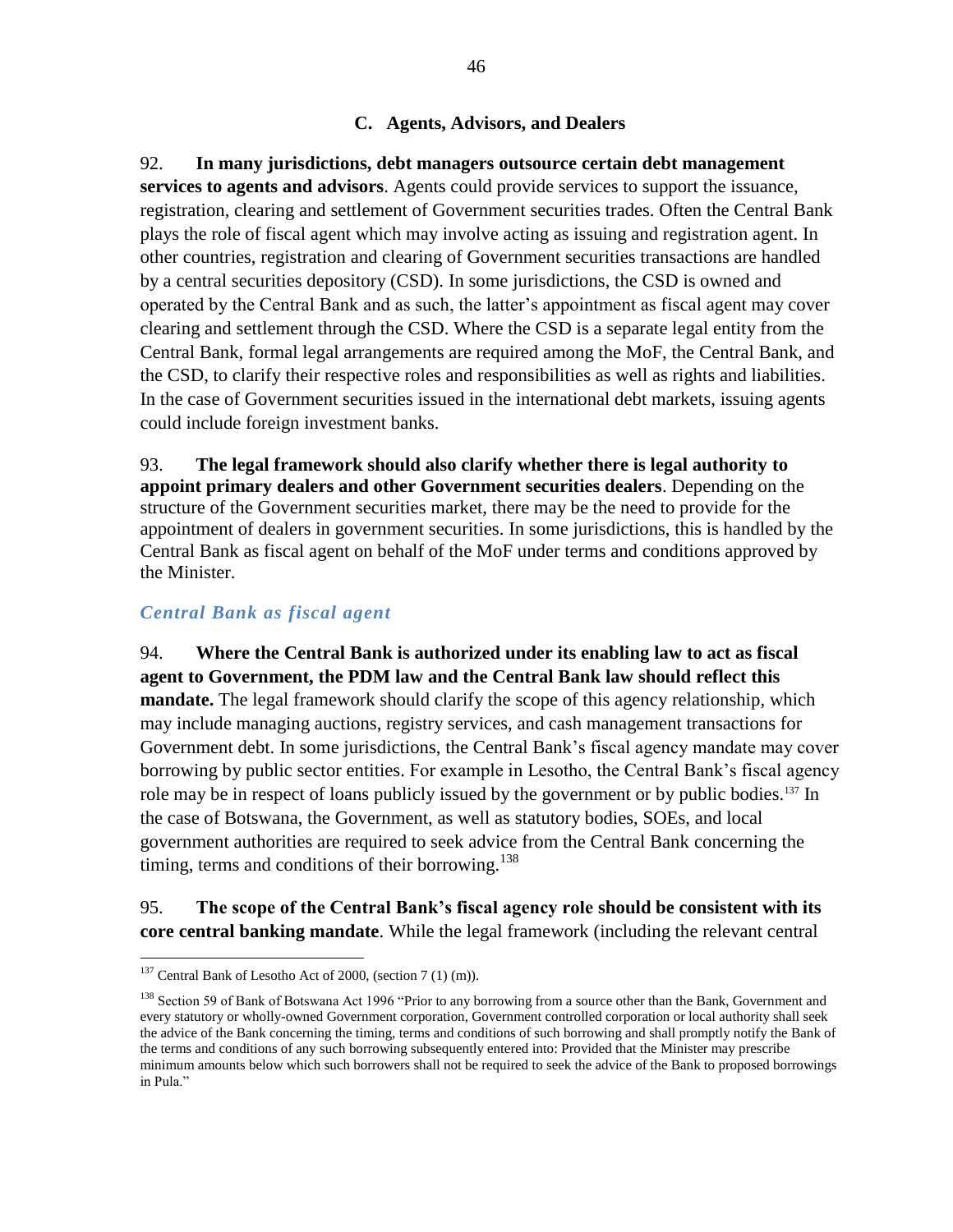### C. Agents, Advisors, and Dealers

92. **In many jurisdictions, debt managers outsource certain debt management services to agents and advisors**. Agents could provide services to support the issuance, registration, clearing and settlement of Government securities trades. Often the Central Bank plays the role of fiscal agent which may involve acting as issuing and registration agent. In other countries, registration and clearing of Government securities transactions are handled by a central securities depository (CSD). In some jurisdictions, the CSD is owned and operated by the Central Bank and as such, the latter's appointment as fiscal agent may cover clearing and settlement through the CSD. Where the CSD is a separate legal entity from the Central Bank, formal legal arrangements are required among the MoF, the Central Bank, and the CSD, to clarify their respective roles and responsibilities as well as rights and liabilities. In the case of Government securities issued in the international debt markets, issuing agents could include foreign investment banks.

93. **The legal framework should also clarify whether there is legal authority to appoint primary dealers and other Government securities dealers**. Depending on the structure of the Government securities market, there may be the need to provide for the appointment of dealers in government securities. In some jurisdictions, this is handled by the Central Bank as fiscal agent on behalf of the MoF under terms and conditions approved by the Minister.

#### *Central Bank as fiscal agent*

94. **Where the Central Bank is authorized under its enabling law to act as fiscal agent to Government, the PDM law and the Central Bank law should reflect this mandate.** The legal framework should clarify the scope of this agency relationship, which may include managing auctions, registry services, and cash management transactions for Government debt. In some jurisdictions, the Central Bank's fiscal agency mandate may cover borrowing by public sector entities. For example in Lesotho, the Central Bank's fiscal agency role may be in respect of loans publicly issued by the government or by public bodies.[137] In the case of Botswana, the Government, as well as statutory bodies, SOEs, and local government authorities are required to seek advice from the Central Bank concerning the timing, terms and conditions of their borrowing.[138]

95. **The scope of the Central Bank's fiscal agency role should be consistent with its core central banking mandate**. While the legal framework (including the relevant central

---

[137] Central Bank of Lesotho Act of 2000, (section 7 (1) (m)).

[138] Section 59 of Bank of Botswana Act 1996 "Prior to any borrowing from a source other than the Bank, Government and every statutory or wholly-owned Government corporation, Government controlled corporation or local authority shall seek the advice of the Bank concerning the timing, terms and conditions of such borrowing and shall promptly notify the Bank of the terms and conditions of any such borrowing subsequently entered into: Provided that the Minister may prescribe minimum amounts below which such borrowers shall not be required to seek the advice of the Bank to proposed borrowings in Pula."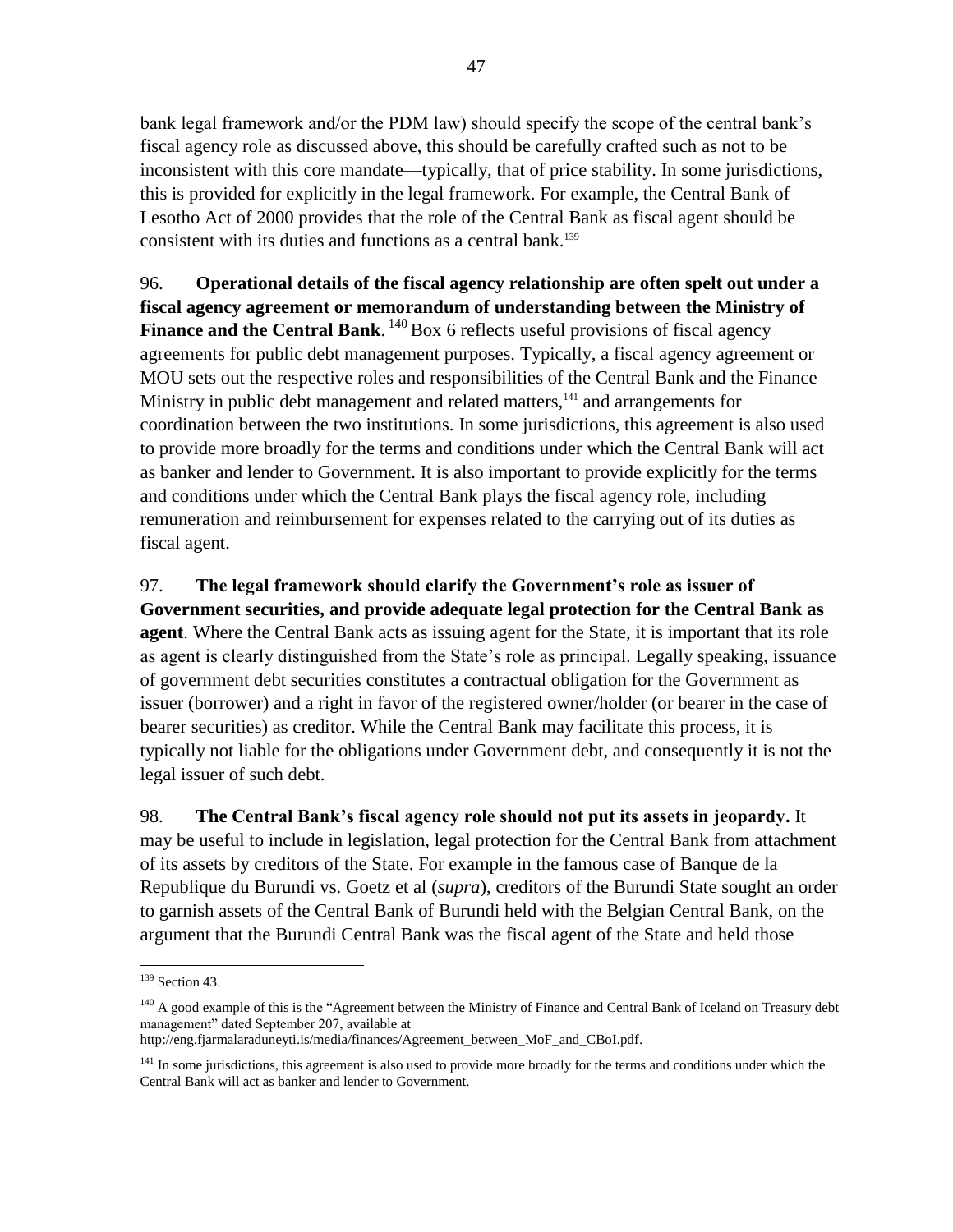bank legal framework and/or the PDM law) should specify the scope of the central bank's fiscal agency role as discussed above, this should be carefully crafted such as not to be inconsistent with this core mandate—typically, that of price stability. In some jurisdictions, this is provided for explicitly in the legal framework. For example, the Central Bank of Lesotho Act of 2000 provides that the role of the Central Bank as fiscal agent should be consistent with its duties and functions as a central bank.[139]

96. **Operational details of the fiscal agency relationship are often spelt out under a fiscal agency agreement or memorandum of understanding between the Ministry of Finance and the Central Bank**. [140] Box 6 reflects useful provisions of fiscal agency agreements for public debt management purposes. Typically, a fiscal agency agreement or MOU sets out the respective roles and responsibilities of the Central Bank and the Finance Ministry in public debt management and related matters,[141] and arrangements for coordination between the two institutions. In some jurisdictions, this agreement is also used to provide more broadly for the terms and conditions under which the Central Bank will act as banker and lender to Government. It is also important to provide explicitly for the terms and conditions under which the Central Bank plays the fiscal agency role, including remuneration and reimbursement for expenses related to the carrying out of its duties as fiscal agent.

97. **The legal framework should clarify the Government's role as issuer of Government securities, and provide adequate legal protection for the Central Bank as agent**. Where the Central Bank acts as issuing agent for the State, it is important that its role as agent is clearly distinguished from the State's role as principal. Legally speaking, issuance of government debt securities constitutes a contractual obligation for the Government as issuer (borrower) and a right in favor of the registered owner/holder (or bearer in the case of bearer securities) as creditor. While the Central Bank may facilitate this process, it is typically not liable for the obligations under Government debt, and consequently it is not the legal issuer of such debt.

98. **The Central Bank's fiscal agency role should not put its assets in jeopardy.** It may be useful to include in legislation, legal protection for the Central Bank from attachment of its assets by creditors of the State. For example in the famous case of Banque de la Republique du Burundi vs. Goetz et al (*supra*), creditors of the Burundi State sought an order to garnish assets of the Central Bank of Burundi held with the Belgian Central Bank, on the argument that the Burundi Central Bank was the fiscal agent of the State and held those

---

[139] Section 43.

[140] A good example of this is the "Agreement between the Ministry of Finance and Central Bank of Iceland on Treasury debt management" dated September 207, available at http://eng.fjarmalaraduneyti.is/media/finances/Agreement_between_MoF_and_CBoI.pdf.

[141] In some jurisdictions, this agreement is also used to provide more broadly for the terms and conditions under which the Central Bank will act as banker and lender to Government.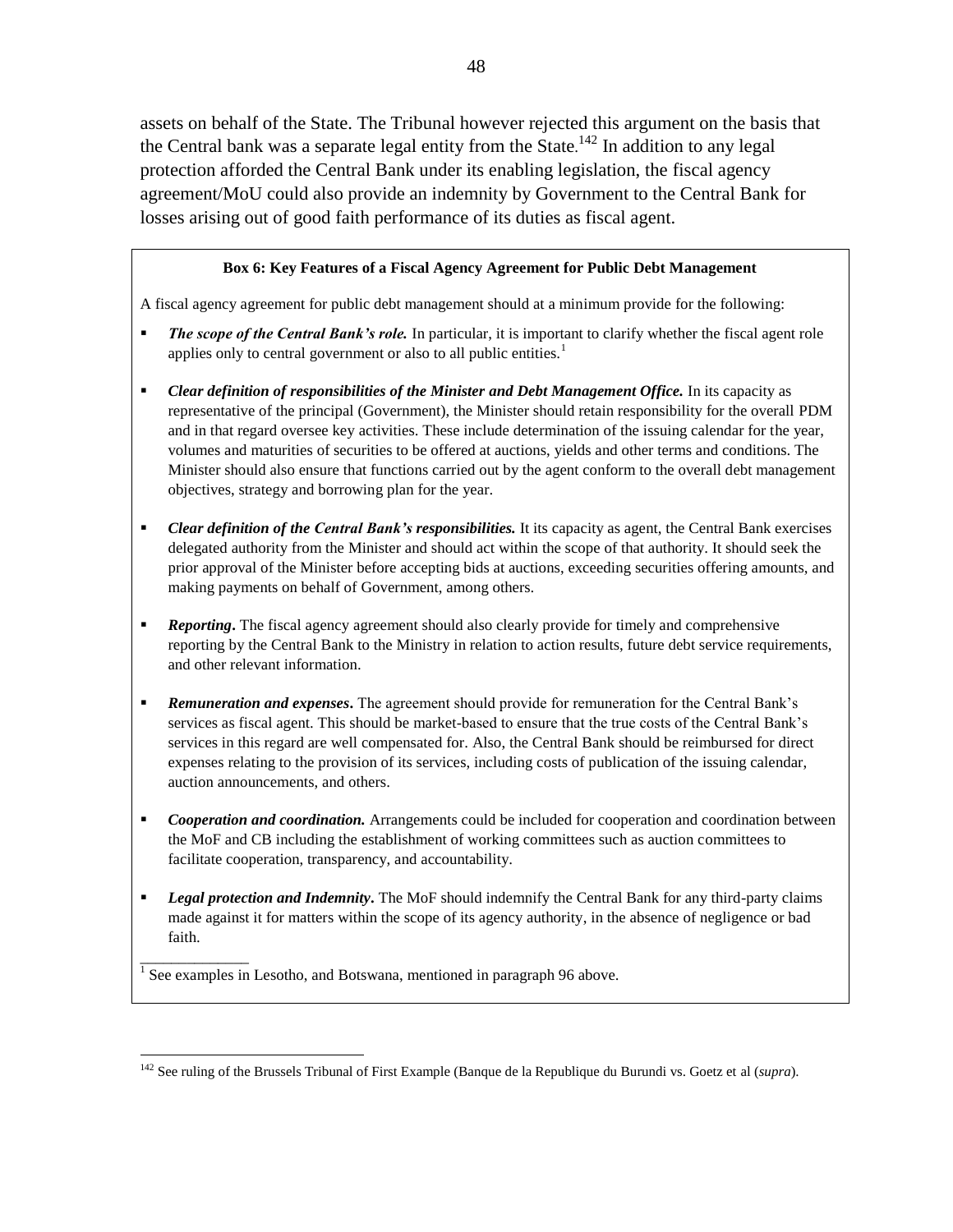assets on behalf of the State. The Tribunal however rejected this argument on the basis that the Central bank was a separate legal entity from the State.[142] In addition to any legal protection afforded the Central Bank under its enabling legislation, the fiscal agency agreement/MoU could also provide an indemnity by Government to the Central Bank for losses arising out of good faith performance of its duties as fiscal agent.

**Box 6: Key Features of a Fiscal Agency Agreement for Public Debt Management**

A fiscal agency agreement for public debt management should at a minimum provide for the following:

- ***The scope of the Central Bank's role.*** In particular, it is important to clarify whether the fiscal agent role applies only to central government or also to all public entities.[1]
- ***Clear definition of responsibilities of the Minister and Debt Management Office.*** In its capacity as representative of the principal (Government), the Minister should retain responsibility for the overall PDM and in that regard oversee key activities. These include determination of the issuing calendar for the year, volumes and maturities of securities to be offered at auctions, yields and other terms and conditions. The Minister should also ensure that functions carried out by the agent conform to the overall debt management objectives, strategy and borrowing plan for the year.
- ***Clear definition of the Central Bank's responsibilities.*** It its capacity as agent, the Central Bank exercises delegated authority from the Minister and should act within the scope of that authority. It should seek the prior approval of the Minister before accepting bids at auctions, exceeding securities offering amounts, and making payments on behalf of Government, among others.
- ***Reporting*****.** The fiscal agency agreement should also clearly provide for timely and comprehensive reporting by the Central Bank to the Ministry in relation to action results, future debt service requirements, and other relevant information.
- ***Remuneration and expenses*****.** The agreement should provide for remuneration for the Central Bank's services as fiscal agent. This should be market-based to ensure that the true costs of the Central Bank's services in this regard are well compensated for. Also, the Central Bank should be reimbursed for direct expenses relating to the provision of its services, including costs of publication of the issuing calendar, auction announcements, and others.
- ***Cooperation and coordination.*** Arrangements could be included for cooperation and coordination between the MoF and CB including the establishment of working committees such as auction committees to facilitate cooperation, transparency, and accountability.
- ***Legal protection and Indemnity*****.** The MoF should indemnify the Central Bank for any third-party claims made against it for matters within the scope of its agency authority, in the absence of negligence or bad faith.

[1] See examples in Lesotho, and Botswana, mentioned in paragraph 96 above.

[142] See ruling of the Brussels Tribunal of First Example (Banque de la Republique du Burundi vs. Goetz et al (*supra*).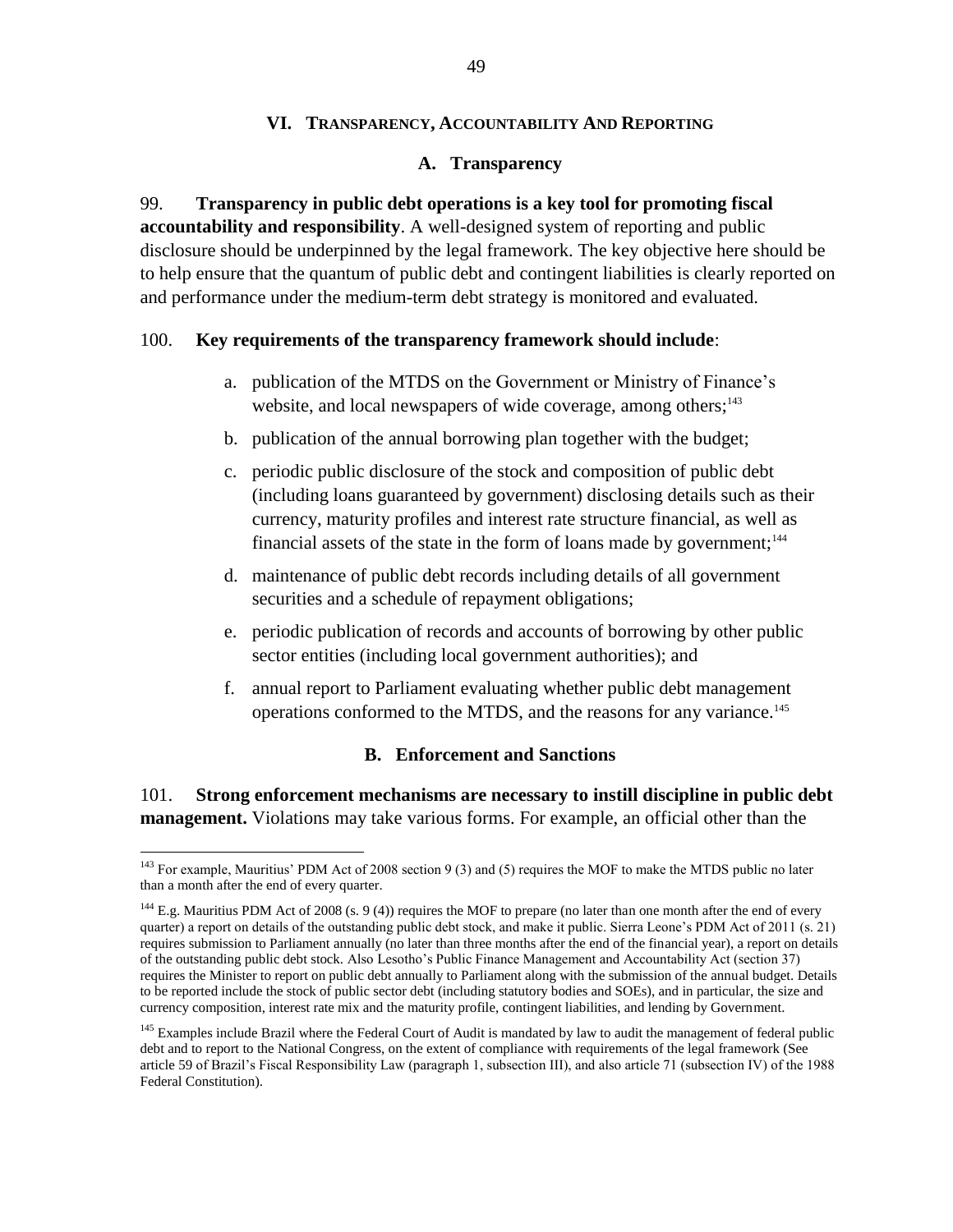## VI. Transparency, Accountability And Reporting

### A. Transparency

99. **Transparency in public debt operations is a key tool for promoting fiscal accountability and responsibility**. A well-designed system of reporting and public disclosure should be underpinned by the legal framework. The key objective here should be to help ensure that the quantum of public debt and contingent liabilities is clearly reported on and performance under the medium-term debt strategy is monitored and evaluated.

100. **Key requirements of the transparency framework should include**:

a. publication of the MTDS on the Government or Ministry of Finance's website, and local newspapers of wide coverage, among others;[143]

b. publication of the annual borrowing plan together with the budget;

c. periodic public disclosure of the stock and composition of public debt (including loans guaranteed by government) disclosing details such as their currency, maturity profiles and interest rate structure financial, as well as financial assets of the state in the form of loans made by government;[144]

d. maintenance of public debt records including details of all government securities and a schedule of repayment obligations;

e. periodic publication of records and accounts of borrowing by other public sector entities (including local government authorities); and

f. annual report to Parliament evaluating whether public debt management operations conformed to the MTDS, and the reasons for any variance.[145]

### B. Enforcement and Sanctions

101. **Strong enforcement mechanisms are necessary to instill discipline in public debt management.** Violations may take various forms. For example, an official other than the

---

[143] For example, Mauritius' PDM Act of 2008 section 9 (3) and (5) requires the MOF to make the MTDS public no later than a month after the end of every quarter.

[144] E.g. Mauritius PDM Act of 2008 (s. 9 (4)) requires the MOF to prepare (no later than one month after the end of every quarter) a report on details of the outstanding public debt stock, and make it public. Sierra Leone's PDM Act of 2011 (s. 21) requires submission to Parliament annually (no later than three months after the end of the financial year), a report on details of the outstanding public debt stock. Also Lesotho's Public Finance Management and Accountability Act (section 37) requires the Minister to report on public debt annually to Parliament along with the submission of the annual budget. Details to be reported include the stock of public sector debt (including statutory bodies and SOEs), and in particular, the size and currency composition, interest rate mix and the maturity profile, contingent liabilities, and lending by Government.

[145] Examples include Brazil where the Federal Court of Audit is mandated by law to audit the management of federal public debt and to report to the National Congress, on the extent of compliance with requirements of the legal framework (See article 59 of Brazil's Fiscal Responsibility Law (paragraph 1, subsection III), and also article 71 (subsection IV) of the 1988 Federal Constitution).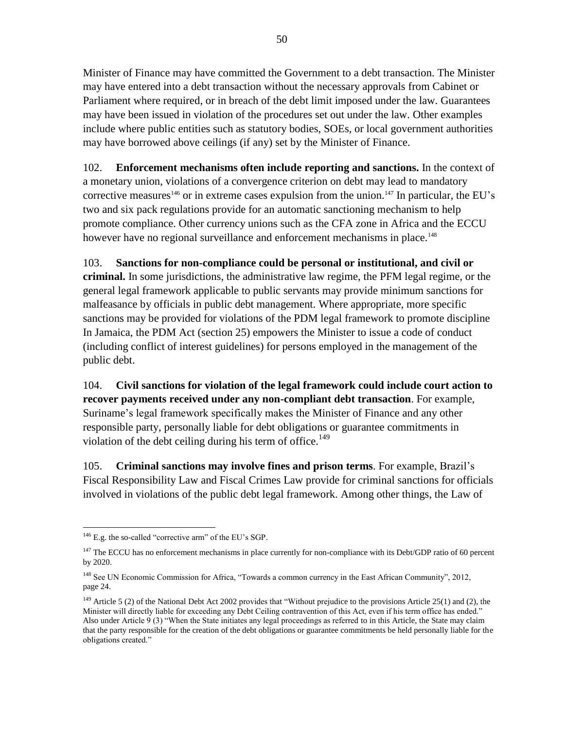Minister of Finance may have committed the Government to a debt transaction. The Minister may have entered into a debt transaction without the necessary approvals from Cabinet or Parliament where required, or in breach of the debt limit imposed under the law. Guarantees may have been issued in violation of the procedures set out under the law. Other examples include where public entities such as statutory bodies, SOEs, or local government authorities may have borrowed above ceilings (if any) set by the Minister of Finance.

102. **Enforcement mechanisms often include reporting and sanctions.** In the context of a monetary union, violations of a convergence criterion on debt may lead to mandatory corrective measures[146] or in extreme cases expulsion from the union.[147] In particular, the EU's two and six pack regulations provide for an automatic sanctioning mechanism to help promote compliance. Other currency unions such as the CFA zone in Africa and the ECCU however have no regional surveillance and enforcement mechanisms in place.[148]

103. **Sanctions for non-compliance could be personal or institutional, and civil or criminal.** In some jurisdictions, the administrative law regime, the PFM legal regime, or the general legal framework applicable to public servants may provide minimum sanctions for malfeasance by officials in public debt management. Where appropriate, more specific sanctions may be provided for violations of the PDM legal framework to promote discipline In Jamaica, the PDM Act (section 25) empowers the Minister to issue a code of conduct (including conflict of interest guidelines) for persons employed in the management of the public debt.

104. **Civil sanctions for violation of the legal framework could include court action to recover payments received under any non-compliant debt transaction**. For example, Suriname's legal framework specifically makes the Minister of Finance and any other responsible party, personally liable for debt obligations or guarantee commitments in violation of the debt ceiling during his term of office.[149]

105. **Criminal sanctions may involve fines and prison terms**. For example, Brazil's Fiscal Responsibility Law and Fiscal Crimes Law provide for criminal sanctions for officials involved in violations of the public debt legal framework. Among other things, the Law of

---

[146] E.g. the so-called "corrective arm" of the EU's SGP.

[147] The ECCU has no enforcement mechanisms in place currently for non-compliance with its Debt/GDP ratio of 60 percent by 2020.

[148] See UN Economic Commission for Africa, "Towards a common currency in the East African Community", 2012, page 24.

[149] Article 5 (2) of the National Debt Act 2002 provides that "Without prejudice to the provisions Article 25(1) and (2), the Minister will directly liable for exceeding any Debt Ceiling contravention of this Act, even if his term office has ended." Also under Article 9 (3) "When the State initiates any legal proceedings as referred to in this Article, the State may claim that the party responsible for the creation of the debt obligations or guarantee commitments be held personally liable for the obligations created."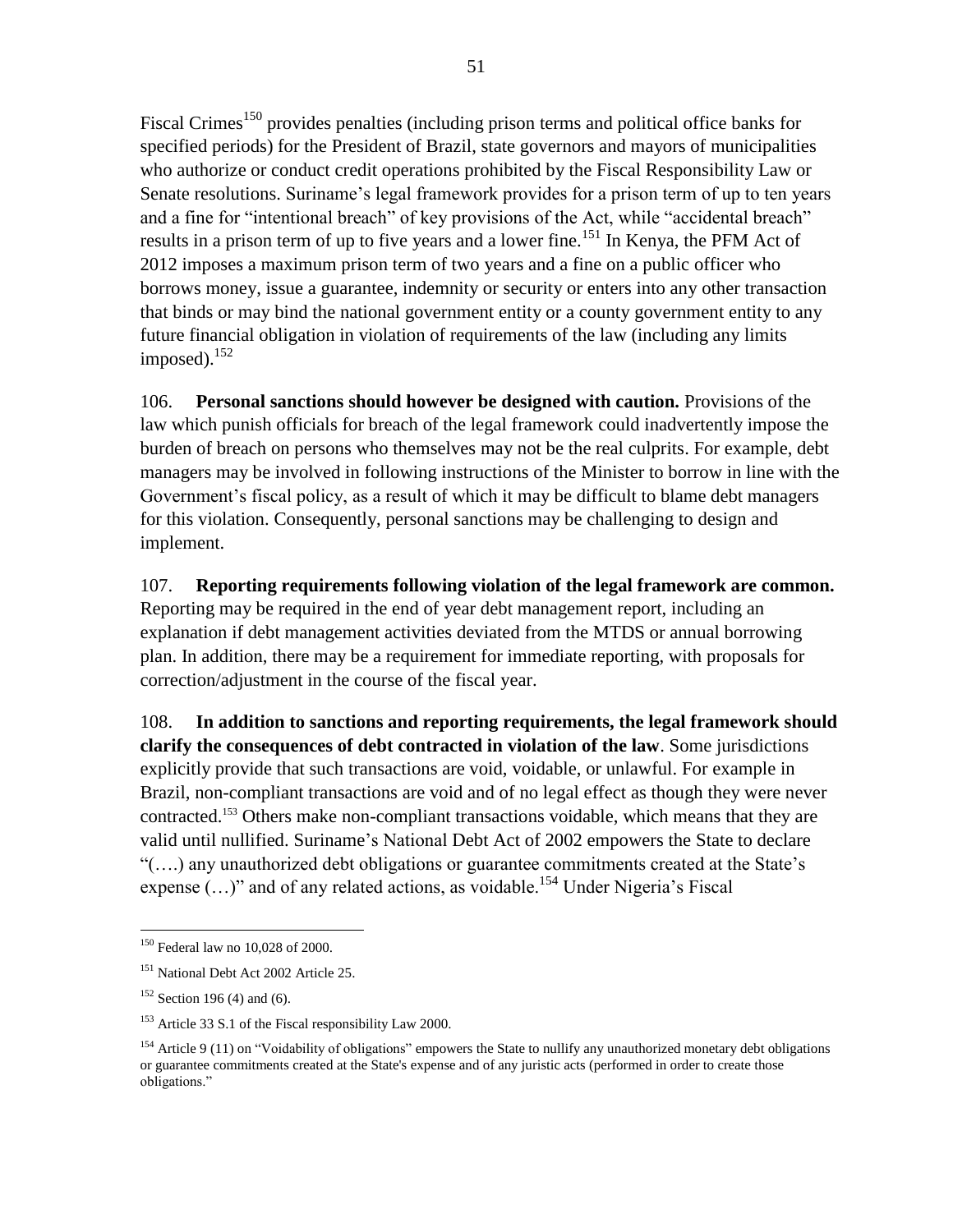Fiscal Crimes[150] provides penalties (including prison terms and political office banks for specified periods) for the President of Brazil, state governors and mayors of municipalities who authorize or conduct credit operations prohibited by the Fiscal Responsibility Law or Senate resolutions. Suriname's legal framework provides for a prison term of up to ten years and a fine for "intentional breach" of key provisions of the Act, while "accidental breach" results in a prison term of up to five years and a lower fine.[151] In Kenya, the PFM Act of 2012 imposes a maximum prison term of two years and a fine on a public officer who borrows money, issue a guarantee, indemnity or security or enters into any other transaction that binds or may bind the national government entity or a county government entity to any future financial obligation in violation of requirements of the law (including any limits imposed).[152]

106. **Personal sanctions should however be designed with caution.** Provisions of the law which punish officials for breach of the legal framework could inadvertently impose the burden of breach on persons who themselves may not be the real culprits. For example, debt managers may be involved in following instructions of the Minister to borrow in line with the Government's fiscal policy, as a result of which it may be difficult to blame debt managers for this violation. Consequently, personal sanctions may be challenging to design and implement.

107. **Reporting requirements following violation of the legal framework are common.** Reporting may be required in the end of year debt management report, including an explanation if debt management activities deviated from the MTDS or annual borrowing plan. In addition, there may be a requirement for immediate reporting, with proposals for correction/adjustment in the course of the fiscal year.

108. **In addition to sanctions and reporting requirements, the legal framework should clarify the consequences of debt contracted in violation of the law**. Some jurisdictions explicitly provide that such transactions are void, voidable, or unlawful. For example in Brazil, non-compliant transactions are void and of no legal effect as though they were never contracted.[153] Others make non-compliant transactions voidable, which means that they are valid until nullified. Suriname's National Debt Act of 2002 empowers the State to declare "(….) any unauthorized debt obligations or guarantee commitments created at the State's expense (…)" and of any related actions, as voidable.[154] Under Nigeria's Fiscal

---

[150] Federal law no 10,028 of 2000.

[151] National Debt Act 2002 Article 25.

[152] Section 196 (4) and (6).

[153] Article 33 S.1 of the Fiscal responsibility Law 2000.

[154] Article 9 (11) on "Voidability of obligations" empowers the State to nullify any unauthorized monetary debt obligations or guarantee commitments created at the State's expense and of any juristic acts (performed in order to create those obligations."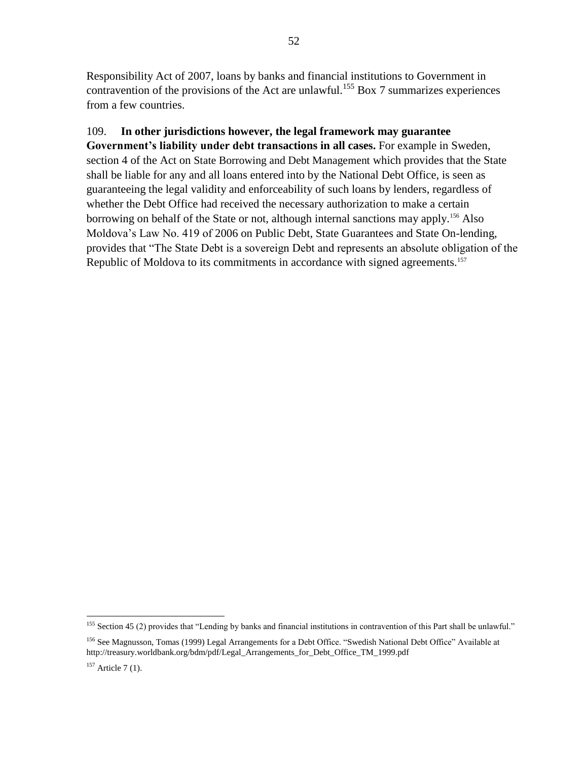Responsibility Act of 2007, loans by banks and financial institutions to Government in contravention of the provisions of the Act are unlawful.[155] Box 7 summarizes experiences from a few countries.

109. **In other jurisdictions however, the legal framework may guarantee Government's liability under debt transactions in all cases.** For example in Sweden, section 4 of the Act on State Borrowing and Debt Management which provides that the State shall be liable for any and all loans entered into by the National Debt Office, is seen as guaranteeing the legal validity and enforceability of such loans by lenders, regardless of whether the Debt Office had received the necessary authorization to make a certain borrowing on behalf of the State or not, although internal sanctions may apply.[156] Also Moldova's Law No. 419 of 2006 on Public Debt, State Guarantees and State On-lending, provides that "The State Debt is a sovereign Debt and represents an absolute obligation of the Republic of Moldova to its commitments in accordance with signed agreements.[157]

---

[155] Section 45 (2) provides that "Lending by banks and financial institutions in contravention of this Part shall be unlawful."

[156] See Magnusson, Tomas (1999) Legal Arrangements for a Debt Office. "Swedish National Debt Office" Available at http://treasury.worldbank.org/bdm/pdf/Legal_Arrangements_for_Debt_Office_TM_1999.pdf

[157] Article 7 (1).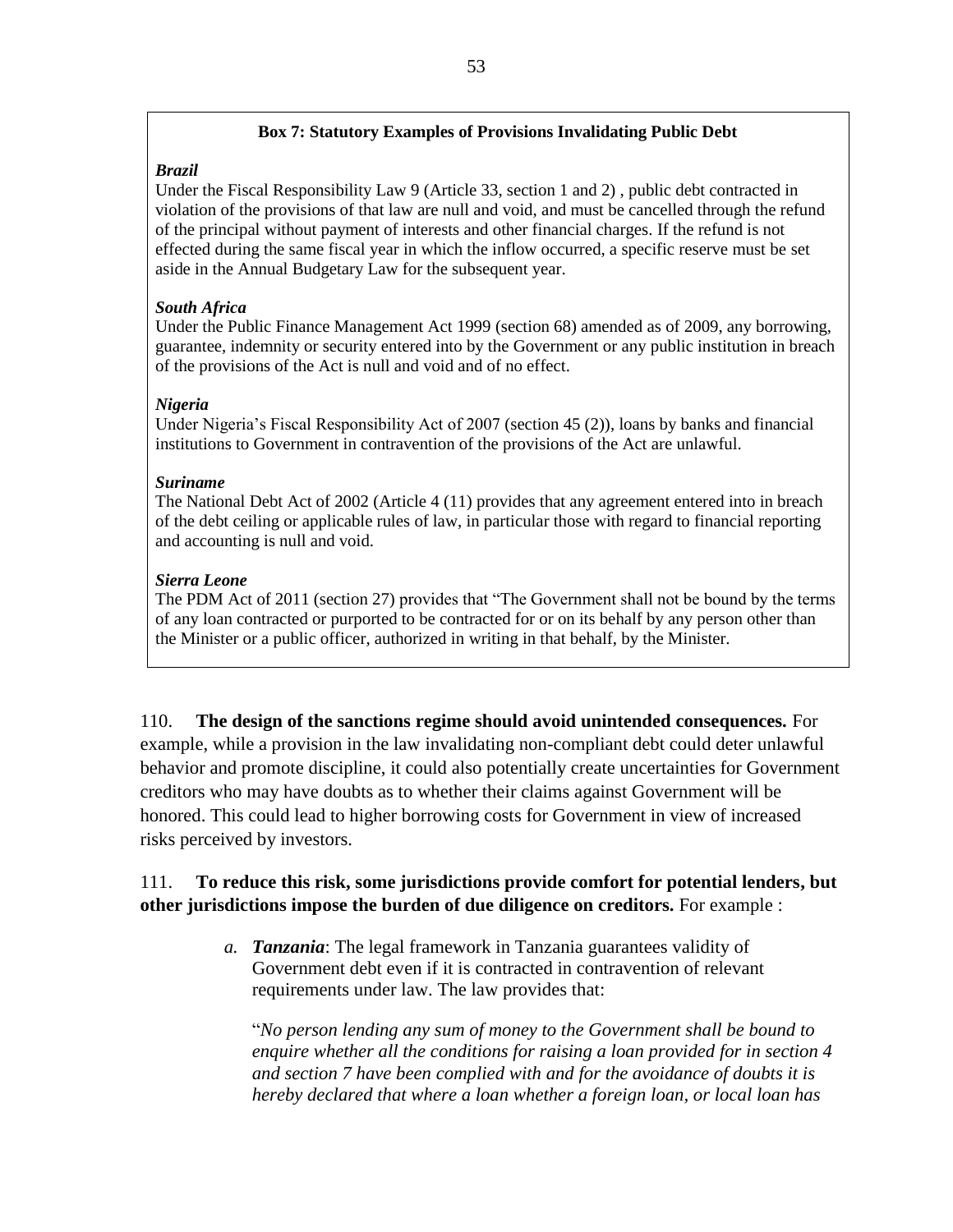**Box 7: Statutory Examples of Provisions Invalidating Public Debt**

***Brazil***

Under the Fiscal Responsibility Law 9 (Article 33, section 1 and 2) , public debt contracted in violation of the provisions of that law are null and void, and must be cancelled through the refund of the principal without payment of interests and other financial charges. If the refund is not effected during the same fiscal year in which the inflow occurred, a specific reserve must be set aside in the Annual Budgetary Law for the subsequent year.

***South Africa***

Under the Public Finance Management Act 1999 (section 68) amended as of 2009, any borrowing, guarantee, indemnity or security entered into by the Government or any public institution in breach of the provisions of the Act is null and void and of no effect.

***Nigeria***

Under Nigeria's Fiscal Responsibility Act of 2007 (section 45 (2)), loans by banks and financial institutions to Government in contravention of the provisions of the Act are unlawful.

***Suriname***

The National Debt Act of 2002 (Article 4 (11) provides that any agreement entered into in breach of the debt ceiling or applicable rules of law, in particular those with regard to financial reporting and accounting is null and void.

***Sierra Leone***

The PDM Act of 2011 (section 27) provides that "The Government shall not be bound by the terms of any loan contracted or purported to be contracted for or on its behalf by any person other than the Minister or a public officer, authorized in writing in that behalf, by the Minister.

110. **The design of the sanctions regime should avoid unintended consequences.** For example, while a provision in the law invalidating non-compliant debt could deter unlawful behavior and promote discipline, it could also potentially create uncertainties for Government creditors who may have doubts as to whether their claims against Government will be honored. This could lead to higher borrowing costs for Government in view of increased risks perceived by investors.

111. **To reduce this risk, some jurisdictions provide comfort for potential lenders, but other jurisdictions impose the burden of due diligence on creditors.** For example :

a. ***Tanzania***: The legal framework in Tanzania guarantees validity of Government debt even if it is contracted in contravention of relevant requirements under law. The law provides that:

   "*No person lending any sum of money to the Government shall be bound to enquire whether all the conditions for raising a loan provided for in section 4 and section 7 have been complied with and for the avoidance of doubts it is hereby declared that where a loan whether a foreign loan, or local loan has*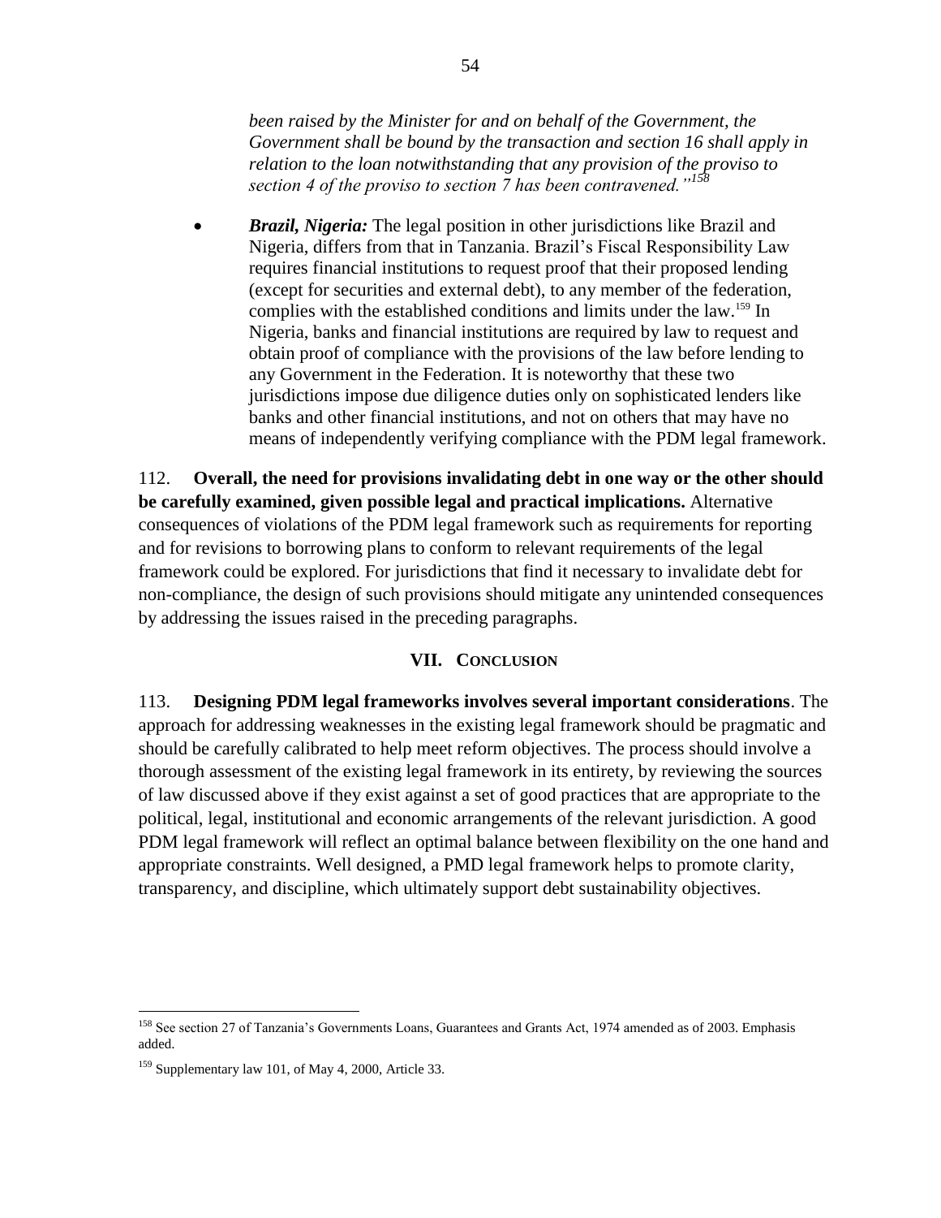*been raised by the Minister for and on behalf of the Government, the Government shall be bound by the transaction and section 16 shall apply in relation to the loan notwithstanding that any provision of the proviso to section 4 of the proviso to section 7 has been contravened."*[158]

- ***Brazil, Nigeria:*** The legal position in other jurisdictions like Brazil and Nigeria, differs from that in Tanzania. Brazil's Fiscal Responsibility Law requires financial institutions to request proof that their proposed lending (except for securities and external debt), to any member of the federation, complies with the established conditions and limits under the law.[159] In Nigeria, banks and financial institutions are required by law to request and obtain proof of compliance with the provisions of the law before lending to any Government in the Federation. It is noteworthy that these two jurisdictions impose due diligence duties only on sophisticated lenders like banks and other financial institutions, and not on others that may have no means of independently verifying compliance with the PDM legal framework.

112. **Overall, the need for provisions invalidating debt in one way or the other should be carefully examined, given possible legal and practical implications.** Alternative consequences of violations of the PDM legal framework such as requirements for reporting and for revisions to borrowing plans to conform to relevant requirements of the legal framework could be explored. For jurisdictions that find it necessary to invalidate debt for non-compliance, the design of such provisions should mitigate any unintended consequences by addressing the issues raised in the preceding paragraphs.

## VII. Conclusion

113. **Designing PDM legal frameworks involves several important considerations**. The approach for addressing weaknesses in the existing legal framework should be pragmatic and should be carefully calibrated to help meet reform objectives. The process should involve a thorough assessment of the existing legal framework in its entirety, by reviewing the sources of law discussed above if they exist against a set of good practices that are appropriate to the political, legal, institutional and economic arrangements of the relevant jurisdiction. A good PDM legal framework will reflect an optimal balance between flexibility on the one hand and appropriate constraints. Well designed, a PMD legal framework helps to promote clarity, transparency, and discipline, which ultimately support debt sustainability objectives.

---

[158] See section 27 of Tanzania's Governments Loans, Guarantees and Grants Act, 1974 amended as of 2003. Emphasis added.

[159] Supplementary law 101, of May 4, 2000, Article 33.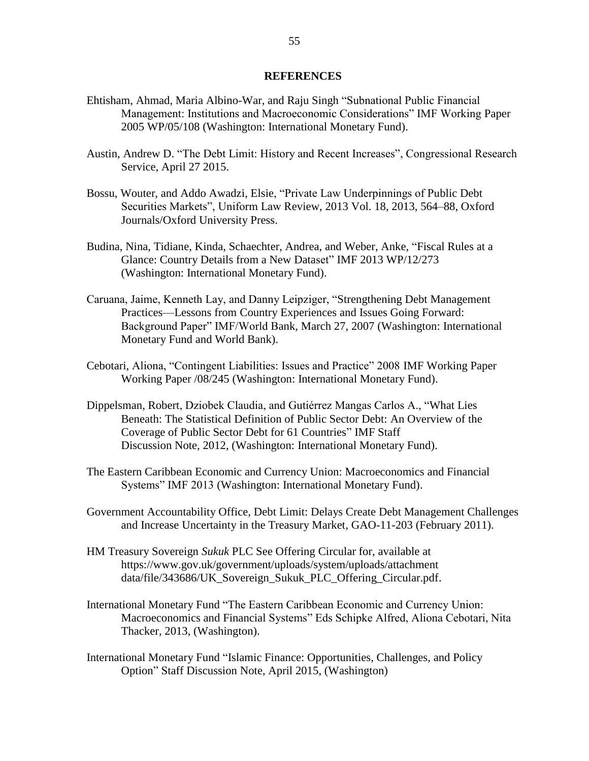## REFERENCES

Ehtisham, Ahmad, Maria Albino-War, and Raju Singh "Subnational Public Financial Management: Institutions and Macroeconomic Considerations" IMF Working Paper 2005 WP/05/108 (Washington: International Monetary Fund).

Austin, Andrew D. "The Debt Limit: History and Recent Increases", Congressional Research Service, April 27 2015.

Bossu, Wouter, and Addo Awadzi, Elsie, "Private Law Underpinnings of Public Debt Securities Markets", Uniform Law Review, 2013 Vol. 18, 2013, 564–88, Oxford Journals/Oxford University Press.

Budina, Nina, Tidiane, Kinda, Schaechter, Andrea, and Weber, Anke, "Fiscal Rules at a Glance: Country Details from a New Dataset" IMF 2013 WP/12/273 (Washington: International Monetary Fund).

Caruana, Jaime, Kenneth Lay, and Danny Leipziger, "Strengthening Debt Management Practices—Lessons from Country Experiences and Issues Going Forward: Background Paper" IMF/World Bank, March 27, 2007 (Washington: International Monetary Fund and World Bank).

Cebotari, Aliona, "Contingent Liabilities: Issues and Practice" 2008 IMF Working Paper Working Paper /08/245 (Washington: International Monetary Fund).

Dippelsman, Robert, Dziobek Claudia, and Gutiérrez Mangas Carlos A., "What Lies Beneath: The Statistical Definition of Public Sector Debt: An Overview of the Coverage of Public Sector Debt for 61 Countries" IMF Staff Discussion Note, 2012, (Washington: International Monetary Fund).

The Eastern Caribbean Economic and Currency Union: Macroeconomics and Financial Systems" IMF 2013 (Washington: International Monetary Fund).

Government Accountability Office, Debt Limit: Delays Create Debt Management Challenges and Increase Uncertainty in the Treasury Market, GAO-11-203 (February 2011).

HM Treasury Sovereign *Sukuk* PLC See Offering Circular for, available at https://www.gov.uk/government/uploads/system/uploads/attachment data/file/343686/UK_Sovereign_Sukuk_PLC_Offering_Circular.pdf.

International Monetary Fund "The Eastern Caribbean Economic and Currency Union: Macroeconomics and Financial Systems" Eds Schipke Alfred, Aliona Cebotari, Nita Thacker, 2013, (Washington).

International Monetary Fund "Islamic Finance: Opportunities, Challenges, and Policy Option" Staff Discussion Note, April 2015, (Washington)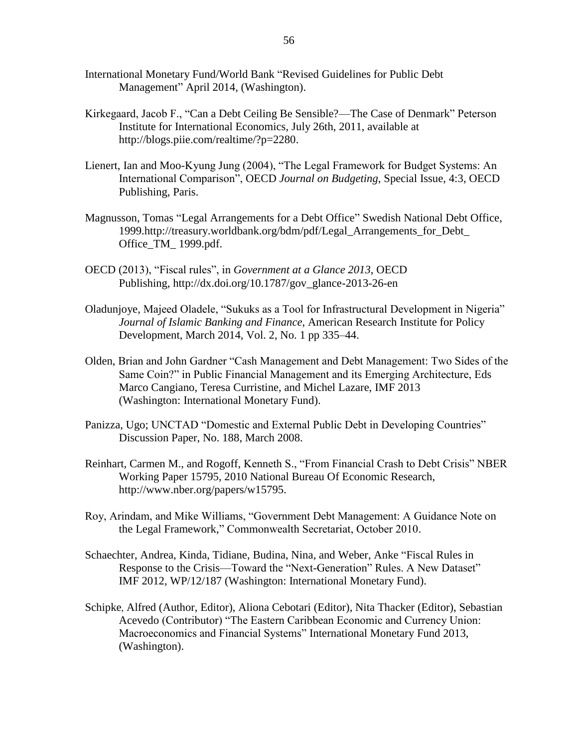International Monetary Fund/World Bank "Revised Guidelines for Public Debt Management" April 2014, (Washington).

Kirkegaard, Jacob F., "Can a Debt Ceiling Be Sensible?—The Case of Denmark" Peterson Institute for International Economics, July 26th, 2011, available at http://blogs.piie.com/realtime/?p=2280.

Lienert, Ian and Moo-Kyung Jung (2004), "The Legal Framework for Budget Systems: An International Comparison", OECD *Journal on Budgeting*, Special Issue, 4:3, OECD Publishing, Paris.

Magnusson, Tomas "Legal Arrangements for a Debt Office" Swedish National Debt Office, 1999.http://treasury.worldbank.org/bdm/pdf/Legal_Arrangements_for_Debt_ Office_TM_ 1999.pdf.

OECD (2013), "Fiscal rules", in *Government at a Glance 2013*, OECD Publishing, http://dx.doi.org/10.1787/gov_glance-2013-26-en

Oladunjoye, Majeed Oladele, "Sukuks as a Tool for Infrastructural Development in Nigeria" *Journal of Islamic Banking and Finance*, American Research Institute for Policy Development, March 2014, Vol. 2, No. 1 pp 335–44.

Olden, Brian and John Gardner "Cash Management and Debt Management: Two Sides of the Same Coin?" in Public Financial Management and its Emerging Architecture, Eds Marco Cangiano, Teresa Curristine, and Michel Lazare, IMF 2013 (Washington: International Monetary Fund).

Panizza, Ugo; UNCTAD "Domestic and External Public Debt in Developing Countries" Discussion Paper, No. 188, March 2008.

Reinhart, Carmen M., and Rogoff, Kenneth S., "From Financial Crash to Debt Crisis" NBER Working Paper 15795, 2010 National Bureau Of Economic Research, http://www.nber.org/papers/w15795.

Roy, Arindam, and Mike Williams, "Government Debt Management: A Guidance Note on the Legal Framework," Commonwealth Secretariat, October 2010.

Schaechter, Andrea, Kinda, Tidiane, Budina, Nina, and Weber, Anke "Fiscal Rules in Response to the Crisis—Toward the "Next-Generation" Rules. A New Dataset" IMF 2012, WP/12/187 (Washington: International Monetary Fund).

Schipke, Alfred (Author, Editor), Aliona Cebotari (Editor), Nita Thacker (Editor), Sebastian Acevedo (Contributor) "The Eastern Caribbean Economic and Currency Union: Macroeconomics and Financial Systems" International Monetary Fund 2013, (Washington).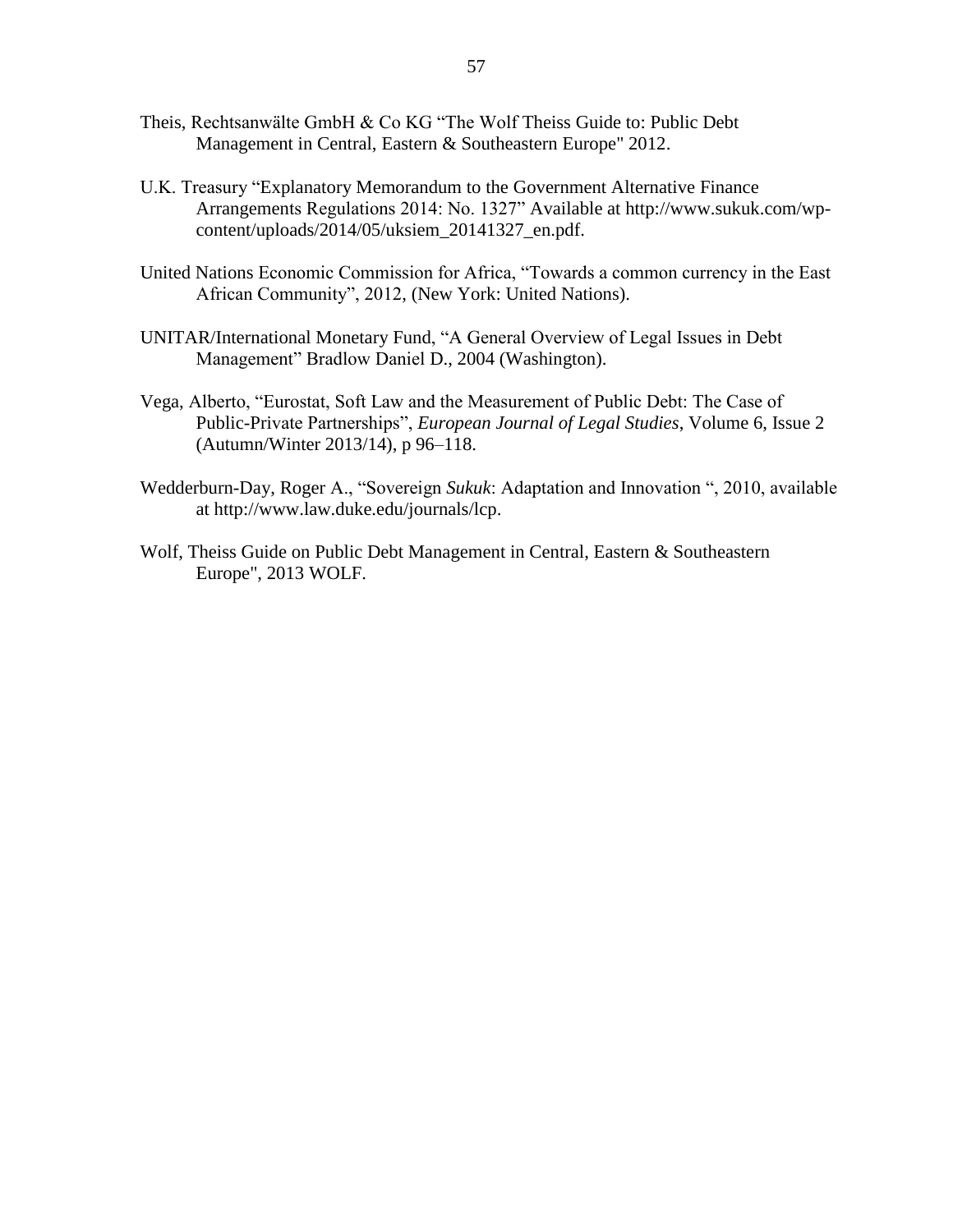Theis, Rechtsanwälte GmbH & Co KG "The Wolf Theiss Guide to: Public Debt Management in Central, Eastern & Southeastern Europe" 2012.

U.K. Treasury "Explanatory Memorandum to the Government Alternative Finance Arrangements Regulations 2014: No. 1327" Available at http://www.sukuk.com/wp-content/uploads/2014/05/uksiem_20141327_en.pdf.

United Nations Economic Commission for Africa, "Towards a common currency in the East African Community", 2012, (New York: United Nations).

UNITAR/International Monetary Fund, "A General Overview of Legal Issues in Debt Management" Bradlow Daniel D., 2004 (Washington).

Vega, Alberto, "Eurostat, Soft Law and the Measurement of Public Debt: The Case of Public-Private Partnerships", *European Journal of Legal Studies*, Volume 6, Issue 2 (Autumn/Winter 2013/14), p 96–118.

Wedderburn-Day, Roger A., "Sovereign *Sukuk*: Adaptation and Innovation ", 2010, available at http://www.law.duke.edu/journals/lcp.

Wolf, Theiss Guide on Public Debt Management in Central, Eastern & Southeastern Europe", 2013 WOLF.